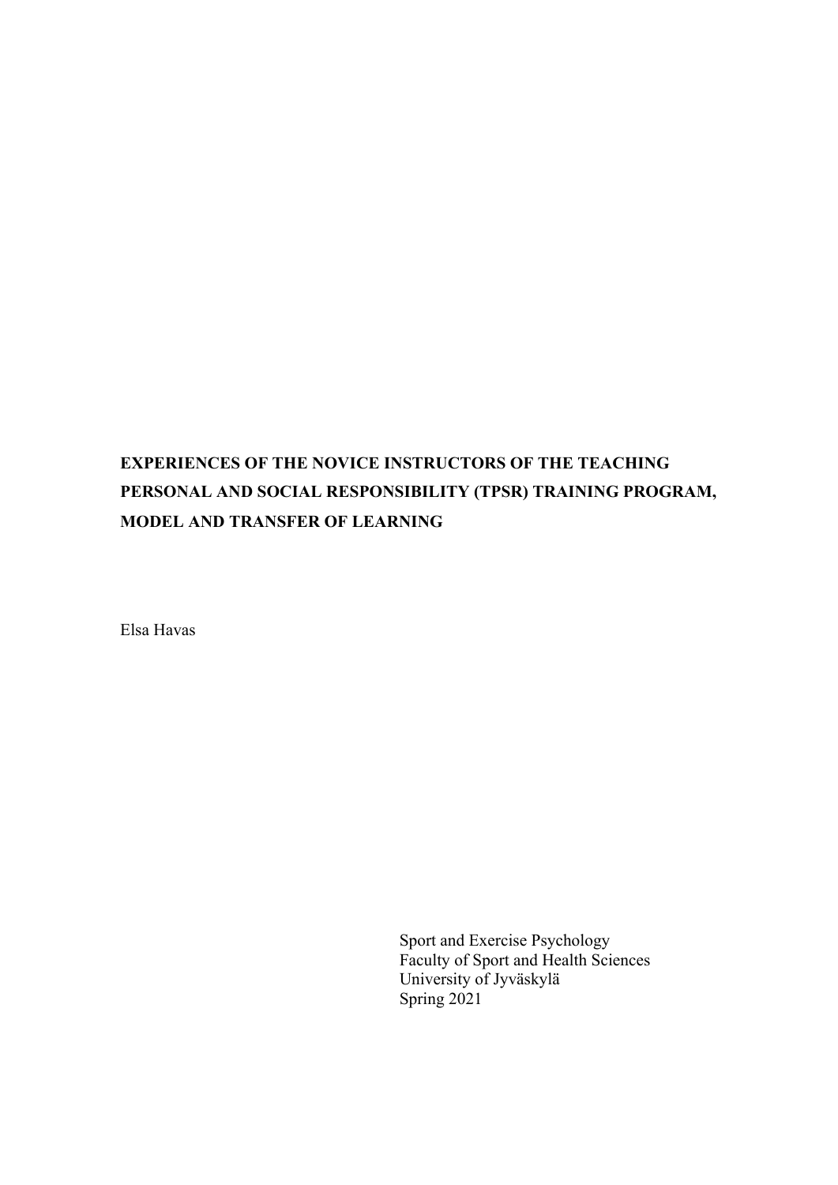# EXPERIENCES OF THE NOVICE INSTRUCTORS OF THE TEACHING PERSONAL AND SOCIAL RESPONSIBILITY (TPSR) TRAINING PROGRAM, MODEL AND TRANSFER OF LEARNING

Elsa Havas

Sport and Exercise Psychology  
Faculty of Sport and Health Sciences  
University of Jyväskylä  
Spring 2021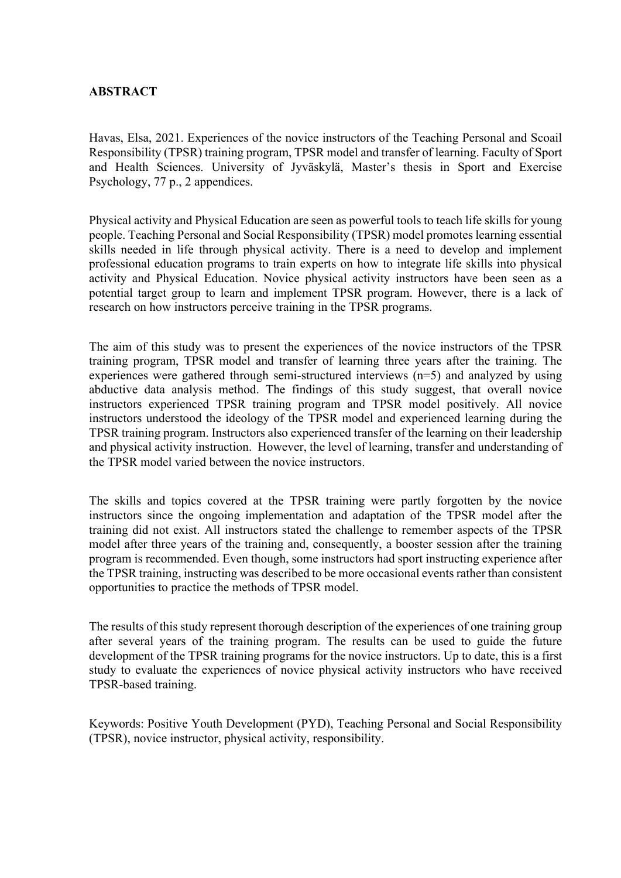**ABSTRACT**

Havas, Elsa, 2021. Experiences of the novice instructors of the Teaching Personal and Scoail Responsibility (TPSR) training program, TPSR model and transfer of learning. Faculty of Sport and Health Sciences. University of Jyväskylä, Master's thesis in Sport and Exercise Psychology, 77 p., 2 appendices.

Physical activity and Physical Education are seen as powerful tools to teach life skills for young people. Teaching Personal and Social Responsibility (TPSR) model promotes learning essential skills needed in life through physical activity. There is a need to develop and implement professional education programs to train experts on how to integrate life skills into physical activity and Physical Education. Novice physical activity instructors have been seen as a potential target group to learn and implement TPSR program. However, there is a lack of research on how instructors perceive training in the TPSR programs.

The aim of this study was to present the experiences of the novice instructors of the TPSR training program, TPSR model and transfer of learning three years after the training. The experiences were gathered through semi-structured interviews (n=5) and analyzed by using abductive data analysis method. The findings of this study suggest, that overall novice instructors experienced TPSR training program and TPSR model positively. All novice instructors understood the ideology of the TPSR model and experienced learning during the TPSR training program. Instructors also experienced transfer of the learning on their leadership and physical activity instruction. However, the level of learning, transfer and understanding of the TPSR model varied between the novice instructors.

The skills and topics covered at the TPSR training were partly forgotten by the novice instructors since the ongoing implementation and adaptation of the TPSR model after the training did not exist. All instructors stated the challenge to remember aspects of the TPSR model after three years of the training and, consequently, a booster session after the training program is recommended. Even though, some instructors had sport instructing experience after the TPSR training, instructing was described to be more occasional events rather than consistent opportunities to practice the methods of TPSR model.

The results of this study represent thorough description of the experiences of one training group after several years of the training program. The results can be used to guide the future development of the TPSR training programs for the novice instructors. Up to date, this is a first study to evaluate the experiences of novice physical activity instructors who have received TPSR-based training.

Keywords: Positive Youth Development (PYD), Teaching Personal and Social Responsibility (TPSR), novice instructor, physical activity, responsibility.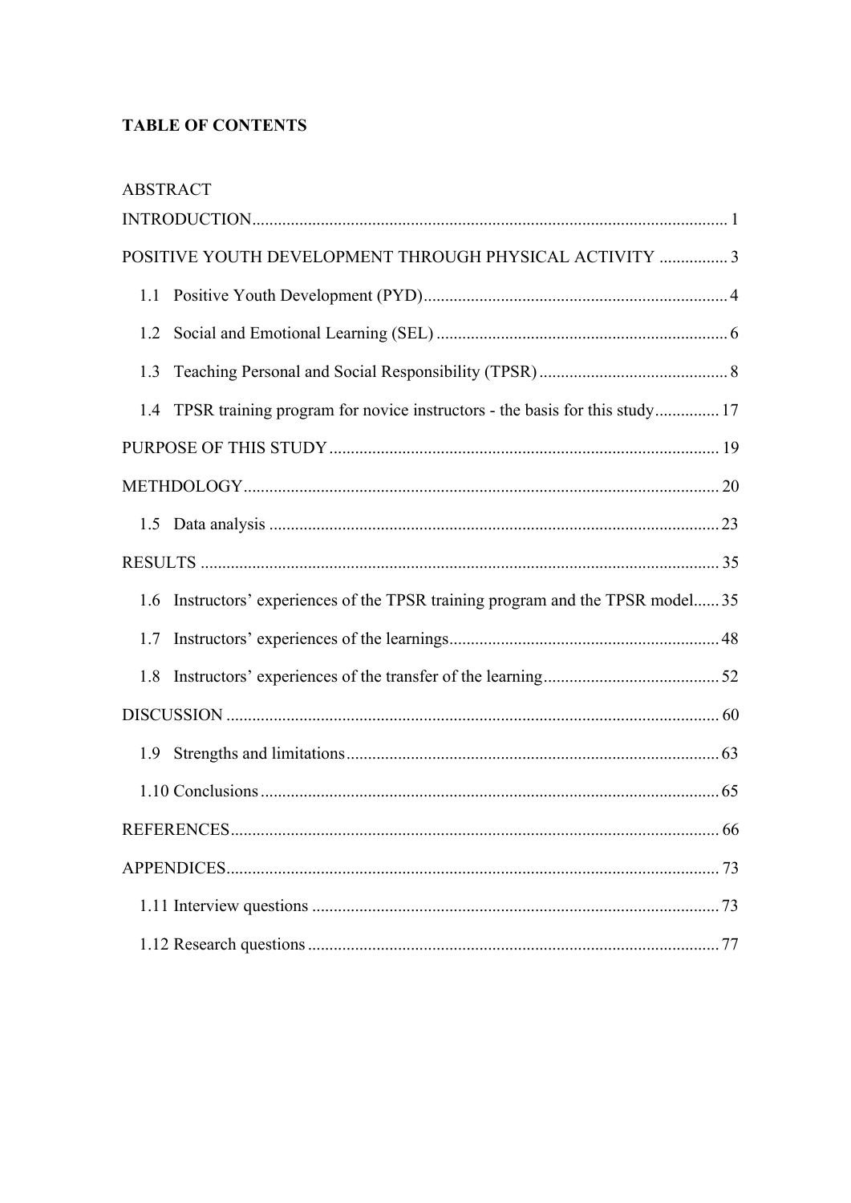**TABLE OF CONTENTS**

ABSTRACT

INTRODUCTION .............................................................................................................. 1

POSITIVE YOUTH DEVELOPMENT THROUGH PHYSICAL ACTIVITY ................ 3

- 1.1 Positive Youth Development (PYD) ....................................................................... 4
- 1.2 Social and Emotional Learning (SEL) .................................................................... 6
- 1.3 Teaching Personal and Social Responsibility (TPSR) ............................................ 8
- 1.4 TPSR training program for novice instructors - the basis for this study ............... 17

PURPOSE OF THIS STUDY .......................................................................................... 19

METHDOLOGY .............................................................................................................. 20

- 1.5 Data analysis ......................................................................................................... 23

RESULTS ........................................................................................................................ 35

- 1.6 Instructors' experiences of the TPSR training program and the TPSR model ...... 35
- 1.7 Instructors' experiences of the learnings ............................................................... 48
- 1.8 Instructors' experiences of the transfer of the learning .......................................... 52

DISCUSSION .................................................................................................................. 60

- 1.9 Strengths and limitations ....................................................................................... 63
- 1.10 Conclusions .......................................................................................................... 65

REFERENCES ................................................................................................................. 66

APPENDICES .................................................................................................................. 73

- 1.11 Interview questions .............................................................................................. 73
- 1.12 Research questions ............................................................................................... 77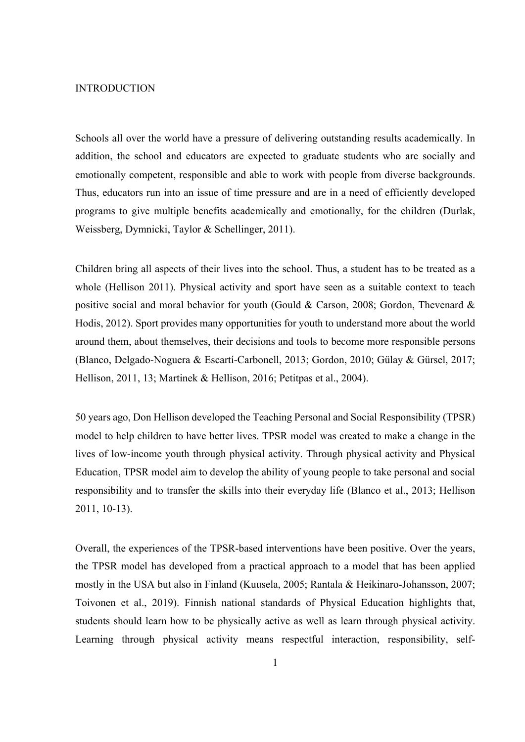# INTRODUCTION

Schools all over the world have a pressure of delivering outstanding results academically. In addition, the school and educators are expected to graduate students who are socially and emotionally competent, responsible and able to work with people from diverse backgrounds. Thus, educators run into an issue of time pressure and are in a need of efficiently developed programs to give multiple benefits academically and emotionally, for the children (Durlak, Weissberg, Dymnicki, Taylor & Schellinger, 2011).

Children bring all aspects of their lives into the school. Thus, a student has to be treated as a whole (Hellison 2011). Physical activity and sport have seen as a suitable context to teach positive social and moral behavior for youth (Gould & Carson, 2008; Gordon, Thevenard & Hodis, 2012). Sport provides many opportunities for youth to understand more about the world around them, about themselves, their decisions and tools to become more responsible persons (Blanco, Delgado-Noguera & Escartí-Carbonell, 2013; Gordon, 2010; Gülay & Gürsel, 2017; Hellison, 2011, 13; Martinek & Hellison, 2016; Petitpas et al., 2004).

50 years ago, Don Hellison developed the Teaching Personal and Social Responsibility (TPSR) model to help children to have better lives. TPSR model was created to make a change in the lives of low-income youth through physical activity. Through physical activity and Physical Education, TPSR model aim to develop the ability of young people to take personal and social responsibility and to transfer the skills into their everyday life (Blanco et al., 2013; Hellison 2011, 10-13).

Overall, the experiences of the TPSR-based interventions have been positive. Over the years, the TPSR model has developed from a practical approach to a model that has been applied mostly in the USA but also in Finland (Kuusela, 2005; Rantala & Heikinaro-Johansson, 2007; Toivonen et al., 2019). Finnish national standards of Physical Education highlights that, students should learn how to be physically active as well as learn through physical activity. Learning through physical activity means respectful interaction, responsibility, self-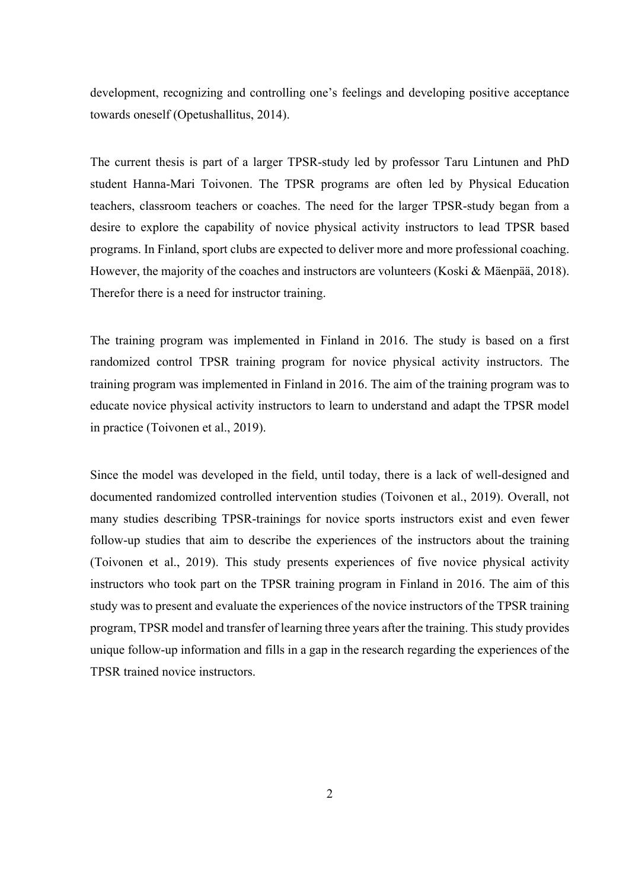development, recognizing and controlling one's feelings and developing positive acceptance towards oneself (Opetushallitus, 2014).

The current thesis is part of a larger TPSR-study led by professor Taru Lintunen and PhD student Hanna-Mari Toivonen. The TPSR programs are often led by Physical Education teachers, classroom teachers or coaches. The need for the larger TPSR-study began from a desire to explore the capability of novice physical activity instructors to lead TPSR based programs. In Finland, sport clubs are expected to deliver more and more professional coaching. However, the majority of the coaches and instructors are volunteers (Koski & Mäenpää, 2018). Therefor there is a need for instructor training.

The training program was implemented in Finland in 2016. The study is based on a first randomized control TPSR training program for novice physical activity instructors. The training program was implemented in Finland in 2016. The aim of the training program was to educate novice physical activity instructors to learn to understand and adapt the TPSR model in practice (Toivonen et al., 2019).

Since the model was developed in the field, until today, there is a lack of well-designed and documented randomized controlled intervention studies (Toivonen et al., 2019). Overall, not many studies describing TPSR-trainings for novice sports instructors exist and even fewer follow-up studies that aim to describe the experiences of the instructors about the training (Toivonen et al., 2019). This study presents experiences of five novice physical activity instructors who took part on the TPSR training program in Finland in 2016. The aim of this study was to present and evaluate the experiences of the novice instructors of the TPSR training program, TPSR model and transfer of learning three years after the training. This study provides unique follow-up information and fills in a gap in the research regarding the experiences of the TPSR trained novice instructors.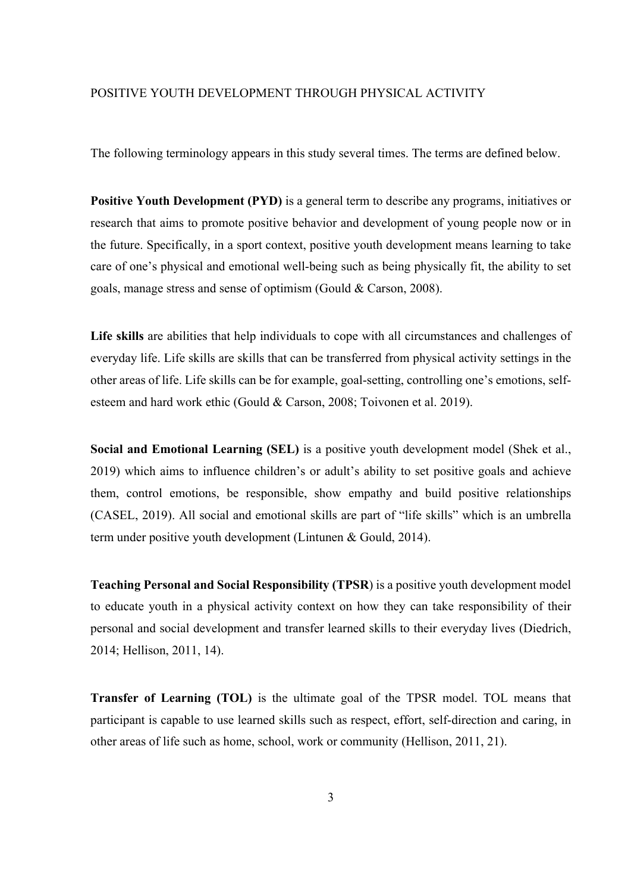POSITIVE YOUTH DEVELOPMENT THROUGH PHYSICAL ACTIVITY

The following terminology appears in this study several times. The terms are defined below.

**Positive Youth Development (PYD)** is a general term to describe any programs, initiatives or research that aims to promote positive behavior and development of young people now or in the future. Specifically, in a sport context, positive youth development means learning to take care of one's physical and emotional well-being such as being physically fit, the ability to set goals, manage stress and sense of optimism (Gould & Carson, 2008).

**Life skills** are abilities that help individuals to cope with all circumstances and challenges of everyday life. Life skills are skills that can be transferred from physical activity settings in the other areas of life. Life skills can be for example, goal-setting, controlling one's emotions, self-esteem and hard work ethic (Gould & Carson, 2008; Toivonen et al. 2019).

**Social and Emotional Learning (SEL)** is a positive youth development model (Shek et al., 2019) which aims to influence children's or adult's ability to set positive goals and achieve them, control emotions, be responsible, show empathy and build positive relationships (CASEL, 2019). All social and emotional skills are part of "life skills" which is an umbrella term under positive youth development (Lintunen & Gould, 2014).

**Teaching Personal and Social Responsibility (TPSR**) is a positive youth development model to educate youth in a physical activity context on how they can take responsibility of their personal and social development and transfer learned skills to their everyday lives (Diedrich, 2014; Hellison, 2011, 14).

**Transfer of Learning (TOL)** is the ultimate goal of the TPSR model. TOL means that participant is capable to use learned skills such as respect, effort, self-direction and caring, in other areas of life such as home, school, work or community (Hellison, 2011, 21).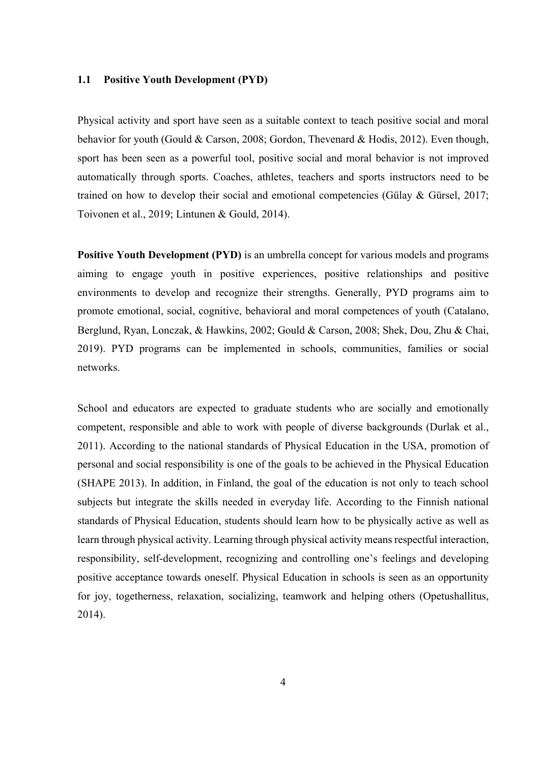## 1.1 Positive Youth Development (PYD)

Physical activity and sport have seen as a suitable context to teach positive social and moral behavior for youth (Gould & Carson, 2008; Gordon, Thevenard & Hodis, 2012). Even though, sport has been seen as a powerful tool, positive social and moral behavior is not improved automatically through sports. Coaches, athletes, teachers and sports instructors need to be trained on how to develop their social and emotional competencies (Gülay & Gürsel, 2017; Toivonen et al., 2019; Lintunen & Gould, 2014).

**Positive Youth Development (PYD)** is an umbrella concept for various models and programs aiming to engage youth in positive experiences, positive relationships and positive environments to develop and recognize their strengths. Generally, PYD programs aim to promote emotional, social, cognitive, behavioral and moral competences of youth (Catalano, Berglund, Ryan, Lonczak, & Hawkins, 2002; Gould & Carson, 2008; Shek, Dou, Zhu & Chai, 2019). PYD programs can be implemented in schools, communities, families or social networks.

School and educators are expected to graduate students who are socially and emotionally competent, responsible and able to work with people of diverse backgrounds (Durlak et al., 2011). According to the national standards of Physical Education in the USA, promotion of personal and social responsibility is one of the goals to be achieved in the Physical Education (SHAPE 2013). In addition, in Finland, the goal of the education is not only to teach school subjects but integrate the skills needed in everyday life. According to the Finnish national standards of Physical Education, students should learn how to be physically active as well as learn through physical activity. Learning through physical activity means respectful interaction, responsibility, self-development, recognizing and controlling one's feelings and developing positive acceptance towards oneself. Physical Education in schools is seen as an opportunity for joy, togetherness, relaxation, socializing, teamwork and helping others (Opetushallitus, 2014).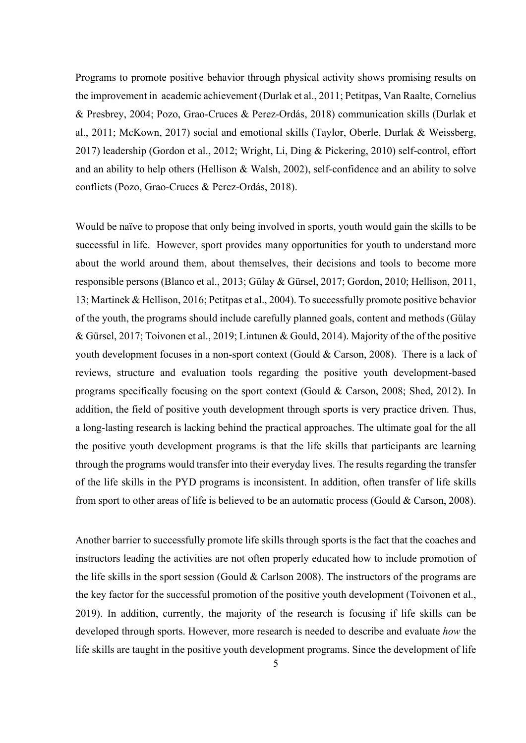Programs to promote positive behavior through physical activity shows promising results on the improvement in academic achievement (Durlak et al., 2011; Petitpas, Van Raalte, Cornelius & Presbrey, 2004; Pozo, Grao-Cruces & Perez-Ordás, 2018) communication skills (Durlak et al., 2011; McKown, 2017) social and emotional skills (Taylor, Oberle, Durlak & Weissberg, 2017) leadership (Gordon et al., 2012; Wright, Li, Ding & Pickering, 2010) self-control, effort and an ability to help others (Hellison & Walsh, 2002), self-confidence and an ability to solve conflicts (Pozo, Grao-Cruces & Perez-Ordás, 2018).

Would be naïve to propose that only being involved in sports, youth would gain the skills to be successful in life. However, sport provides many opportunities for youth to understand more about the world around them, about themselves, their decisions and tools to become more responsible persons (Blanco et al., 2013; Gülay & Gürsel, 2017; Gordon, 2010; Hellison, 2011, 13; Martinek & Hellison, 2016; Petitpas et al., 2004). To successfully promote positive behavior of the youth, the programs should include carefully planned goals, content and methods (Gülay & Gürsel, 2017; Toivonen et al., 2019; Lintunen & Gould, 2014). Majority of the of the positive youth development focuses in a non-sport context (Gould & Carson, 2008). There is a lack of reviews, structure and evaluation tools regarding the positive youth development-based programs specifically focusing on the sport context (Gould & Carson, 2008; Shed, 2012). In addition, the field of positive youth development through sports is very practice driven. Thus, a long-lasting research is lacking behind the practical approaches. The ultimate goal for the all the positive youth development programs is that the life skills that participants are learning through the programs would transfer into their everyday lives. The results regarding the transfer of the life skills in the PYD programs is inconsistent. In addition, often transfer of life skills from sport to other areas of life is believed to be an automatic process (Gould & Carson, 2008).

Another barrier to successfully promote life skills through sports is the fact that the coaches and instructors leading the activities are not often properly educated how to include promotion of the life skills in the sport session (Gould & Carlson 2008). The instructors of the programs are the key factor for the successful promotion of the positive youth development (Toivonen et al., 2019). In addition, currently, the majority of the research is focusing if life skills can be developed through sports. However, more research is needed to describe and evaluate *how* the life skills are taught in the positive youth development programs. Since the development of life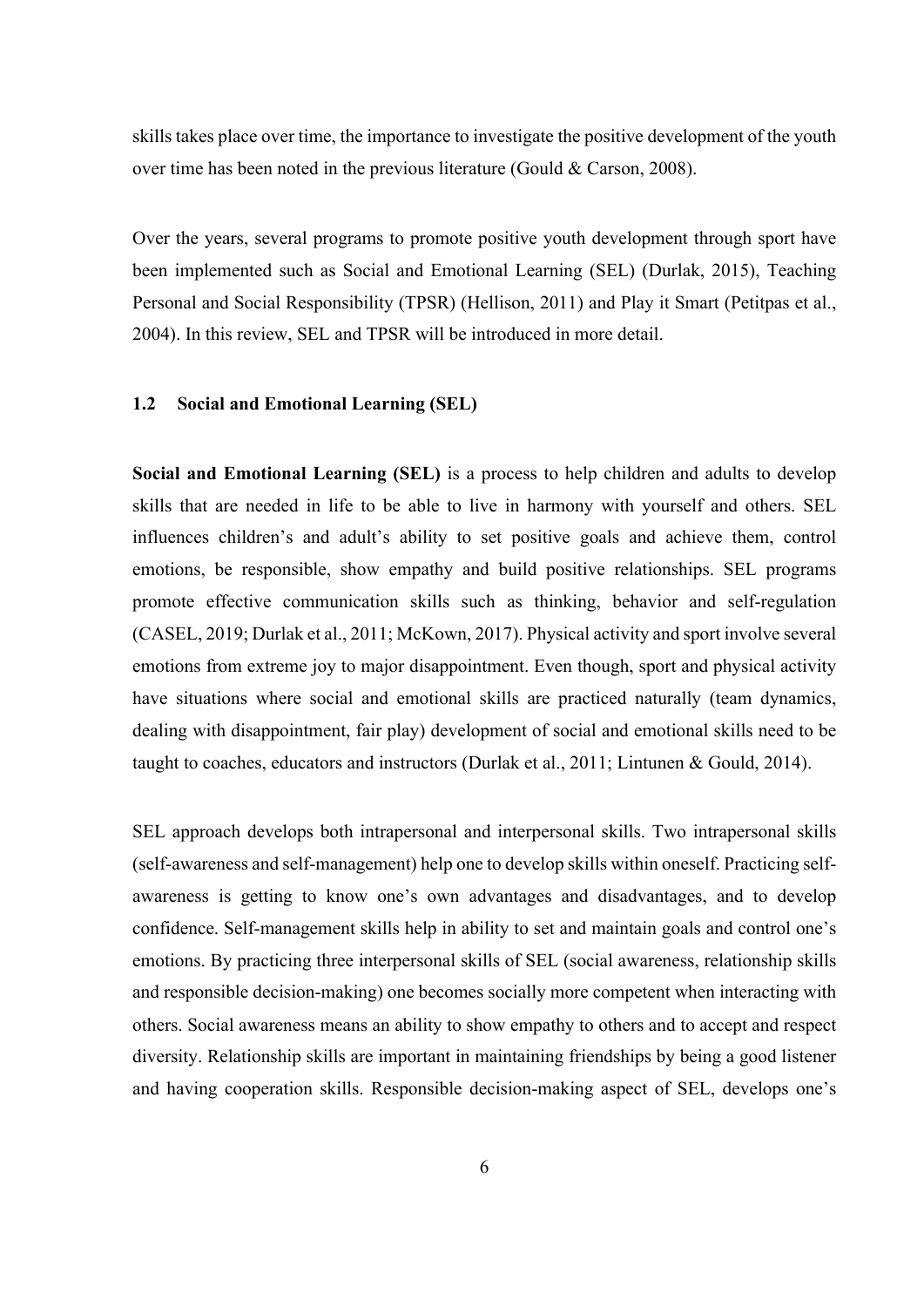skills takes place over time, the importance to investigate the positive development of the youth over time has been noted in the previous literature (Gould & Carson, 2008).

Over the years, several programs to promote positive youth development through sport have been implemented such as Social and Emotional Learning (SEL) (Durlak, 2015), Teaching Personal and Social Responsibility (TPSR) (Hellison, 2011) and Play it Smart (Petitpas et al., 2004). In this review, SEL and TPSR will be introduced in more detail.

### 1.2 Social and Emotional Learning (SEL)

**Social and Emotional Learning (SEL)** is a process to help children and adults to develop skills that are needed in life to be able to live in harmony with yourself and others. SEL influences children's and adult's ability to set positive goals and achieve them, control emotions, be responsible, show empathy and build positive relationships. SEL programs promote effective communication skills such as thinking, behavior and self-regulation (CASEL, 2019; Durlak et al., 2011; McKown, 2017). Physical activity and sport involve several emotions from extreme joy to major disappointment. Even though, sport and physical activity have situations where social and emotional skills are practiced naturally (team dynamics, dealing with disappointment, fair play) development of social and emotional skills need to be taught to coaches, educators and instructors (Durlak et al., 2011; Lintunen & Gould, 2014).

SEL approach develops both intrapersonal and interpersonal skills. Two intrapersonal skills (self-awareness and self-management) help one to develop skills within oneself. Practicing self-awareness is getting to know one's own advantages and disadvantages, and to develop confidence. Self-management skills help in ability to set and maintain goals and control one's emotions. By practicing three interpersonal skills of SEL (social awareness, relationship skills and responsible decision-making) one becomes socially more competent when interacting with others. Social awareness means an ability to show empathy to others and to accept and respect diversity. Relationship skills are important in maintaining friendships by being a good listener and having cooperation skills. Responsible decision-making aspect of SEL, develops one's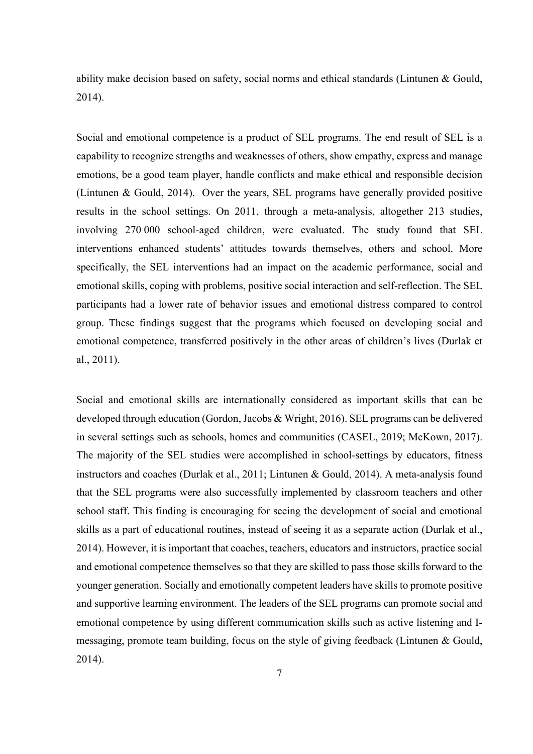ability make decision based on safety, social norms and ethical standards (Lintunen & Gould, 2014).

Social and emotional competence is a product of SEL programs. The end result of SEL is a capability to recognize strengths and weaknesses of others, show empathy, express and manage emotions, be a good team player, handle conflicts and make ethical and responsible decision (Lintunen & Gould, 2014). Over the years, SEL programs have generally provided positive results in the school settings. On 2011, through a meta-analysis, altogether 213 studies, involving 270 000 school-aged children, were evaluated. The study found that SEL interventions enhanced students' attitudes towards themselves, others and school. More specifically, the SEL interventions had an impact on the academic performance, social and emotional skills, coping with problems, positive social interaction and self-reflection. The SEL participants had a lower rate of behavior issues and emotional distress compared to control group. These findings suggest that the programs which focused on developing social and emotional competence, transferred positively in the other areas of children's lives (Durlak et al., 2011).

Social and emotional skills are internationally considered as important skills that can be developed through education (Gordon, Jacobs & Wright, 2016). SEL programs can be delivered in several settings such as schools, homes and communities (CASEL, 2019; McKown, 2017). The majority of the SEL studies were accomplished in school-settings by educators, fitness instructors and coaches (Durlak et al., 2011; Lintunen & Gould, 2014). A meta-analysis found that the SEL programs were also successfully implemented by classroom teachers and other school staff. This finding is encouraging for seeing the development of social and emotional skills as a part of educational routines, instead of seeing it as a separate action (Durlak et al., 2014). However, it is important that coaches, teachers, educators and instructors, practice social and emotional competence themselves so that they are skilled to pass those skills forward to the younger generation. Socially and emotionally competent leaders have skills to promote positive and supportive learning environment. The leaders of the SEL programs can promote social and emotional competence by using different communication skills such as active listening and I-messaging, promote team building, focus on the style of giving feedback (Lintunen & Gould, 2014).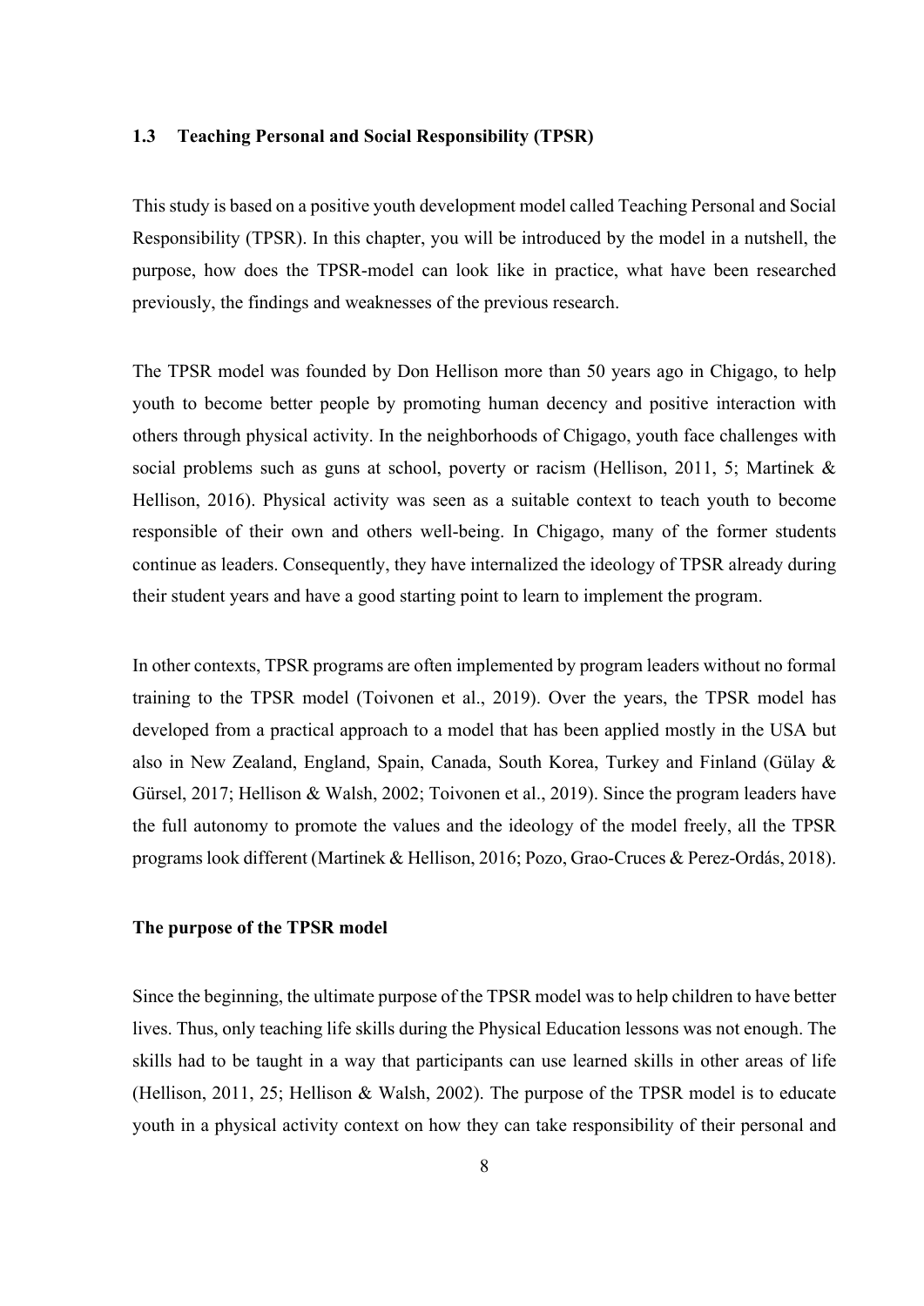### 1.3 Teaching Personal and Social Responsibility (TPSR)

This study is based on a positive youth development model called Teaching Personal and Social Responsibility (TPSR). In this chapter, you will be introduced by the model in a nutshell, the purpose, how does the TPSR-model can look like in practice, what have been researched previously, the findings and weaknesses of the previous research.

The TPSR model was founded by Don Hellison more than 50 years ago in Chigago, to help youth to become better people by promoting human decency and positive interaction with others through physical activity. In the neighborhoods of Chigago, youth face challenges with social problems such as guns at school, poverty or racism (Hellison, 2011, 5; Martinek & Hellison, 2016). Physical activity was seen as a suitable context to teach youth to become responsible of their own and others well-being. In Chigago, many of the former students continue as leaders. Consequently, they have internalized the ideology of TPSR already during their student years and have a good starting point to learn to implement the program.

In other contexts, TPSR programs are often implemented by program leaders without no formal training to the TPSR model (Toivonen et al., 2019). Over the years, the TPSR model has developed from a practical approach to a model that has been applied mostly in the USA but also in New Zealand, England, Spain, Canada, South Korea, Turkey and Finland (Gülay & Gürsel, 2017; Hellison & Walsh, 2002; Toivonen et al., 2019). Since the program leaders have the full autonomy to promote the values and the ideology of the model freely, all the TPSR programs look different (Martinek & Hellison, 2016; Pozo, Grao-Cruces & Perez-Ordás, 2018).

**The purpose of the TPSR model**

Since the beginning, the ultimate purpose of the TPSR model was to help children to have better lives. Thus, only teaching life skills during the Physical Education lessons was not enough. The skills had to be taught in a way that participants can use learned skills in other areas of life (Hellison, 2011, 25; Hellison & Walsh, 2002). The purpose of the TPSR model is to educate youth in a physical activity context on how they can take responsibility of their personal and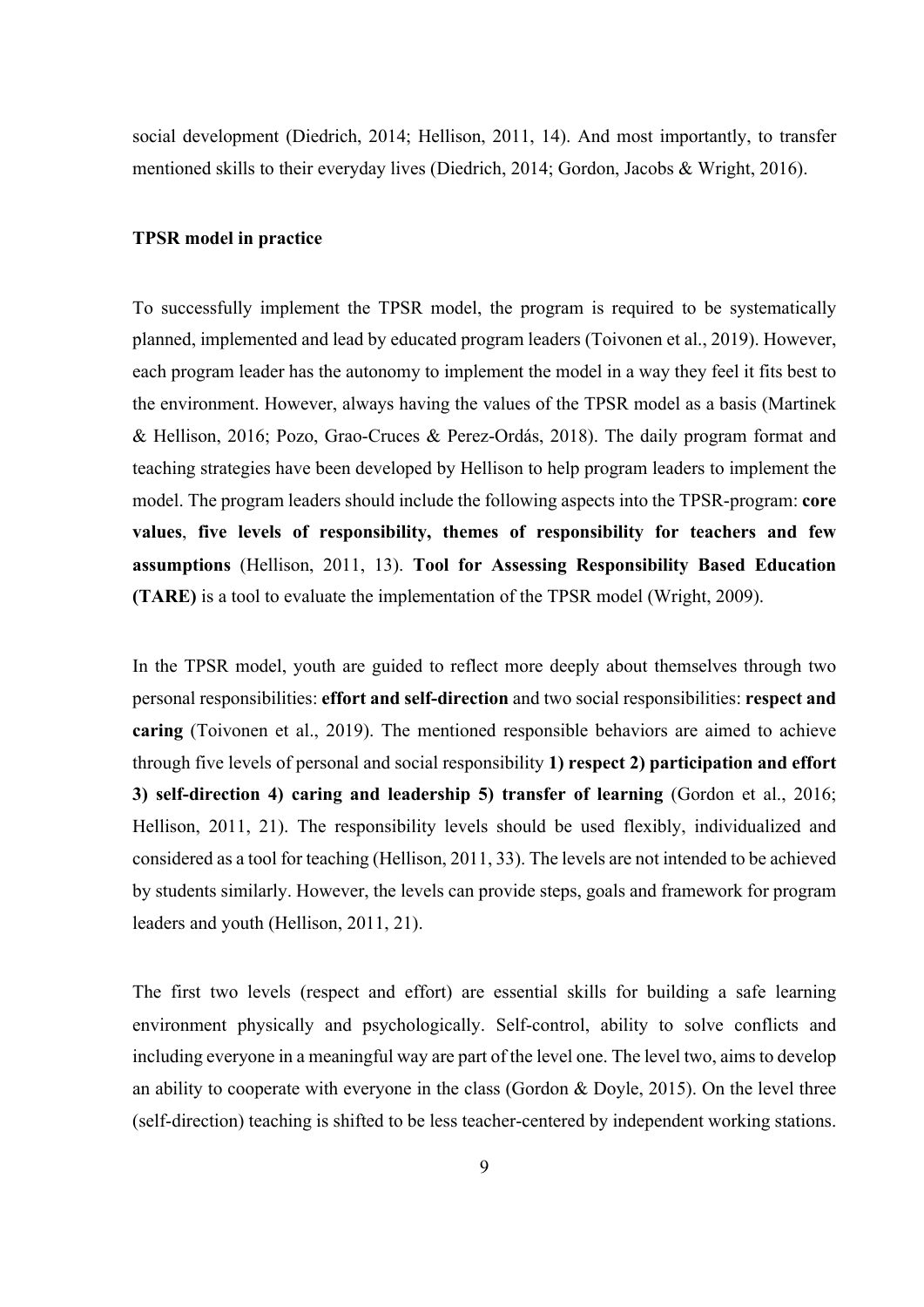social development (Diedrich, 2014; Hellison, 2011, 14). And most importantly, to transfer mentioned skills to their everyday lives (Diedrich, 2014; Gordon, Jacobs & Wright, 2016).

**TPSR model in practice**

To successfully implement the TPSR model, the program is required to be systematically planned, implemented and lead by educated program leaders (Toivonen et al., 2019). However, each program leader has the autonomy to implement the model in a way they feel it fits best to the environment. However, always having the values of the TPSR model as a basis (Martinek & Hellison, 2016; Pozo, Grao-Cruces & Perez-Ordás, 2018). The daily program format and teaching strategies have been developed by Hellison to help program leaders to implement the model. The program leaders should include the following aspects into the TPSR-program: **core values**, **five levels of responsibility, themes of responsibility for teachers and few assumptions** (Hellison, 2011, 13). **Tool for Assessing Responsibility Based Education (TARE)** is a tool to evaluate the implementation of the TPSR model (Wright, 2009).

In the TPSR model, youth are guided to reflect more deeply about themselves through two personal responsibilities: **effort and self-direction** and two social responsibilities: **respect and caring** (Toivonen et al., 2019). The mentioned responsible behaviors are aimed to achieve through five levels of personal and social responsibility **1) respect 2) participation and effort 3) self-direction 4) caring and leadership 5) transfer of learning** (Gordon et al., 2016; Hellison, 2011, 21). The responsibility levels should be used flexibly, individualized and considered as a tool for teaching (Hellison, 2011, 33). The levels are not intended to be achieved by students similarly. However, the levels can provide steps, goals and framework for program leaders and youth (Hellison, 2011, 21).

The first two levels (respect and effort) are essential skills for building a safe learning environment physically and psychologically. Self-control, ability to solve conflicts and including everyone in a meaningful way are part of the level one. The level two, aims to develop an ability to cooperate with everyone in the class (Gordon & Doyle, 2015). On the level three (self-direction) teaching is shifted to be less teacher-centered by independent working stations.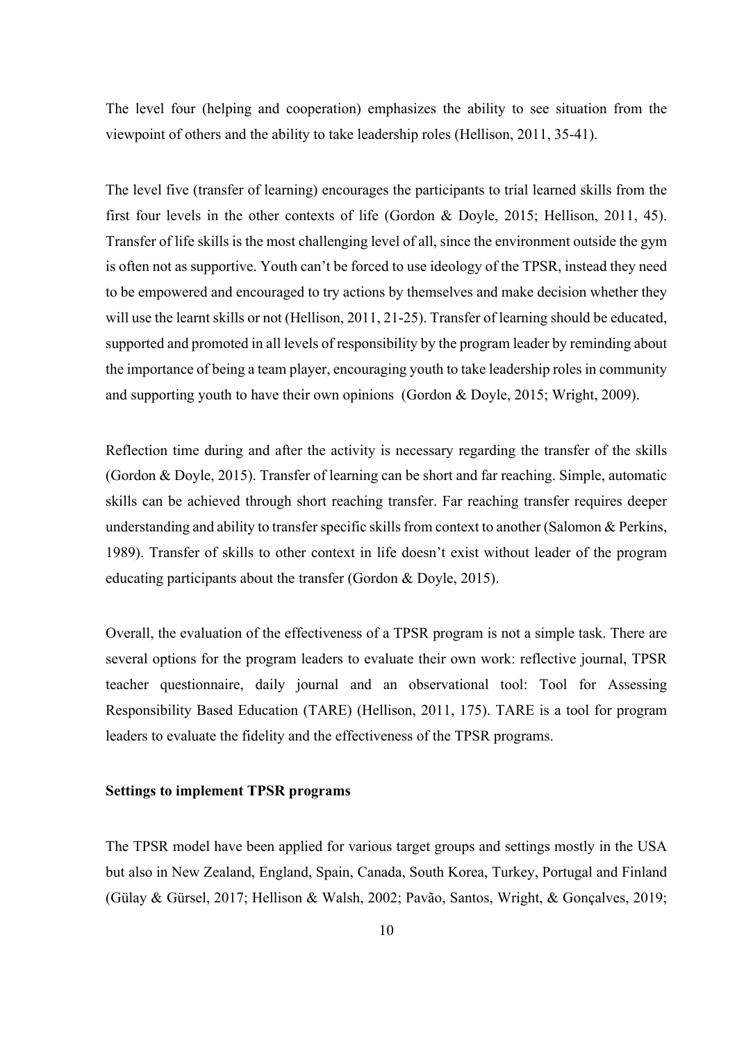The level four (helping and cooperation) emphasizes the ability to see situation from the viewpoint of others and the ability to take leadership roles (Hellison, 2011, 35-41).

The level five (transfer of learning) encourages the participants to trial learned skills from the first four levels in the other contexts of life (Gordon & Doyle, 2015; Hellison, 2011, 45). Transfer of life skills is the most challenging level of all, since the environment outside the gym is often not as supportive. Youth can't be forced to use ideology of the TPSR, instead they need to be empowered and encouraged to try actions by themselves and make decision whether they will use the learnt skills or not (Hellison, 2011, 21-25). Transfer of learning should be educated, supported and promoted in all levels of responsibility by the program leader by reminding about the importance of being a team player, encouraging youth to take leadership roles in community and supporting youth to have their own opinions (Gordon & Doyle, 2015; Wright, 2009).

Reflection time during and after the activity is necessary regarding the transfer of the skills (Gordon & Doyle, 2015). Transfer of learning can be short and far reaching. Simple, automatic skills can be achieved through short reaching transfer. Far reaching transfer requires deeper understanding and ability to transfer specific skills from context to another (Salomon & Perkins, 1989). Transfer of skills to other context in life doesn't exist without leader of the program educating participants about the transfer (Gordon & Doyle, 2015).

Overall, the evaluation of the effectiveness of a TPSR program is not a simple task. There are several options for the program leaders to evaluate their own work: reflective journal, TPSR teacher questionnaire, daily journal and an observational tool: Tool for Assessing Responsibility Based Education (TARE) (Hellison, 2011, 175). TARE is a tool for program leaders to evaluate the fidelity and the effectiveness of the TPSR programs.

**Settings to implement TPSR programs**

The TPSR model have been applied for various target groups and settings mostly in the USA but also in New Zealand, England, Spain, Canada, South Korea, Turkey, Portugal and Finland (Gülay & Gürsel, 2017; Hellison & Walsh, 2002; Pavão, Santos, Wright, & Gonçalves, 2019;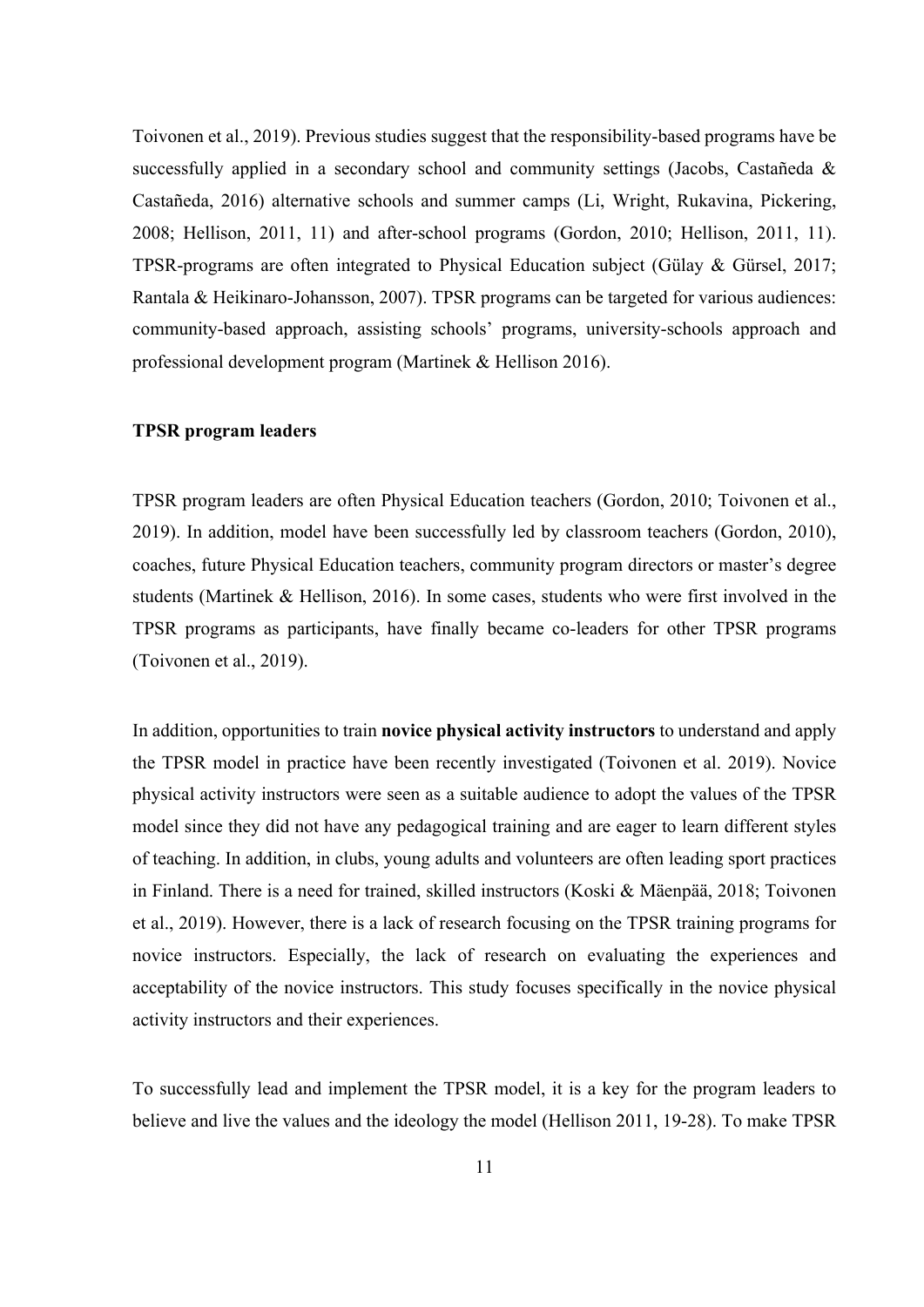Toivonen et al., 2019). Previous studies suggest that the responsibility-based programs have be successfully applied in a secondary school and community settings (Jacobs, Castañeda & Castañeda, 2016) alternative schools and summer camps (Li, Wright, Rukavina, Pickering, 2008; Hellison, 2011, 11) and after-school programs (Gordon, 2010; Hellison, 2011, 11). TPSR-programs are often integrated to Physical Education subject (Gülay & Gürsel, 2017; Rantala & Heikinaro-Johansson, 2007). TPSR programs can be targeted for various audiences: community-based approach, assisting schools' programs, university-schools approach and professional development program (Martinek & Hellison 2016).

**TPSR program leaders**

TPSR program leaders are often Physical Education teachers (Gordon, 2010; Toivonen et al., 2019). In addition, model have been successfully led by classroom teachers (Gordon, 2010), coaches, future Physical Education teachers, community program directors or master's degree students (Martinek & Hellison, 2016). In some cases, students who were first involved in the TPSR programs as participants, have finally became co-leaders for other TPSR programs (Toivonen et al., 2019).

In addition, opportunities to train **novice physical activity instructors** to understand and apply the TPSR model in practice have been recently investigated (Toivonen et al. 2019). Novice physical activity instructors were seen as a suitable audience to adopt the values of the TPSR model since they did not have any pedagogical training and are eager to learn different styles of teaching. In addition, in clubs, young adults and volunteers are often leading sport practices in Finland. There is a need for trained, skilled instructors (Koski & Mäenpää, 2018; Toivonen et al., 2019). However, there is a lack of research focusing on the TPSR training programs for novice instructors. Especially, the lack of research on evaluating the experiences and acceptability of the novice instructors. This study focuses specifically in the novice physical activity instructors and their experiences.

To successfully lead and implement the TPSR model, it is a key for the program leaders to believe and live the values and the ideology the model (Hellison 2011, 19-28). To make TPSR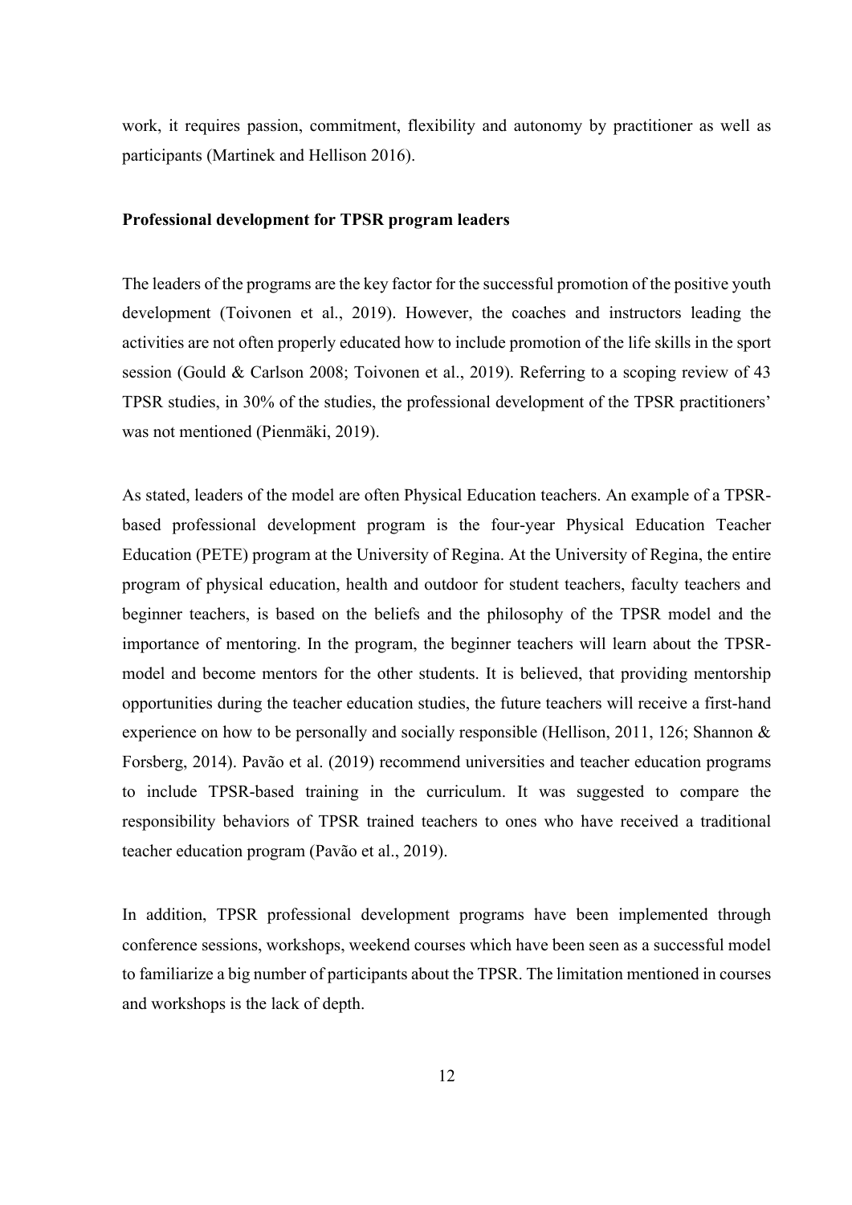work, it requires passion, commitment, flexibility and autonomy by practitioner as well as participants (Martinek and Hellison 2016).

**Professional development for TPSR program leaders**

The leaders of the programs are the key factor for the successful promotion of the positive youth development (Toivonen et al., 2019). However, the coaches and instructors leading the activities are not often properly educated how to include promotion of the life skills in the sport session (Gould & Carlson 2008; Toivonen et al., 2019). Referring to a scoping review of 43 TPSR studies, in 30% of the studies, the professional development of the TPSR practitioners' was not mentioned (Pienmäki, 2019).

As stated, leaders of the model are often Physical Education teachers. An example of a TPSR-based professional development program is the four-year Physical Education Teacher Education (PETE) program at the University of Regina. At the University of Regina, the entire program of physical education, health and outdoor for student teachers, faculty teachers and beginner teachers, is based on the beliefs and the philosophy of the TPSR model and the importance of mentoring. In the program, the beginner teachers will learn about the TPSR-model and become mentors for the other students. It is believed, that providing mentorship opportunities during the teacher education studies, the future teachers will receive a first-hand experience on how to be personally and socially responsible (Hellison, 2011, 126; Shannon & Forsberg, 2014). Pavão et al. (2019) recommend universities and teacher education programs to include TPSR-based training in the curriculum. It was suggested to compare the responsibility behaviors of TPSR trained teachers to ones who have received a traditional teacher education program (Pavão et al., 2019).

In addition, TPSR professional development programs have been implemented through conference sessions, workshops, weekend courses which have been seen as a successful model to familiarize a big number of participants about the TPSR. The limitation mentioned in courses and workshops is the lack of depth.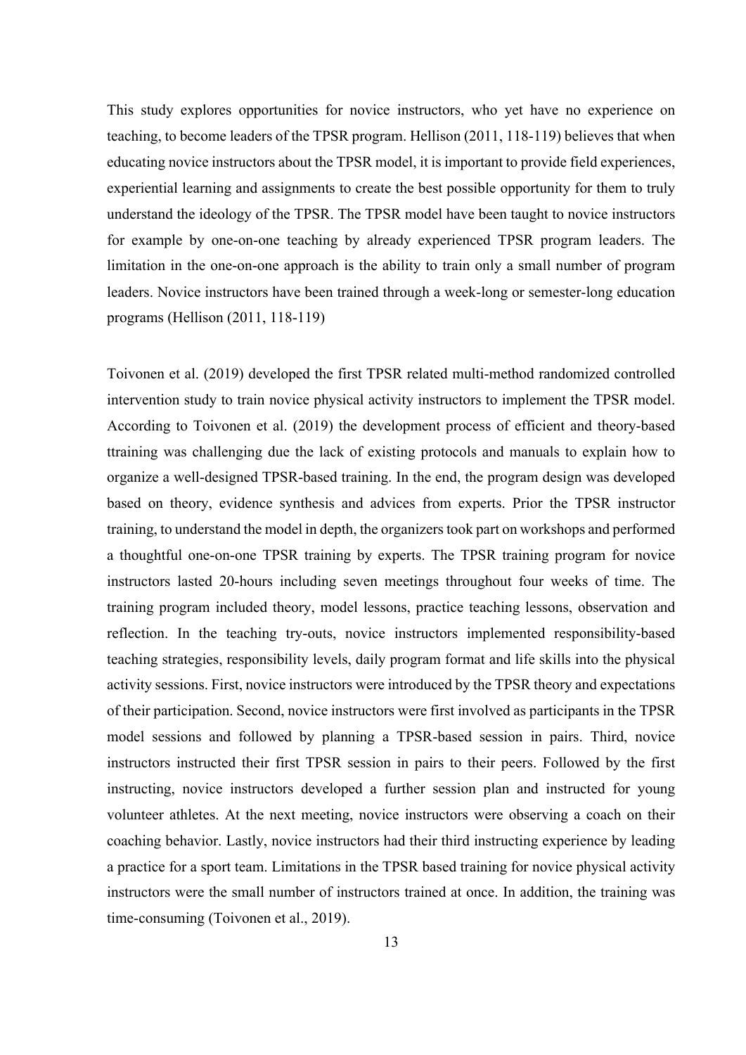This study explores opportunities for novice instructors, who yet have no experience on teaching, to become leaders of the TPSR program. Hellison (2011, 118-119) believes that when educating novice instructors about the TPSR model, it is important to provide field experiences, experiential learning and assignments to create the best possible opportunity for them to truly understand the ideology of the TPSR. The TPSR model have been taught to novice instructors for example by one-on-one teaching by already experienced TPSR program leaders. The limitation in the one-on-one approach is the ability to train only a small number of program leaders. Novice instructors have been trained through a week-long or semester-long education programs (Hellison (2011, 118-119)

Toivonen et al. (2019) developed the first TPSR related multi-method randomized controlled intervention study to train novice physical activity instructors to implement the TPSR model. According to Toivonen et al. (2019) the development process of efficient and theory-based ttraining was challenging due the lack of existing protocols and manuals to explain how to organize a well-designed TPSR-based training. In the end, the program design was developed based on theory, evidence synthesis and advices from experts. Prior the TPSR instructor training, to understand the model in depth, the organizers took part on workshops and performed a thoughtful one-on-one TPSR training by experts. The TPSR training program for novice instructors lasted 20-hours including seven meetings throughout four weeks of time. The training program included theory, model lessons, practice teaching lessons, observation and reflection. In the teaching try-outs, novice instructors implemented responsibility-based teaching strategies, responsibility levels, daily program format and life skills into the physical activity sessions. First, novice instructors were introduced by the TPSR theory and expectations of their participation. Second, novice instructors were first involved as participants in the TPSR model sessions and followed by planning a TPSR-based session in pairs. Third, novice instructors instructed their first TPSR session in pairs to their peers. Followed by the first instructing, novice instructors developed a further session plan and instructed for young volunteer athletes. At the next meeting, novice instructors were observing a coach on their coaching behavior. Lastly, novice instructors had their third instructing experience by leading a practice for a sport team. Limitations in the TPSR based training for novice physical activity instructors were the small number of instructors trained at once. In addition, the training was time-consuming (Toivonen et al., 2019).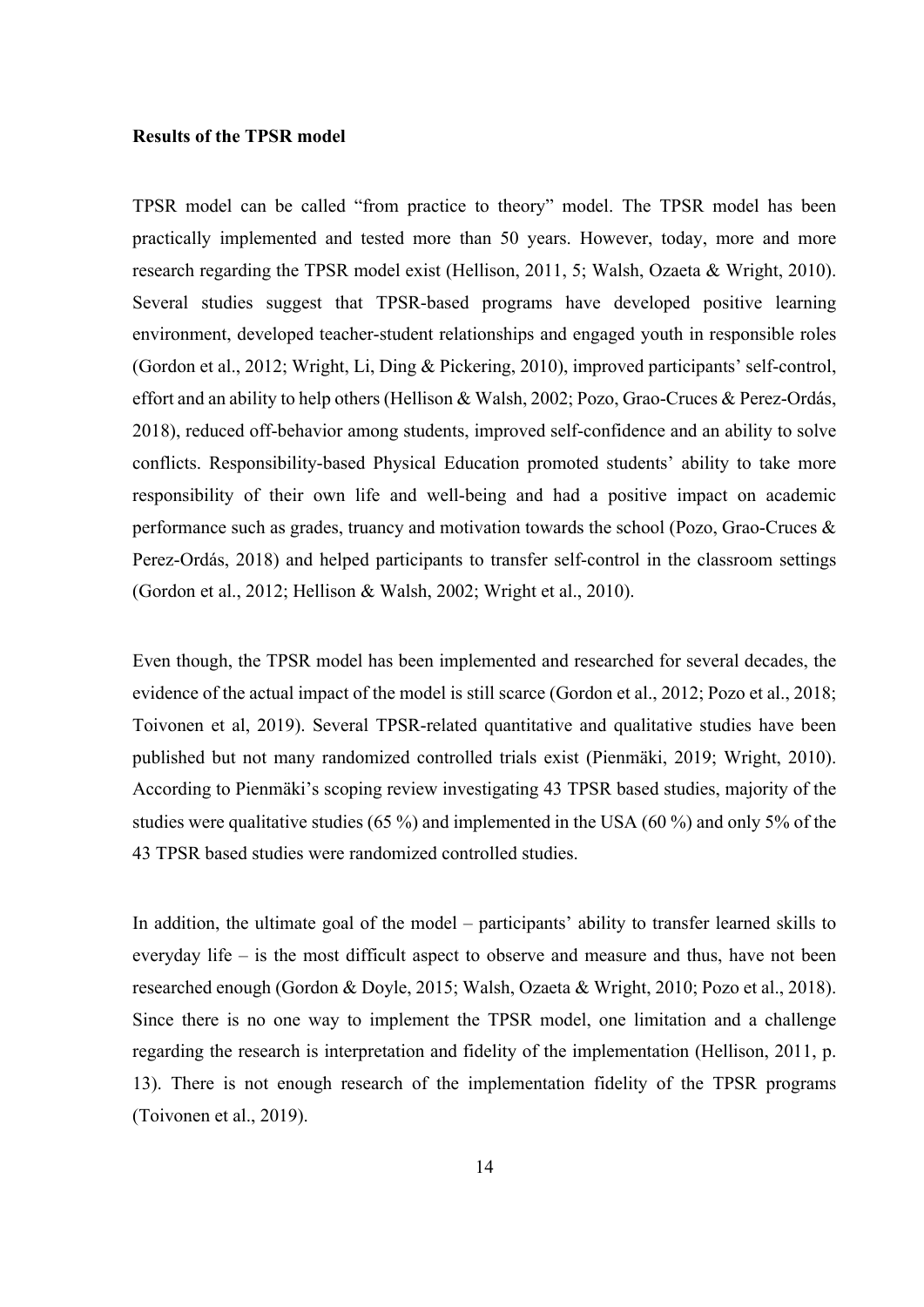**Results of the TPSR model**

TPSR model can be called "from practice to theory" model. The TPSR model has been practically implemented and tested more than 50 years. However, today, more and more research regarding the TPSR model exist (Hellison, 2011, 5; Walsh, Ozaeta & Wright, 2010). Several studies suggest that TPSR-based programs have developed positive learning environment, developed teacher-student relationships and engaged youth in responsible roles (Gordon et al., 2012; Wright, Li, Ding & Pickering, 2010), improved participants' self-control, effort and an ability to help others (Hellison & Walsh, 2002; Pozo, Grao-Cruces & Perez-Ordás, 2018), reduced off-behavior among students, improved self-confidence and an ability to solve conflicts. Responsibility-based Physical Education promoted students' ability to take more responsibility of their own life and well-being and had a positive impact on academic performance such as grades, truancy and motivation towards the school (Pozo, Grao-Cruces & Perez-Ordás, 2018) and helped participants to transfer self-control in the classroom settings (Gordon et al., 2012; Hellison & Walsh, 2002; Wright et al., 2010).

Even though, the TPSR model has been implemented and researched for several decades, the evidence of the actual impact of the model is still scarce (Gordon et al., 2012; Pozo et al., 2018; Toivonen et al, 2019). Several TPSR-related quantitative and qualitative studies have been published but not many randomized controlled trials exist (Pienmäki, 2019; Wright, 2010). According to Pienmäki's scoping review investigating 43 TPSR based studies, majority of the studies were qualitative studies (65 %) and implemented in the USA (60 %) and only 5% of the 43 TPSR based studies were randomized controlled studies.

In addition, the ultimate goal of the model – participants' ability to transfer learned skills to everyday life – is the most difficult aspect to observe and measure and thus, have not been researched enough (Gordon & Doyle, 2015; Walsh, Ozaeta & Wright, 2010; Pozo et al., 2018). Since there is no one way to implement the TPSR model, one limitation and a challenge regarding the research is interpretation and fidelity of the implementation (Hellison, 2011, p. 13). There is not enough research of the implementation fidelity of the TPSR programs (Toivonen et al., 2019).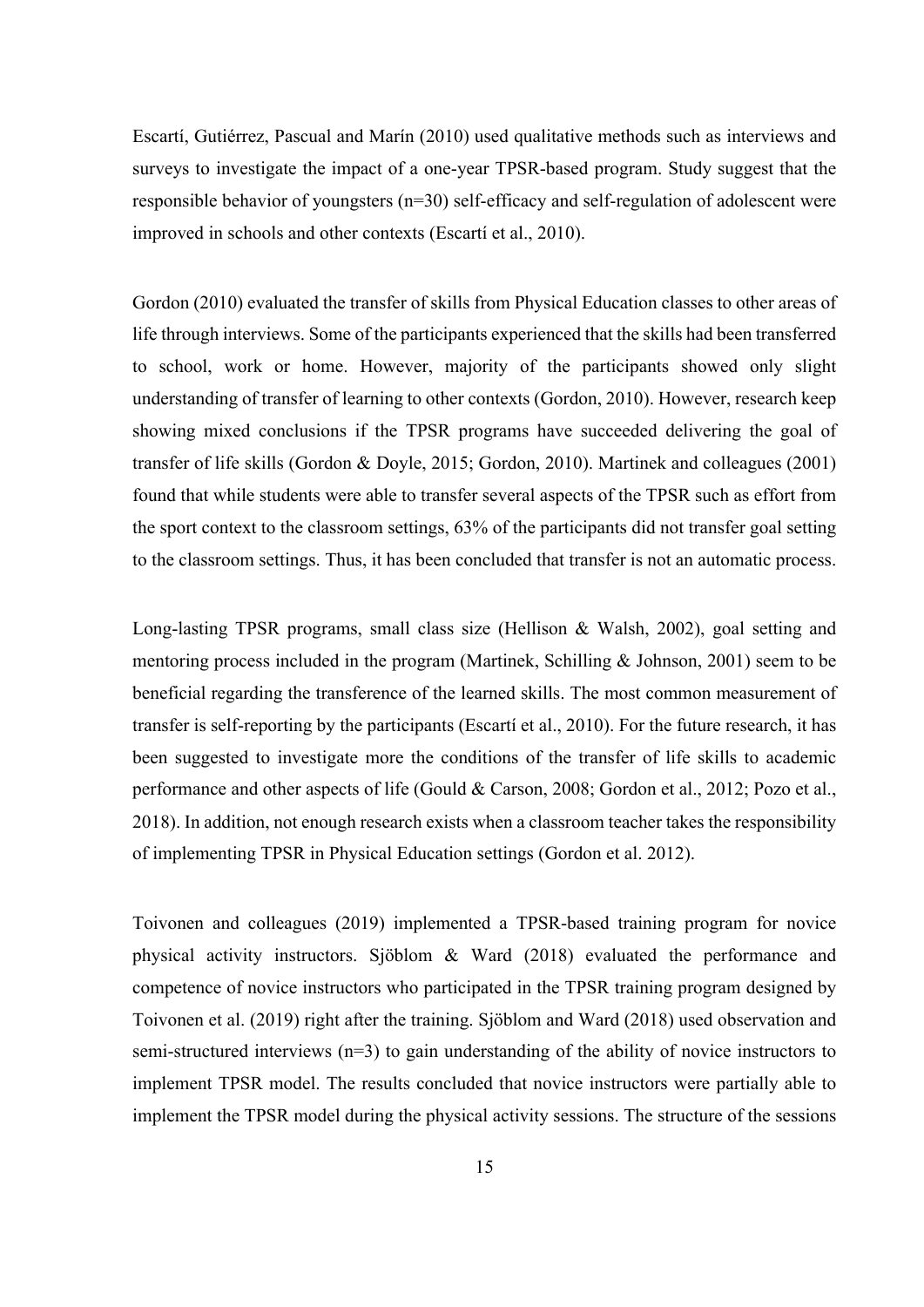Escartí, Gutiérrez, Pascual and Marín (2010) used qualitative methods such as interviews and surveys to investigate the impact of a one-year TPSR-based program. Study suggest that the responsible behavior of youngsters (n=30) self-efficacy and self-regulation of adolescent were improved in schools and other contexts (Escartí et al., 2010).

Gordon (2010) evaluated the transfer of skills from Physical Education classes to other areas of life through interviews. Some of the participants experienced that the skills had been transferred to school, work or home. However, majority of the participants showed only slight understanding of transfer of learning to other contexts (Gordon, 2010). However, research keep showing mixed conclusions if the TPSR programs have succeeded delivering the goal of transfer of life skills (Gordon & Doyle, 2015; Gordon, 2010). Martinek and colleagues (2001) found that while students were able to transfer several aspects of the TPSR such as effort from the sport context to the classroom settings, 63% of the participants did not transfer goal setting to the classroom settings. Thus, it has been concluded that transfer is not an automatic process.

Long-lasting TPSR programs, small class size (Hellison & Walsh, 2002), goal setting and mentoring process included in the program (Martinek, Schilling & Johnson, 2001) seem to be beneficial regarding the transference of the learned skills. The most common measurement of transfer is self-reporting by the participants (Escartí et al., 2010). For the future research, it has been suggested to investigate more the conditions of the transfer of life skills to academic performance and other aspects of life (Gould & Carson, 2008; Gordon et al., 2012; Pozo et al., 2018). In addition, not enough research exists when a classroom teacher takes the responsibility of implementing TPSR in Physical Education settings (Gordon et al. 2012).

Toivonen and colleagues (2019) implemented a TPSR-based training program for novice physical activity instructors. Sjöblom & Ward (2018) evaluated the performance and competence of novice instructors who participated in the TPSR training program designed by Toivonen et al. (2019) right after the training. Sjöblom and Ward (2018) used observation and semi-structured interviews (n=3) to gain understanding of the ability of novice instructors to implement TPSR model. The results concluded that novice instructors were partially able to implement the TPSR model during the physical activity sessions. The structure of the sessions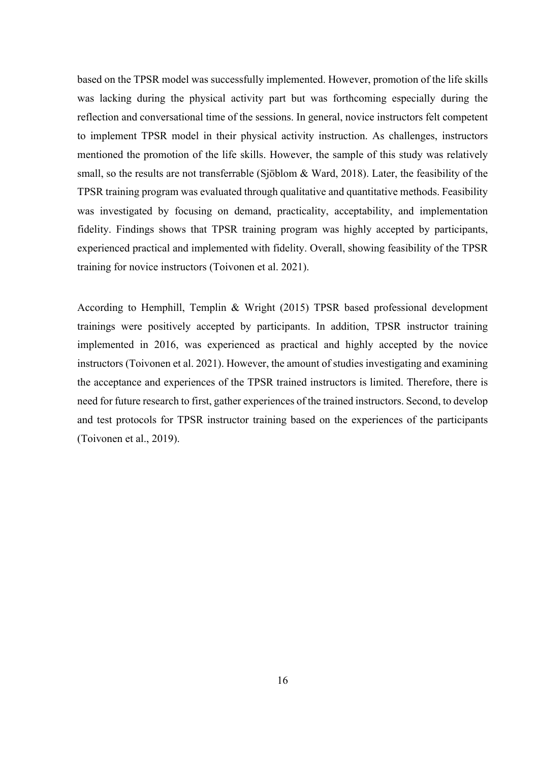based on the TPSR model was successfully implemented. However, promotion of the life skills was lacking during the physical activity part but was forthcoming especially during the reflection and conversational time of the sessions. In general, novice instructors felt competent to implement TPSR model in their physical activity instruction. As challenges, instructors mentioned the promotion of the life skills. However, the sample of this study was relatively small, so the results are not transferrable (Sjöblom & Ward, 2018). Later, the feasibility of the TPSR training program was evaluated through qualitative and quantitative methods. Feasibility was investigated by focusing on demand, practicality, acceptability, and implementation fidelity. Findings shows that TPSR training program was highly accepted by participants, experienced practical and implemented with fidelity. Overall, showing feasibility of the TPSR training for novice instructors (Toivonen et al. 2021).

According to Hemphill, Templin & Wright (2015) TPSR based professional development trainings were positively accepted by participants. In addition, TPSR instructor training implemented in 2016, was experienced as practical and highly accepted by the novice instructors (Toivonen et al. 2021). However, the amount of studies investigating and examining the acceptance and experiences of the TPSR trained instructors is limited. Therefore, there is need for future research to first, gather experiences of the trained instructors. Second, to develop and test protocols for TPSR instructor training based on the experiences of the participants (Toivonen et al., 2019).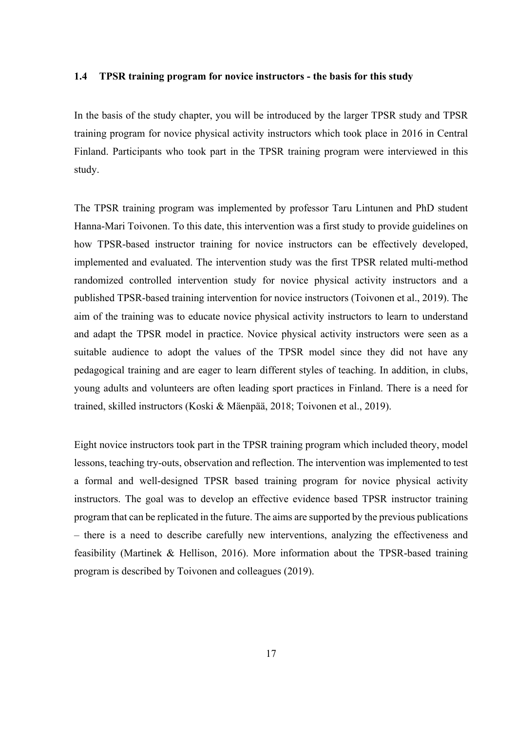### 1.4 TPSR training program for novice instructors - the basis for this study

In the basis of the study chapter, you will be introduced by the larger TPSR study and TPSR training program for novice physical activity instructors which took place in 2016 in Central Finland. Participants who took part in the TPSR training program were interviewed in this study.

The TPSR training program was implemented by professor Taru Lintunen and PhD student Hanna-Mari Toivonen. To this date, this intervention was a first study to provide guidelines on how TPSR-based instructor training for novice instructors can be effectively developed, implemented and evaluated. The intervention study was the first TPSR related multi-method randomized controlled intervention study for novice physical activity instructors and a published TPSR-based training intervention for novice instructors (Toivonen et al., 2019). The aim of the training was to educate novice physical activity instructors to learn to understand and adapt the TPSR model in practice. Novice physical activity instructors were seen as a suitable audience to adopt the values of the TPSR model since they did not have any pedagogical training and are eager to learn different styles of teaching. In addition, in clubs, young adults and volunteers are often leading sport practices in Finland. There is a need for trained, skilled instructors (Koski & Mäenpää, 2018; Toivonen et al., 2019).

Eight novice instructors took part in the TPSR training program which included theory, model lessons, teaching try-outs, observation and reflection. The intervention was implemented to test a formal and well-designed TPSR based training program for novice physical activity instructors. The goal was to develop an effective evidence based TPSR instructor training program that can be replicated in the future. The aims are supported by the previous publications – there is a need to describe carefully new interventions, analyzing the effectiveness and feasibility (Martinek & Hellison, 2016). More information about the TPSR-based training program is described by Toivonen and colleagues (2019).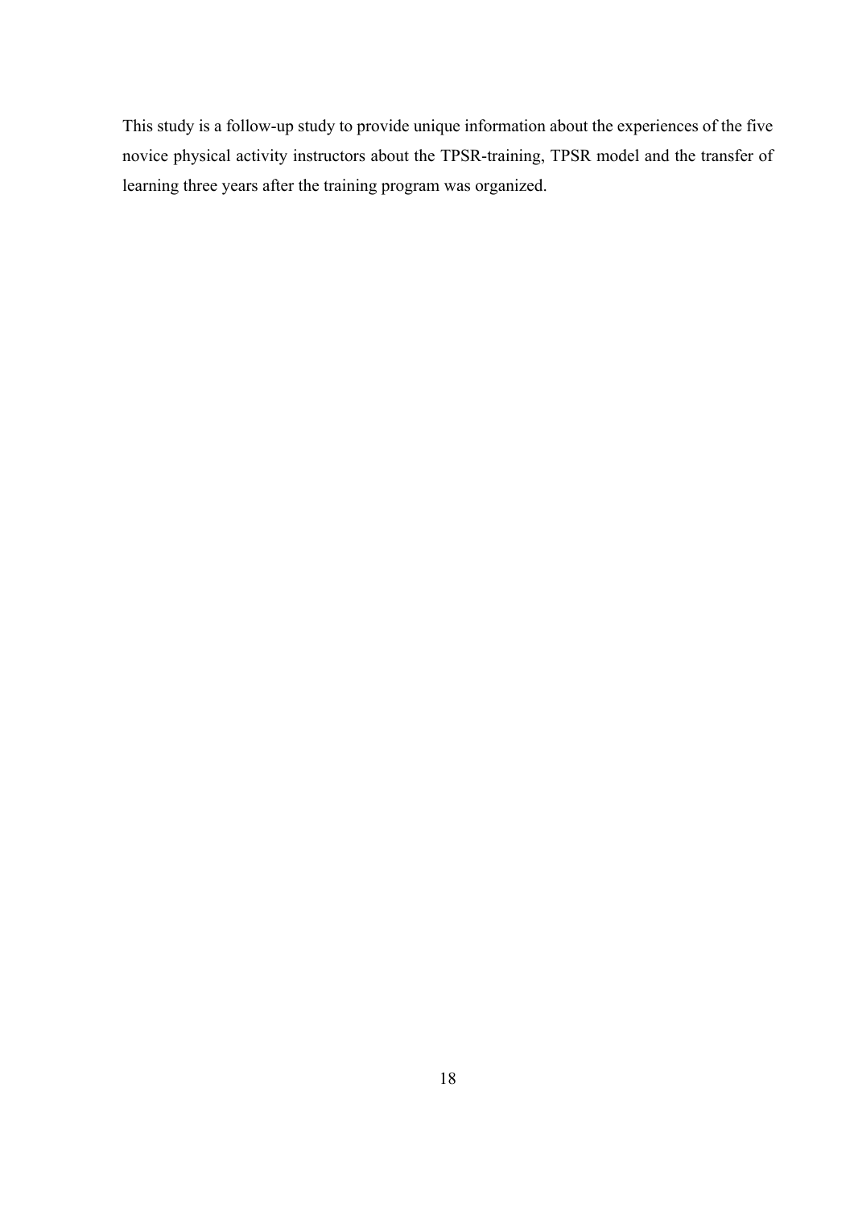This study is a follow-up study to provide unique information about the experiences of the five novice physical activity instructors about the TPSR-training, TPSR model and the transfer of learning three years after the training program was organized.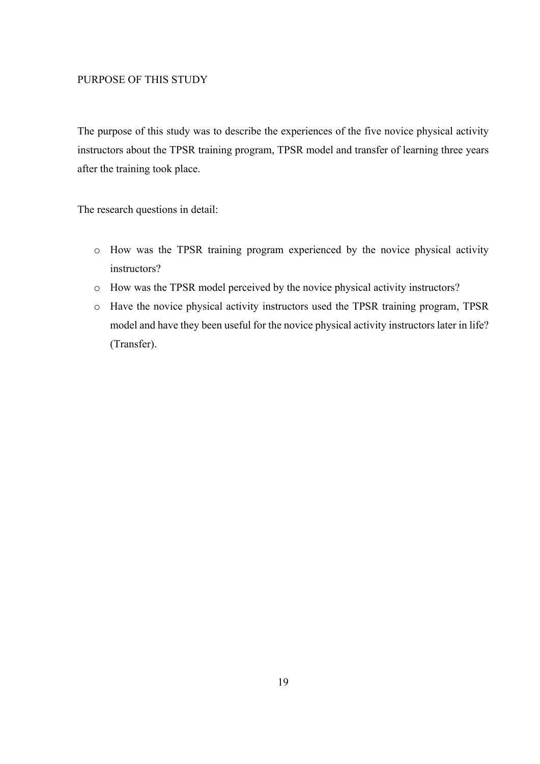## PURPOSE OF THIS STUDY

The purpose of this study was to describe the experiences of the five novice physical activity instructors about the TPSR training program, TPSR model and transfer of learning three years after the training took place.

The research questions in detail:

- How was the TPSR training program experienced by the novice physical activity instructors?
- How was the TPSR model perceived by the novice physical activity instructors?
- Have the novice physical activity instructors used the TPSR training program, TPSR model and have they been useful for the novice physical activity instructors later in life? (Transfer).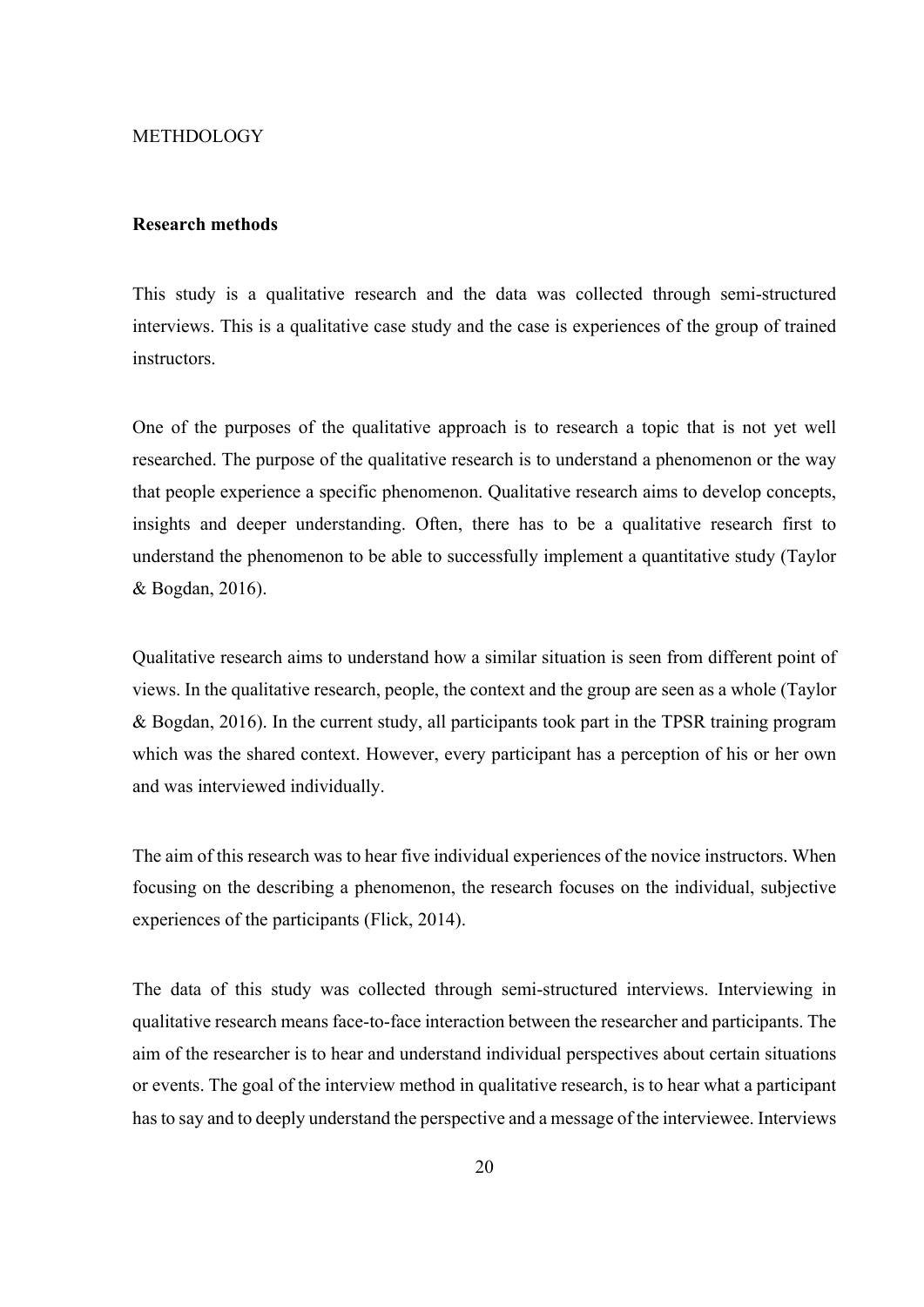# METHDOLOGY

## Research methods

This study is a qualitative research and the data was collected through semi-structured interviews. This is a qualitative case study and the case is experiences of the group of trained instructors.

One of the purposes of the qualitative approach is to research a topic that is not yet well researched. The purpose of the qualitative research is to understand a phenomenon or the way that people experience a specific phenomenon. Qualitative research aims to develop concepts, insights and deeper understanding. Often, there has to be a qualitative research first to understand the phenomenon to be able to successfully implement a quantitative study (Taylor & Bogdan, 2016).

Qualitative research aims to understand how a similar situation is seen from different point of views. In the qualitative research, people, the context and the group are seen as a whole (Taylor & Bogdan, 2016). In the current study, all participants took part in the TPSR training program which was the shared context. However, every participant has a perception of his or her own and was interviewed individually.

The aim of this research was to hear five individual experiences of the novice instructors. When focusing on the describing a phenomenon, the research focuses on the individual, subjective experiences of the participants (Flick, 2014).

The data of this study was collected through semi-structured interviews. Interviewing in qualitative research means face-to-face interaction between the researcher and participants. The aim of the researcher is to hear and understand individual perspectives about certain situations or events. The goal of the interview method in qualitative research, is to hear what a participant has to say and to deeply understand the perspective and a message of the interviewee. Interviews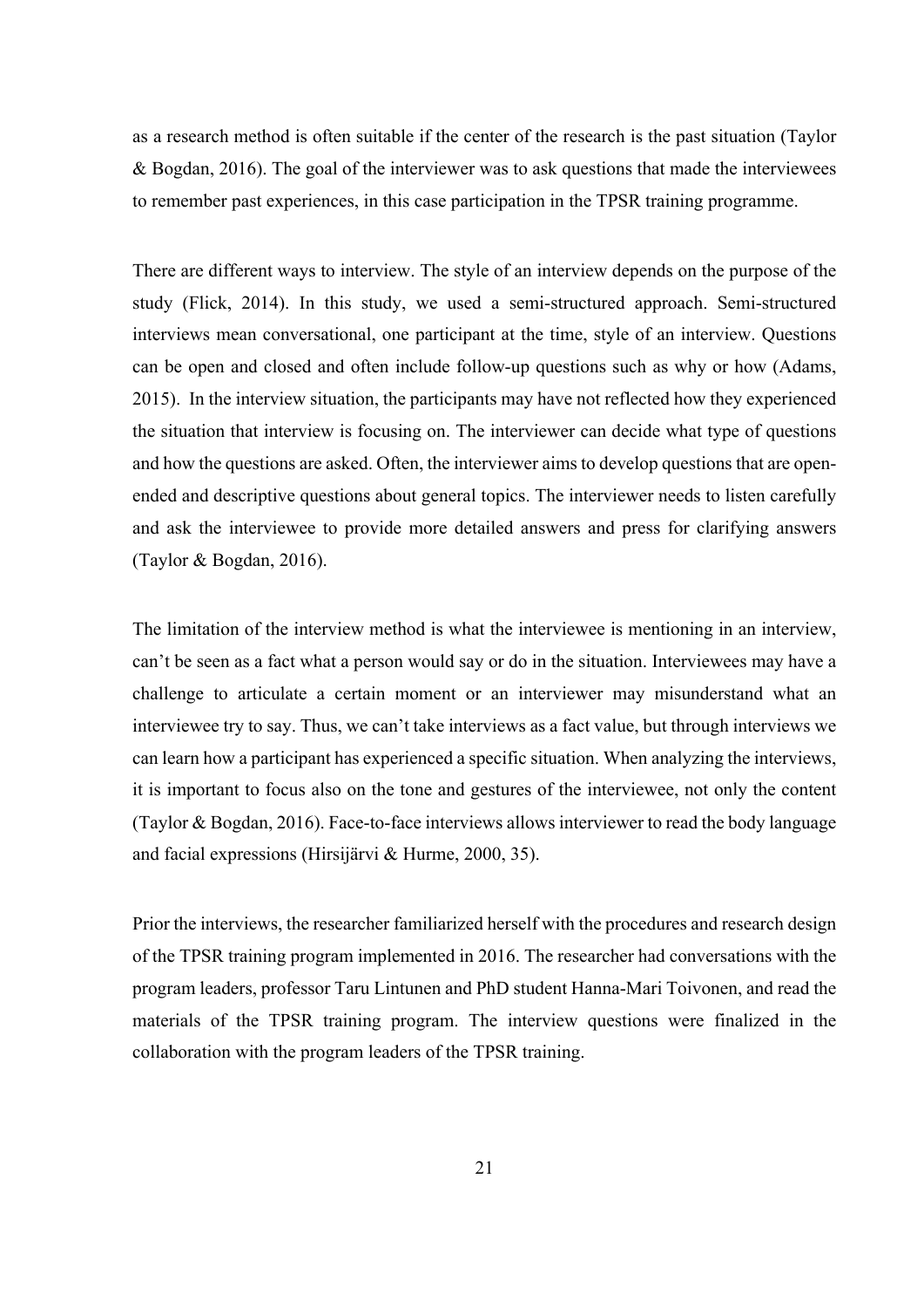as a research method is often suitable if the center of the research is the past situation (Taylor & Bogdan, 2016). The goal of the interviewer was to ask questions that made the interviewees to remember past experiences, in this case participation in the TPSR training programme.

There are different ways to interview. The style of an interview depends on the purpose of the study (Flick, 2014). In this study, we used a semi-structured approach. Semi-structured interviews mean conversational, one participant at the time, style of an interview. Questions can be open and closed and often include follow-up questions such as why or how (Adams, 2015). In the interview situation, the participants may have not reflected how they experienced the situation that interview is focusing on. The interviewer can decide what type of questions and how the questions are asked. Often, the interviewer aims to develop questions that are open-ended and descriptive questions about general topics. The interviewer needs to listen carefully and ask the interviewee to provide more detailed answers and press for clarifying answers (Taylor & Bogdan, 2016).

The limitation of the interview method is what the interviewee is mentioning in an interview, can't be seen as a fact what a person would say or do in the situation. Interviewees may have a challenge to articulate a certain moment or an interviewer may misunderstand what an interviewee try to say. Thus, we can't take interviews as a fact value, but through interviews we can learn how a participant has experienced a specific situation. When analyzing the interviews, it is important to focus also on the tone and gestures of the interviewee, not only the content (Taylor & Bogdan, 2016). Face-to-face interviews allows interviewer to read the body language and facial expressions (Hirsijärvi & Hurme, 2000, 35).

Prior the interviews, the researcher familiarized herself with the procedures and research design of the TPSR training program implemented in 2016. The researcher had conversations with the program leaders, professor Taru Lintunen and PhD student Hanna-Mari Toivonen, and read the materials of the TPSR training program. The interview questions were finalized in the collaboration with the program leaders of the TPSR training.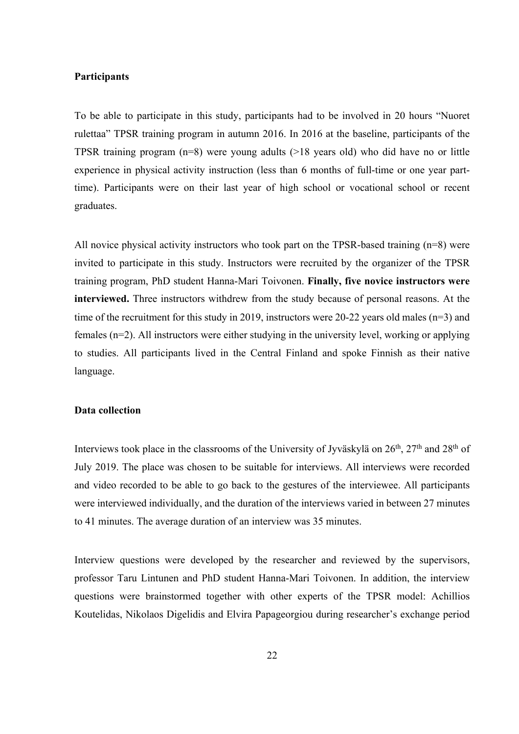**Participants**

To be able to participate in this study, participants had to be involved in 20 hours "Nuoret rulettaa" TPSR training program in autumn 2016. In 2016 at the baseline, participants of the TPSR training program (n=8) were young adults (>18 years old) who did have no or little experience in physical activity instruction (less than 6 months of full-time or one year part-time). Participants were on their last year of high school or vocational school or recent graduates.

All novice physical activity instructors who took part on the TPSR-based training (n=8) were invited to participate in this study. Instructors were recruited by the organizer of the TPSR training program, PhD student Hanna-Mari Toivonen. **Finally, five novice instructors were interviewed.** Three instructors withdrew from the study because of personal reasons. At the time of the recruitment for this study in 2019, instructors were 20-22 years old males (n=3) and females (n=2). All instructors were either studying in the university level, working or applying to studies. All participants lived in the Central Finland and spoke Finnish as their native language.

**Data collection**

Interviews took place in the classrooms of the University of Jyväskylä on 26th, 27th and 28th of July 2019. The place was chosen to be suitable for interviews. All interviews were recorded and video recorded to be able to go back to the gestures of the interviewee. All participants were interviewed individually, and the duration of the interviews varied in between 27 minutes to 41 minutes. The average duration of an interview was 35 minutes.

Interview questions were developed by the researcher and reviewed by the supervisors, professor Taru Lintunen and PhD student Hanna-Mari Toivonen. In addition, the interview questions were brainstormed together with other experts of the TPSR model: Achillios Koutelidas, Nikolaos Digelidis and Elvira Papageorgiou during researcher's exchange period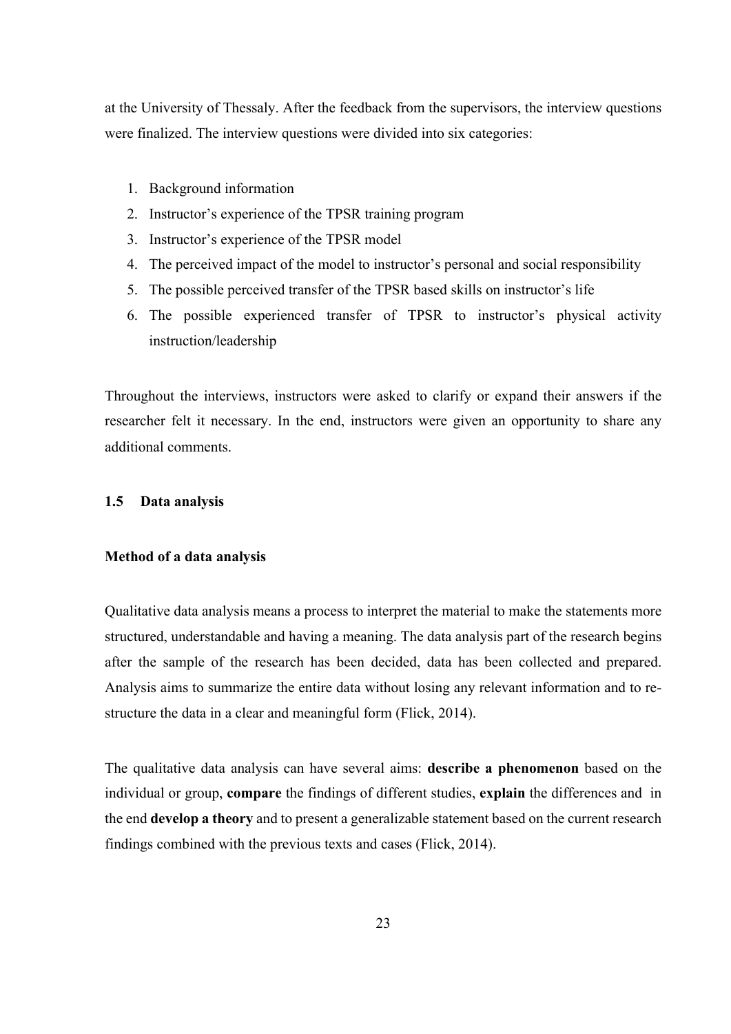at the University of Thessaly. After the feedback from the supervisors, the interview questions were finalized. The interview questions were divided into six categories:

1. Background information
2. Instructor's experience of the TPSR training program
3. Instructor's experience of the TPSR model
4. The perceived impact of the model to instructor's personal and social responsibility
5. The possible perceived transfer of the TPSR based skills on instructor's life
6. The possible experienced transfer of TPSR to instructor's physical activity instruction/leadership

Throughout the interviews, instructors were asked to clarify or expand their answers if the researcher felt it necessary. In the end, instructors were given an opportunity to share any additional comments.

### 1.5 Data analysis

#### Method of a data analysis

Qualitative data analysis means a process to interpret the material to make the statements more structured, understandable and having a meaning. The data analysis part of the research begins after the sample of the research has been decided, data has been collected and prepared. Analysis aims to summarize the entire data without losing any relevant information and to re-structure the data in a clear and meaningful form (Flick, 2014).

The qualitative data analysis can have several aims: **describe a phenomenon** based on the individual or group, **compare** the findings of different studies, **explain** the differences and in the end **develop a theory** and to present a generalizable statement based on the current research findings combined with the previous texts and cases (Flick, 2014).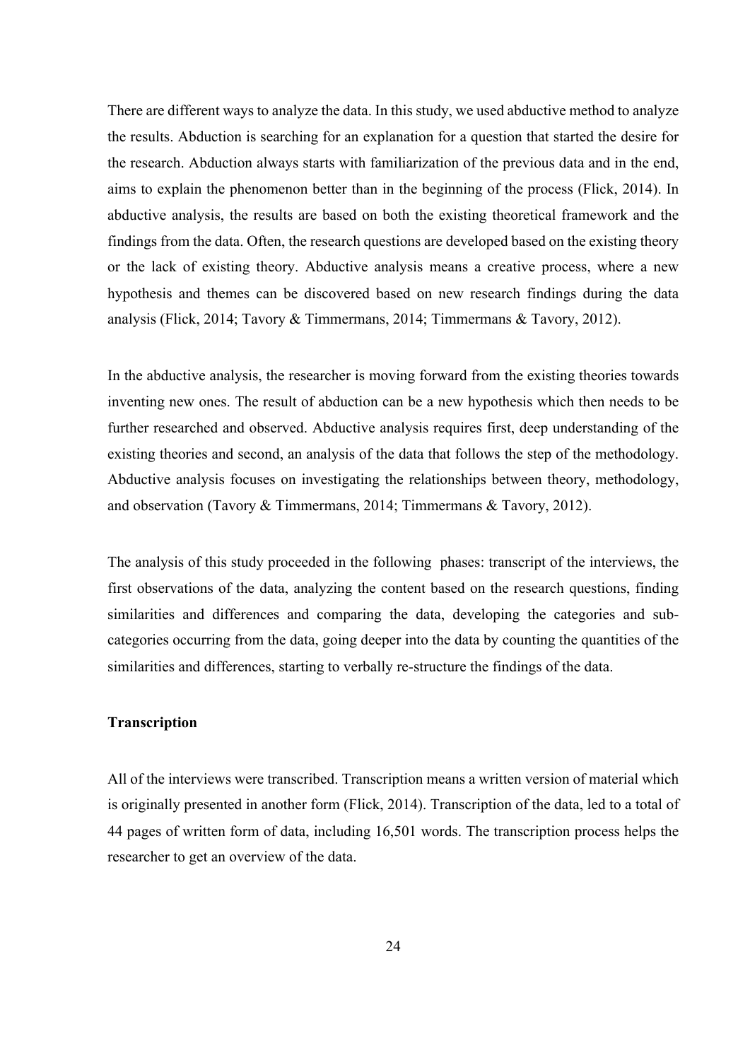There are different ways to analyze the data. In this study, we used abductive method to analyze the results. Abduction is searching for an explanation for a question that started the desire for the research. Abduction always starts with familiarization of the previous data and in the end, aims to explain the phenomenon better than in the beginning of the process (Flick, 2014). In abductive analysis, the results are based on both the existing theoretical framework and the findings from the data. Often, the research questions are developed based on the existing theory or the lack of existing theory. Abductive analysis means a creative process, where a new hypothesis and themes can be discovered based on new research findings during the data analysis (Flick, 2014; Tavory & Timmermans, 2014; Timmermans & Tavory, 2012).

In the abductive analysis, the researcher is moving forward from the existing theories towards inventing new ones. The result of abduction can be a new hypothesis which then needs to be further researched and observed. Abductive analysis requires first, deep understanding of the existing theories and second, an analysis of the data that follows the step of the methodology. Abductive analysis focuses on investigating the relationships between theory, methodology, and observation (Tavory & Timmermans, 2014; Timmermans & Tavory, 2012).

The analysis of this study proceeded in the following phases: transcript of the interviews, the first observations of the data, analyzing the content based on the research questions, finding similarities and differences and comparing the data, developing the categories and sub-categories occurring from the data, going deeper into the data by counting the quantities of the similarities and differences, starting to verbally re-structure the findings of the data.

### Transcription

All of the interviews were transcribed. Transcription means a written version of material which is originally presented in another form (Flick, 2014). Transcription of the data, led to a total of 44 pages of written form of data, including 16,501 words. The transcription process helps the researcher to get an overview of the data.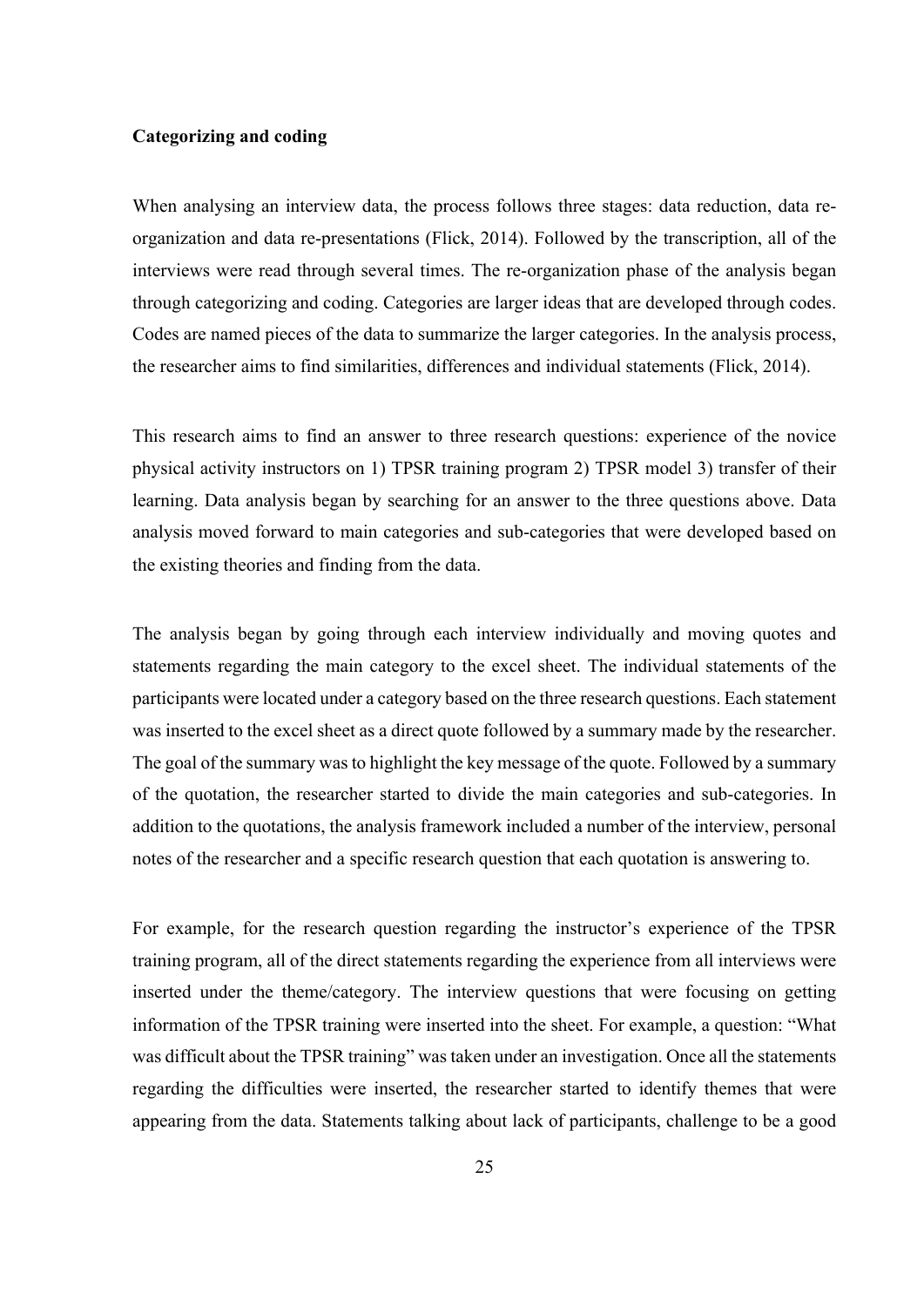**Categorizing and coding**

When analysing an interview data, the process follows three stages: data reduction, data re-organization and data re-presentations (Flick, 2014). Followed by the transcription, all of the interviews were read through several times. The re-organization phase of the analysis began through categorizing and coding. Categories are larger ideas that are developed through codes. Codes are named pieces of the data to summarize the larger categories. In the analysis process, the researcher aims to find similarities, differences and individual statements (Flick, 2014).

This research aims to find an answer to three research questions: experience of the novice physical activity instructors on 1) TPSR training program 2) TPSR model 3) transfer of their learning. Data analysis began by searching for an answer to the three questions above. Data analysis moved forward to main categories and sub-categories that were developed based on the existing theories and finding from the data.

The analysis began by going through each interview individually and moving quotes and statements regarding the main category to the excel sheet. The individual statements of the participants were located under a category based on the three research questions. Each statement was inserted to the excel sheet as a direct quote followed by a summary made by the researcher. The goal of the summary was to highlight the key message of the quote. Followed by a summary of the quotation, the researcher started to divide the main categories and sub-categories. In addition to the quotations, the analysis framework included a number of the interview, personal notes of the researcher and a specific research question that each quotation is answering to.

For example, for the research question regarding the instructor's experience of the TPSR training program, all of the direct statements regarding the experience from all interviews were inserted under the theme/category. The interview questions that were focusing on getting information of the TPSR training were inserted into the sheet. For example, a question: "What was difficult about the TPSR training" was taken under an investigation. Once all the statements regarding the difficulties were inserted, the researcher started to identify themes that were appearing from the data. Statements talking about lack of participants, challenge to be a good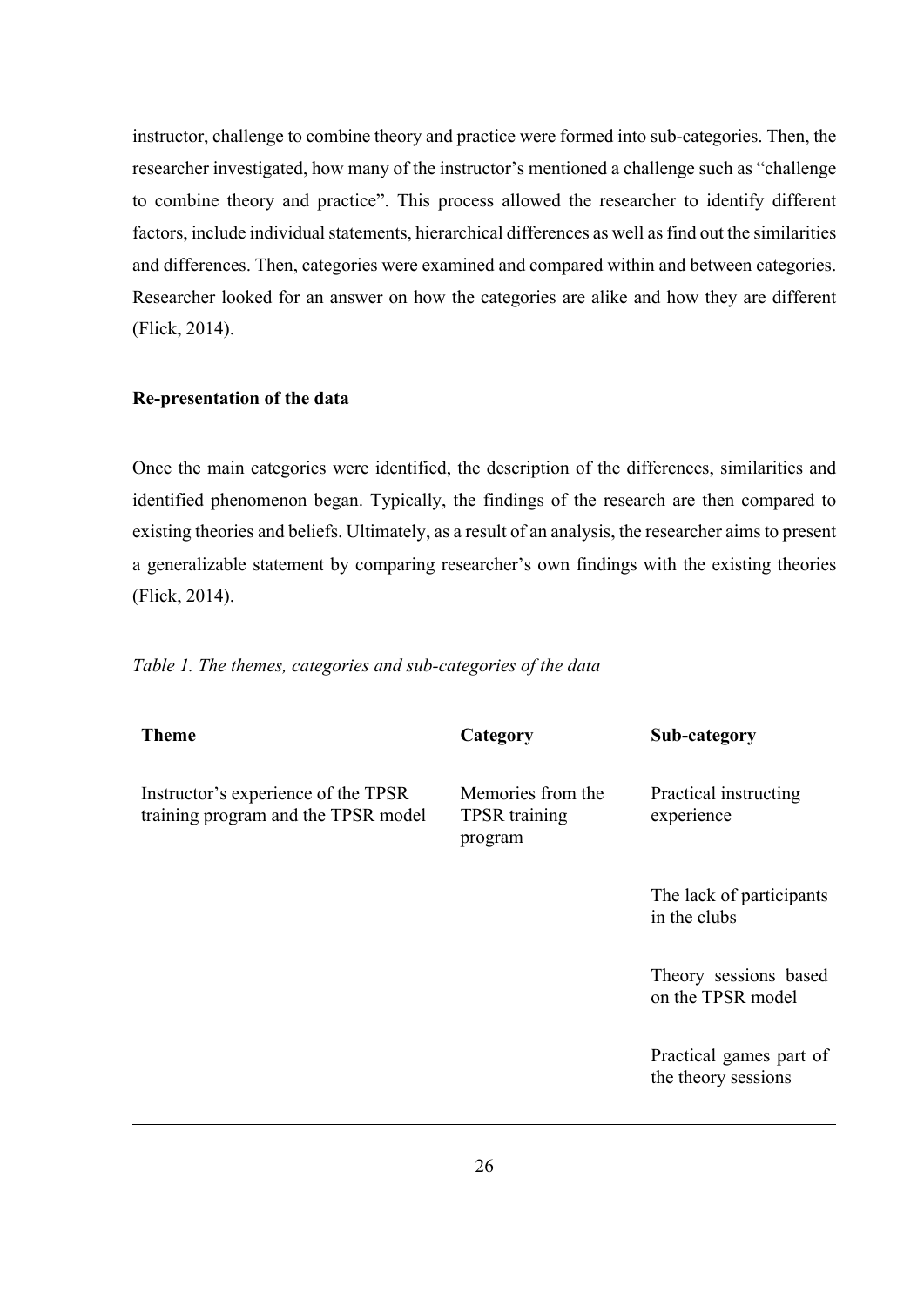instructor, challenge to combine theory and practice were formed into sub-categories. Then, the researcher investigated, how many of the instructor's mentioned a challenge such as "challenge to combine theory and practice". This process allowed the researcher to identify different factors, include individual statements, hierarchical differences as well as find out the similarities and differences. Then, categories were examined and compared within and between categories. Researcher looked for an answer on how the categories are alike and how they are different (Flick, 2014).

**Re-presentation of the data**

Once the main categories were identified, the description of the differences, similarities and identified phenomenon began. Typically, the findings of the research are then compared to existing theories and beliefs. Ultimately, as a result of an analysis, the researcher aims to present a generalizable statement by comparing researcher's own findings with the existing theories (Flick, 2014).

*Table 1. The themes, categories and sub-categories of the data*

| Theme | Category | Sub-category |
|---|---|---|
| Instructor's experience of the TPSR training program and the TPSR model | Memories from the TPSR training program | Practical instructing experience |
| | | The lack of participants in the clubs |
| | | Theory sessions based on the TPSR model |
| | | Practical games part of the theory sessions |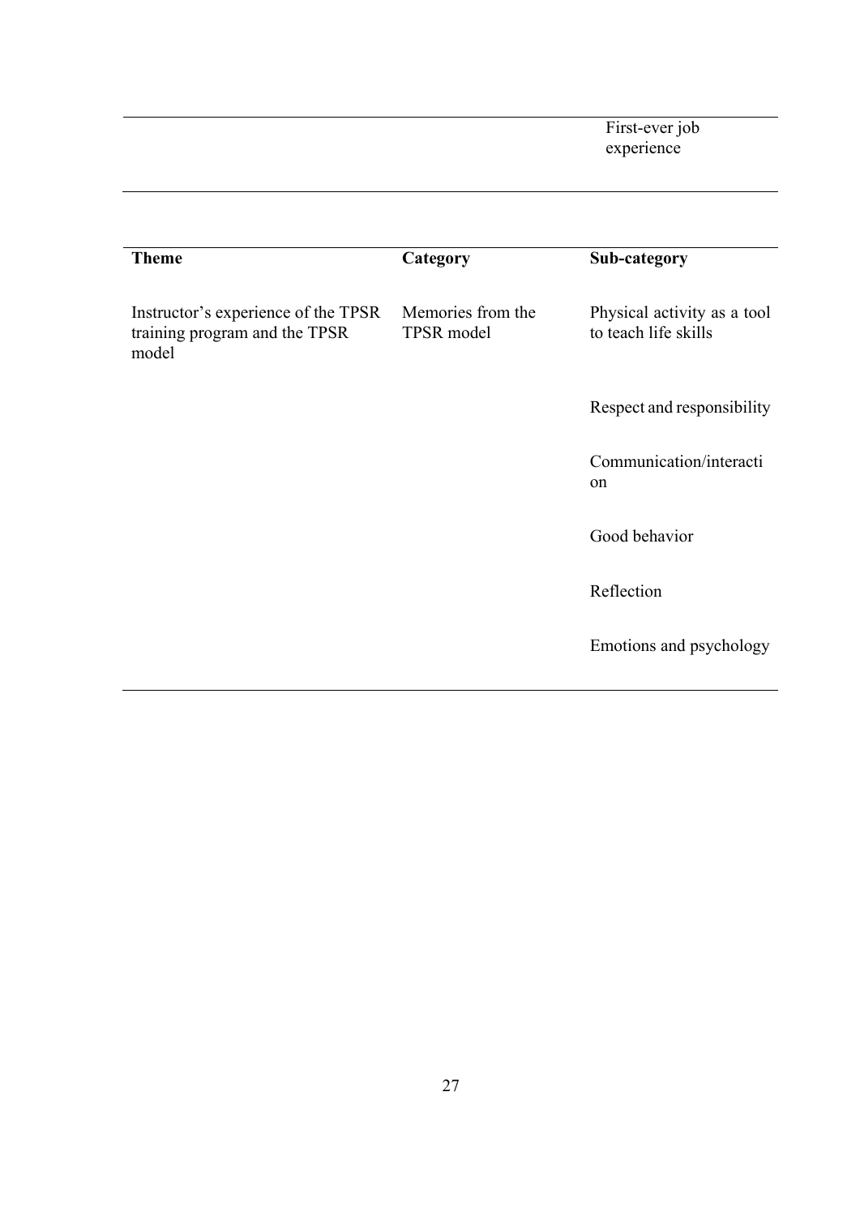| | | |
|---|---|---|
| | | First-ever job experience |

| Theme | Category | Sub-category |
|---|---|---|
| Instructor's experience of the TPSR training program and the TPSR model | Memories from the TPSR model | Physical activity as a tool to teach life skills |
| | | Respect and responsibility |
| | | Communication/interaction |
| | | Good behavior |
| | | Reflection |
| | | Emotions and psychology |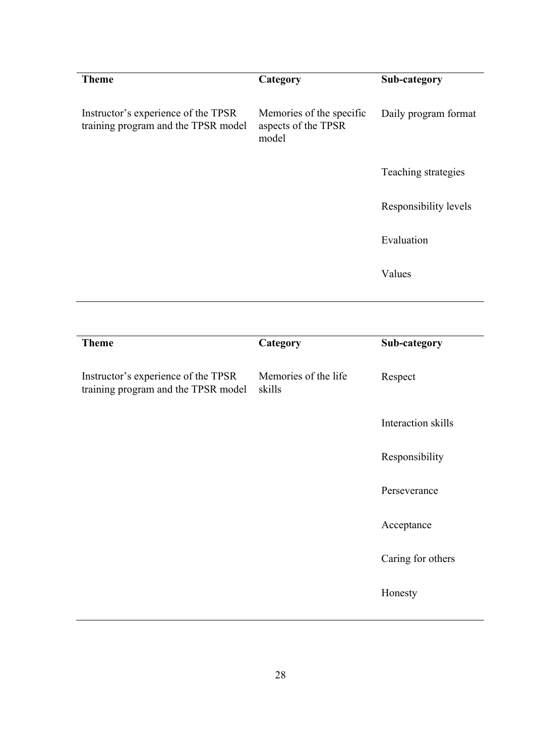| Theme | Category | Sub-category |
|---|---|---|
| Instructor's experience of the TPSR training program and the TPSR model | Memories of the specific aspects of the TPSR model | Daily program format |
| | | Teaching strategies |
| | | Responsibility levels |
| | | Evaluation |
| | | Values |

| Theme | Category | Sub-category |
|---|---|---|
| Instructor's experience of the TPSR training program and the TPSR model | Memories of the life skills | Respect |
| | | Interaction skills |
| | | Responsibility |
| | | Perseverance |
| | | Acceptance |
| | | Caring for others |
| | | Honesty |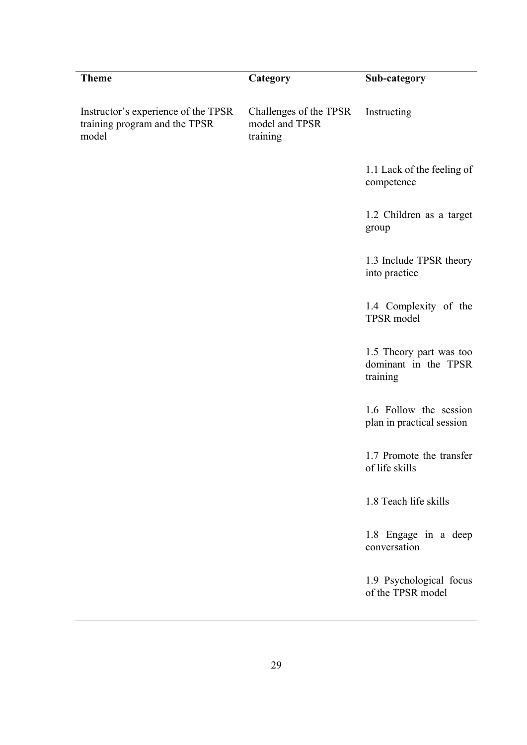| Theme | Category | Sub-category |
| --- | --- | --- |
| Instructor's experience of the TPSR training program and the TPSR model | Challenges of the TPSR model and TPSR training | Instructing |
| | | 1.1 Lack of the feeling of competence |
| | | 1.2 Children as a target group |
| | | 1.3 Include TPSR theory into practice |
| | | 1.4 Complexity of the TPSR model |
| | | 1.5 Theory part was too dominant in the TPSR training |
| | | 1.6 Follow the session plan in practical session |
| | | 1.7 Promote the transfer of life skills |
| | | 1.8 Teach life skills |
| | | 1.8 Engage in a deep conversation |
| | | 1.9 Psychological focus of the TPSR model |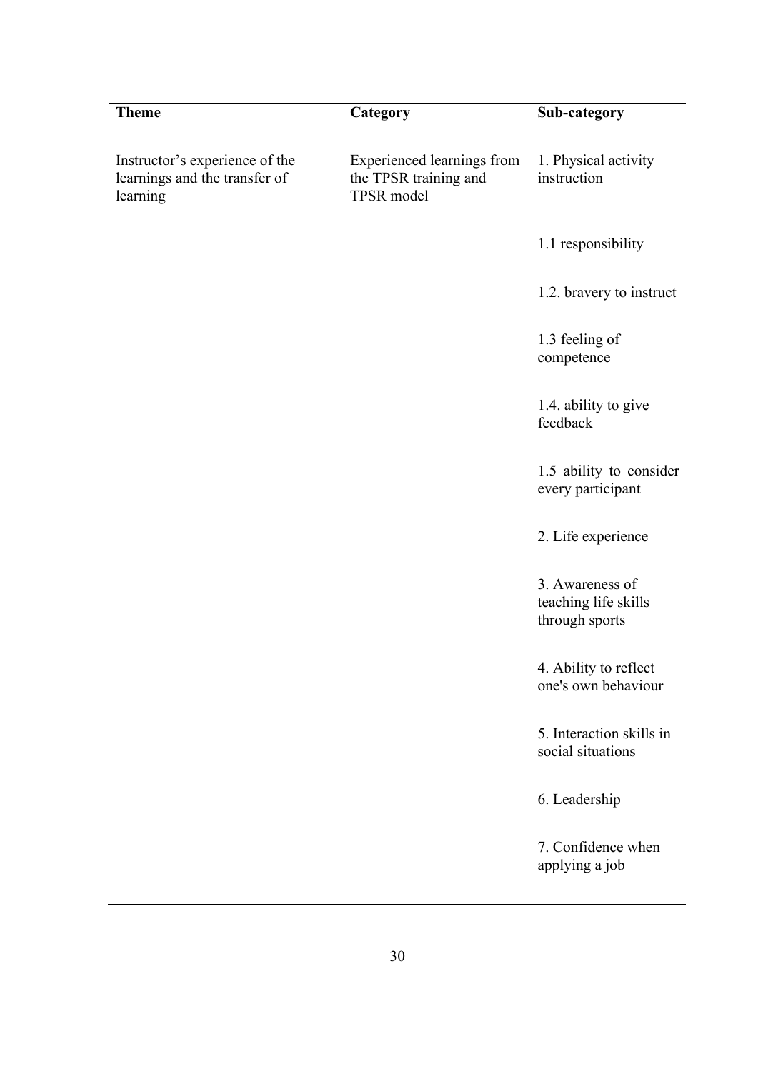| Theme | Category | Sub-category |
| --- | --- | --- |
| Instructor's experience of the learnings and the transfer of learning | Experienced learnings from the TPSR training and TPSR model | 1. Physical activity instruction |
| | | 1.1 responsibility |
| | | 1.2. bravery to instruct |
| | | 1.3 feeling of competence |
| | | 1.4. ability to give feedback |
| | | 1.5 ability to consider every participant |
| | | 2. Life experience |
| | | 3. Awareness of teaching life skills through sports |
| | | 4. Ability to reflect one's own behaviour |
| | | 5. Interaction skills in social situations |
| | | 6. Leadership |
| | | 7. Confidence when applying a job |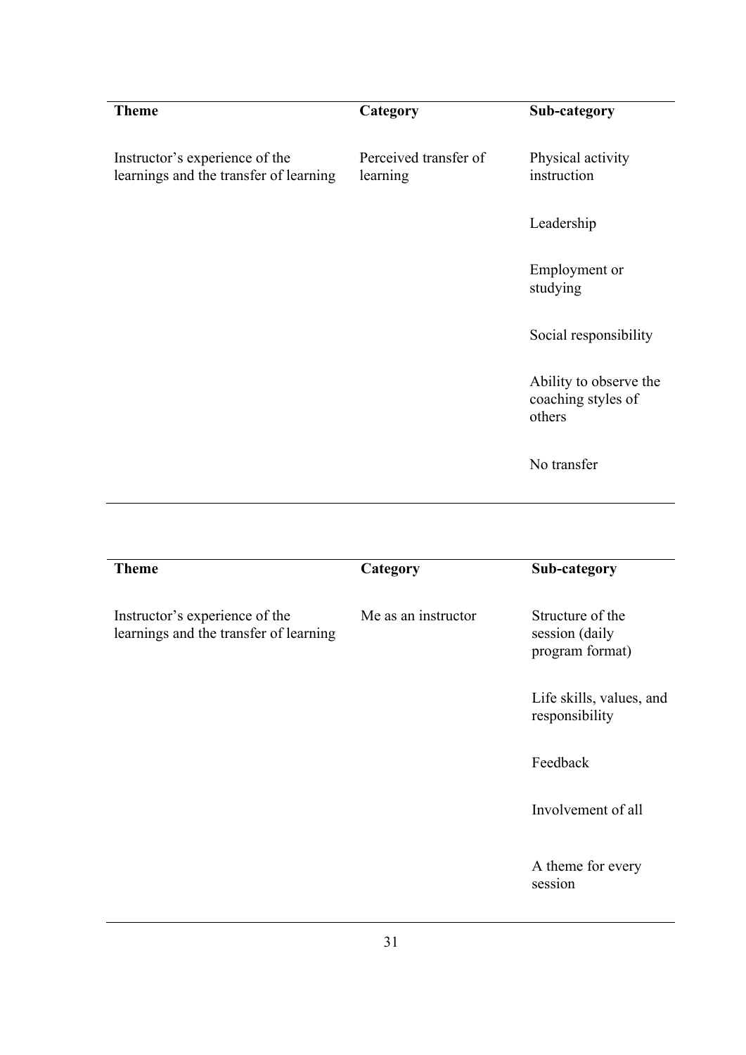| Theme | Category | Sub-category |
|---|---|---|
| Instructor's experience of the learnings and the transfer of learning | Perceived transfer of learning | Physical activity instruction |
| | | Leadership |
| | | Employment or studying |
| | | Social responsibility |
| | | Ability to observe the coaching styles of others |
| | | No transfer |

| Theme | Category | Sub-category |
|---|---|---|
| Instructor's experience of the learnings and the transfer of learning | Me as an instructor | Structure of the session (daily program format) |
| | | Life skills, values, and responsibility |
| | | Feedback |
| | | Involvement of all |
| | | A theme for every session |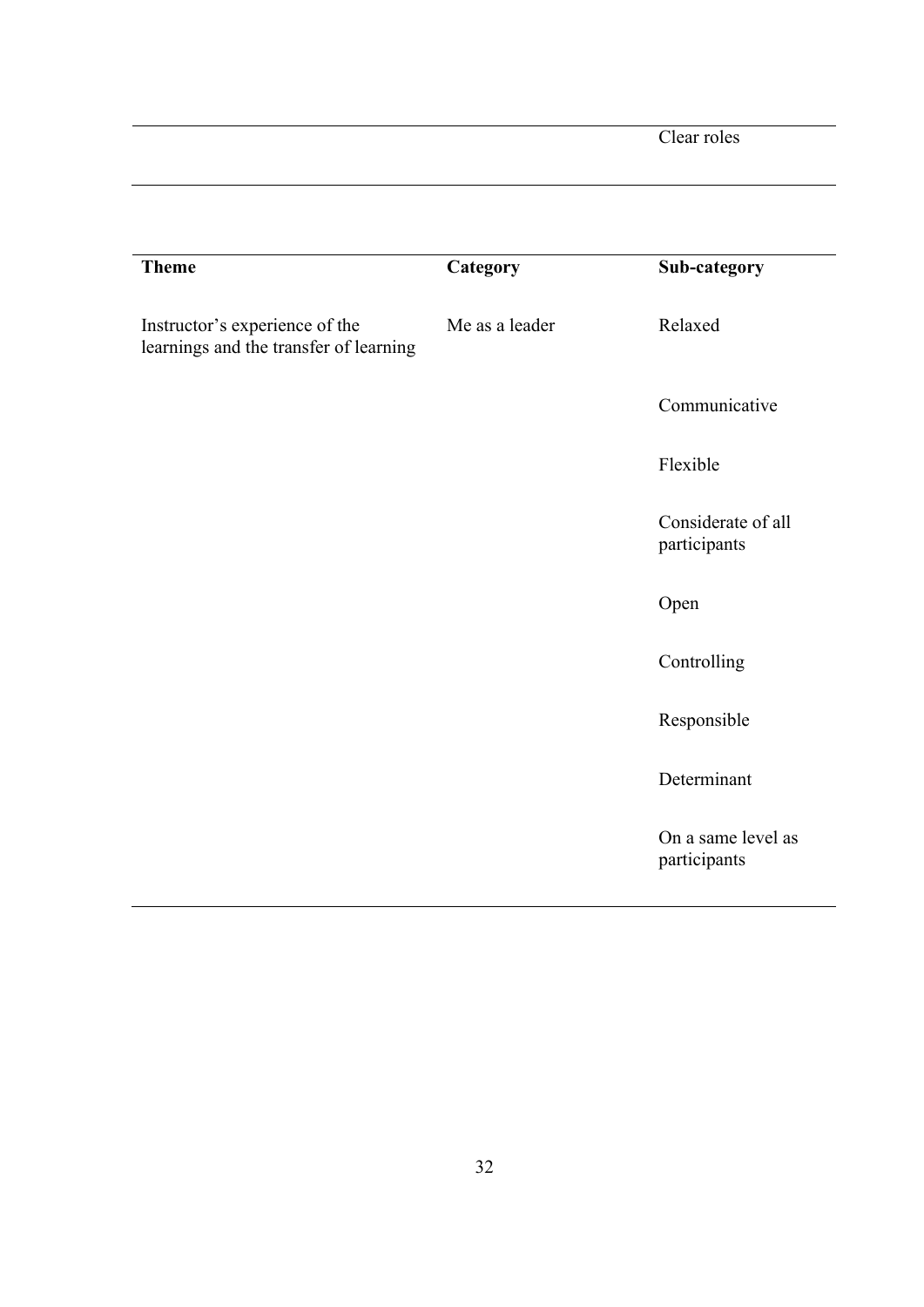| | | Clear roles |
|---|---|---|

| Theme | Category | Sub-category |
|---|---|---|
| Instructor's experience of the learnings and the transfer of learning | Me as a leader | Relaxed |
| | | Communicative |
| | | Flexible |
| | | Considerate of all participants |
| | | Open |
| | | Controlling |
| | | Responsible |
| | | Determinant |
| | | On a same level as participants |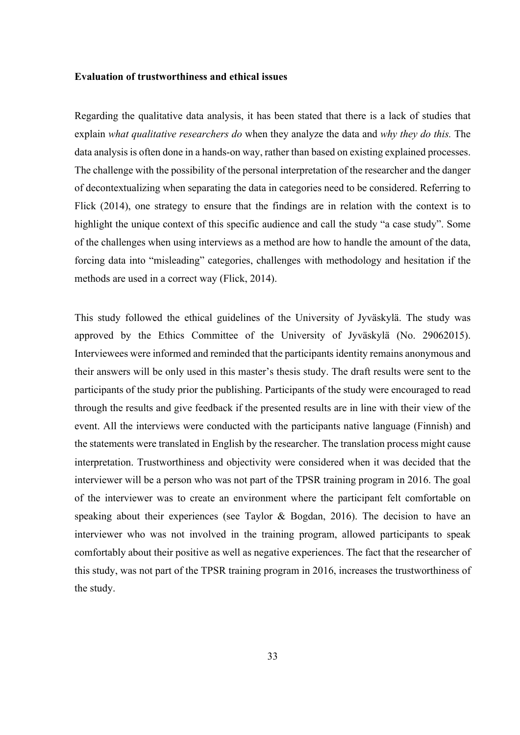**Evaluation of trustworthiness and ethical issues**

Regarding the qualitative data analysis, it has been stated that there is a lack of studies that explain *what qualitative researchers do* when they analyze the data and *why they do this.* The data analysis is often done in a hands-on way, rather than based on existing explained processes. The challenge with the possibility of the personal interpretation of the researcher and the danger of decontextualizing when separating the data in categories need to be considered. Referring to Flick (2014), one strategy to ensure that the findings are in relation with the context is to highlight the unique context of this specific audience and call the study "a case study". Some of the challenges when using interviews as a method are how to handle the amount of the data, forcing data into "misleading" categories, challenges with methodology and hesitation if the methods are used in a correct way (Flick, 2014).

This study followed the ethical guidelines of the University of Jyväskylä. The study was approved by the Ethics Committee of the University of Jyväskylä (No. 29062015). Interviewees were informed and reminded that the participants identity remains anonymous and their answers will be only used in this master's thesis study. The draft results were sent to the participants of the study prior the publishing. Participants of the study were encouraged to read through the results and give feedback if the presented results are in line with their view of the event. All the interviews were conducted with the participants native language (Finnish) and the statements were translated in English by the researcher. The translation process might cause interpretation. Trustworthiness and objectivity were considered when it was decided that the interviewer will be a person who was not part of the TPSR training program in 2016. The goal of the interviewer was to create an environment where the participant felt comfortable on speaking about their experiences (see Taylor & Bogdan, 2016). The decision to have an interviewer who was not involved in the training program, allowed participants to speak comfortably about their positive as well as negative experiences. The fact that the researcher of this study, was not part of the TPSR training program in 2016, increases the trustworthiness of the study.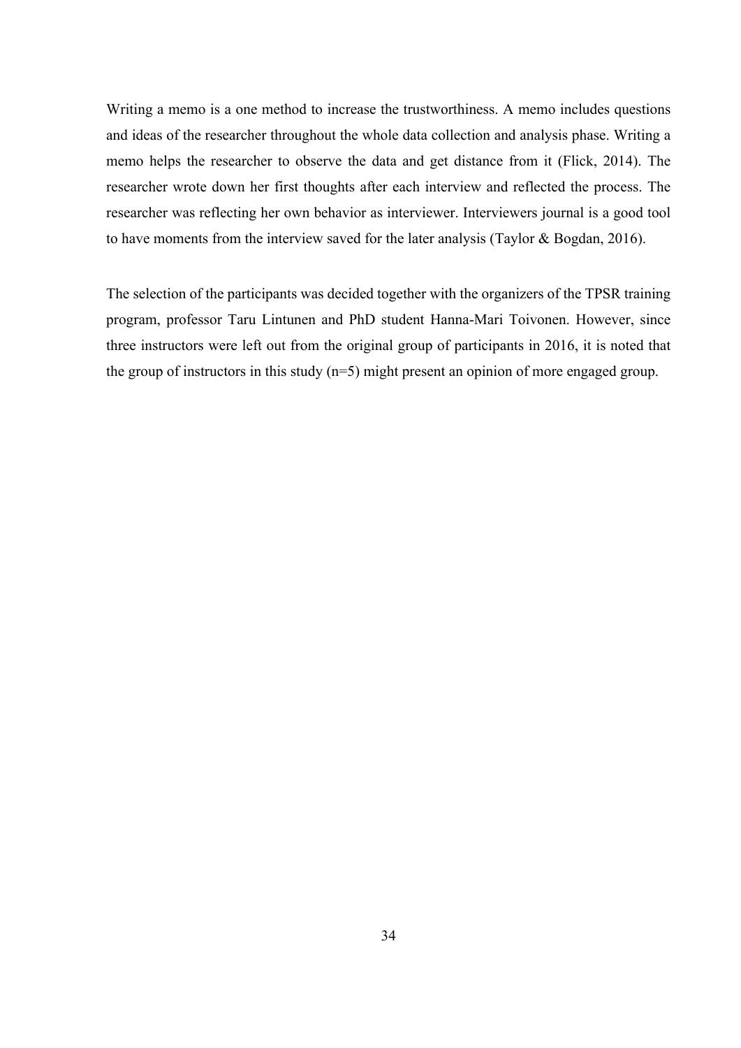Writing a memo is a one method to increase the trustworthiness. A memo includes questions and ideas of the researcher throughout the whole data collection and analysis phase. Writing a memo helps the researcher to observe the data and get distance from it (Flick, 2014). The researcher wrote down her first thoughts after each interview and reflected the process. The researcher was reflecting her own behavior as interviewer. Interviewers journal is a good tool to have moments from the interview saved for the later analysis (Taylor & Bogdan, 2016).

The selection of the participants was decided together with the organizers of the TPSR training program, professor Taru Lintunen and PhD student Hanna-Mari Toivonen. However, since three instructors were left out from the original group of participants in 2016, it is noted that the group of instructors in this study (n=5) might present an opinion of more engaged group.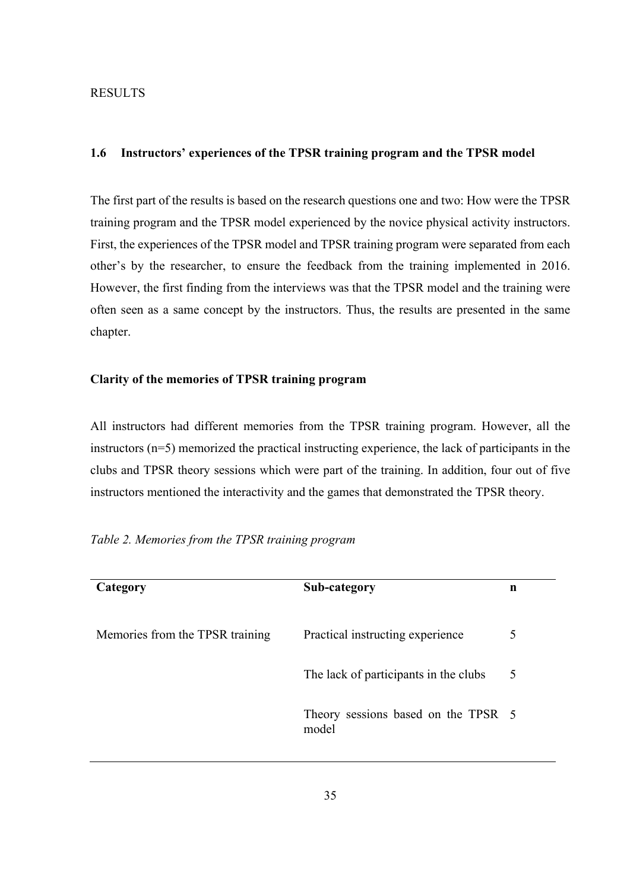RESULTS

## 1.6 Instructors' experiences of the TPSR training program and the TPSR model

The first part of the results is based on the research questions one and two: How were the TPSR training program and the TPSR model experienced by the novice physical activity instructors. First, the experiences of the TPSR model and TPSR training program were separated from each other's by the researcher, to ensure the feedback from the training implemented in 2016. However, the first finding from the interviews was that the TPSR model and the training were often seen as a same concept by the instructors. Thus, the results are presented in the same chapter.

### Clarity of the memories of TPSR training program

All instructors had different memories from the TPSR training program. However, all the instructors (n=5) memorized the practical instructing experience, the lack of participants in the clubs and TPSR theory sessions which were part of the training. In addition, four out of five instructors mentioned the interactivity and the games that demonstrated the TPSR theory.

*Table 2. Memories from the TPSR training program*

| Category | Sub-category | n |
|---|---|---|
| Memories from the TPSR training | Practical instructing experience | 5 |
| | The lack of participants in the clubs | 5 |
| | Theory sessions based on the TPSR model | 5 |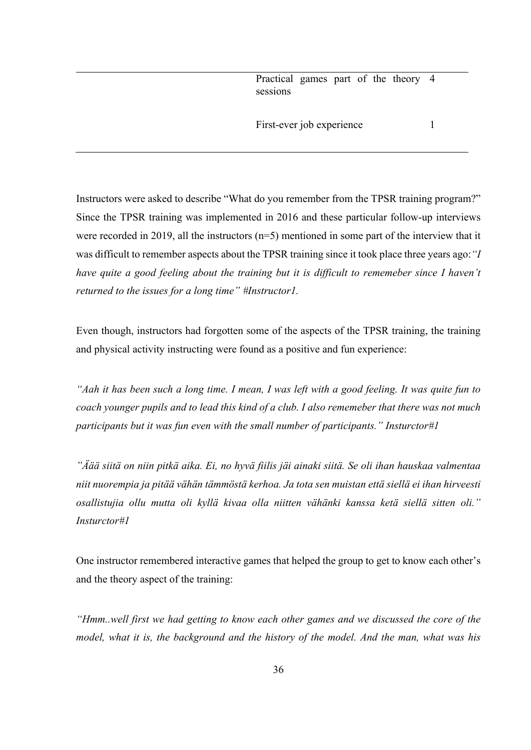| | | |
|---|---|---|
| | Practical games part of the theory sessions | 4 |
| | First-ever job experience | 1 |

Instructors were asked to describe "What do you remember from the TPSR training program?" Since the TPSR training was implemented in 2016 and these particular follow-up interviews were recorded in 2019, all the instructors (n=5) mentioned in some part of the interview that it was difficult to remember aspects about the TPSR training since it took place three years ago:*"I have quite a good feeling about the training but it is difficult to rememeber since I haven't returned to the issues for a long time" #Instructor1.*

Even though, instructors had forgotten some of the aspects of the TPSR training, the training and physical activity instructing were found as a positive and fun experience:

*"Aah it has been such a long time. I mean, I was left with a good feeling. It was quite fun to coach younger pupils and to lead this kind of a club. I also rememeber that there was not much participants but it was fun even with the small number of participants." Insturctor#1*

*"Äää siitä on niin pitkä aika. Ei, no hyvä fiilis jäi ainaki siitä. Se oli ihan hauskaa valmentaa niit nuorempia ja pitää vähän tämmöstä kerhoa. Ja tota sen muistan että siellä ei ihan hirveesti osallistujia ollu mutta oli kyllä kivaa olla niitten vähänki kanssa ketä siellä sitten oli." Insturctor#1*

One instructor remembered interactive games that helped the group to get to know each other's and the theory aspect of the training:

*"Hmm..well first we had getting to know each other games and we discussed the core of the model, what it is, the background and the history of the model. And the man, what was his*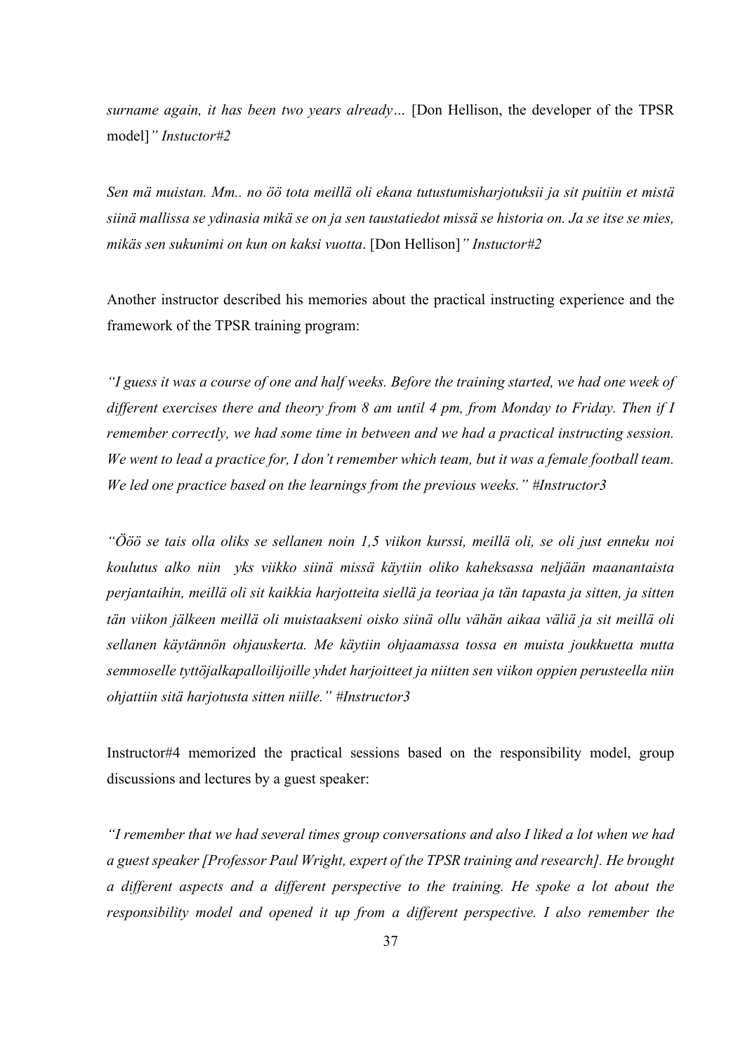*surname again, it has been two years already…* [Don Hellison, the developer of the TPSR model]*" Instuctor#2*

*Sen mä muistan. Mm.. no öö tota meillä oli ekana tutustumisharjotuksii ja sit puitiin et mistä siinä mallissa se ydinasia mikä se on ja sen taustatiedot missä se historia on. Ja se itse se mies, mikäs sen sukunimi on kun on kaksi vuotta*. [Don Hellison]*" Instuctor#2*

Another instructor described his memories about the practical instructing experience and the framework of the TPSR training program:

*"I guess it was a course of one and half weeks. Before the training started, we had one week of different exercises there and theory from 8 am until 4 pm, from Monday to Friday. Then if I remember correctly, we had some time in between and we had a practical instructing session. We went to lead a practice for, I don't remember which team, but it was a female football team. We led one practice based on the learnings from the previous weeks." #Instructor3*

*"Ööö se tais olla oliks se sellanen noin 1,5 viikon kurssi, meillä oli, se oli just enneku noi koulutus alko niin yks viikko siinä missä käytiin oliko kaheksassa neljään maanantaista perjantaihin, meillä oli sit kaikkia harjotteita siellä ja teoriaa ja tän tapasta ja sitten, ja sitten tän viikon jälkeen meillä oli muistaakseni oisko siinä ollu vähän aikaa väliä ja sit meillä oli sellanen käytännön ohjauskerta. Me käytiin ohjaamassa tossa en muista joukkuetta mutta semmoselle tyttöjalkapalloilijoille yhdet harjoitteet ja niitten sen viikon oppien perusteella niin ohjattiin sitä harjotusta sitten niille." #Instructor3*

Instructor#4 memorized the practical sessions based on the responsibility model, group discussions and lectures by a guest speaker:

*"I remember that we had several times group conversations and also I liked a lot when we had a guest speaker [Professor Paul Wright, expert of the TPSR training and research]. He brought a different aspects and a different perspective to the training. He spoke a lot about the responsibility model and opened it up from a different perspective. I also remember the*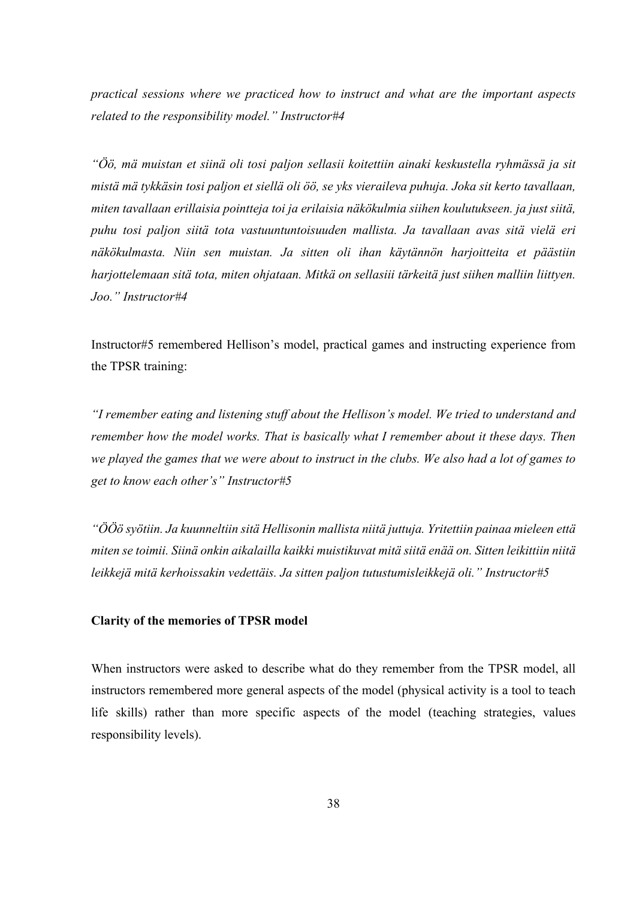*practical sessions where we practiced how to instruct and what are the important aspects related to the responsibility model." Instructor#4*

*"Öö, mä muistan et siinä oli tosi paljon sellasii koitettiin ainaki keskustella ryhmässä ja sit mistä mä tykkäsin tosi paljon et siellä oli öö, se yks vieraileva puhuja. Joka sit kerto tavallaan, miten tavallaan erillaisia pointteja toi ja erilaisia näkökulmia siihen koulutukseen. ja just siitä, puhu tosi paljon siitä tota vastuuntuntoisuuden mallista. Ja tavallaan avas sitä vielä eri näkökulmasta. Niin sen muistan. Ja sitten oli ihan käytännön harjoitteita et päästiin harjottelemaan sitä tota, miten ohjataan. Mitkä on sellasiii tärkeitä just siihen malliin liittyen. Joo." Instructor#4*

Instructor#5 remembered Hellison's model, practical games and instructing experience from the TPSR training:

*"I remember eating and listening stuff about the Hellison's model. We tried to understand and remember how the model works. That is basically what I remember about it these days. Then we played the games that we were about to instruct in the clubs. We also had a lot of games to get to know each other's" Instructor#5*

*"ÖÖö syötiin. Ja kuunneltiin sitä Hellisonin mallista niitä juttuja. Yritettiin painaa mieleen että miten se toimii. Siinä onkin aikalailla kaikki muistikuvat mitä siitä enää on. Sitten leikittiin niitä leikkejä mitä kerhoissakin vedettäis. Ja sitten paljon tutustumisleikkejä oli." Instructor#5*

**Clarity of the memories of TPSR model**

When instructors were asked to describe what do they remember from the TPSR model, all instructors remembered more general aspects of the model (physical activity is a tool to teach life skills) rather than more specific aspects of the model (teaching strategies, values responsibility levels).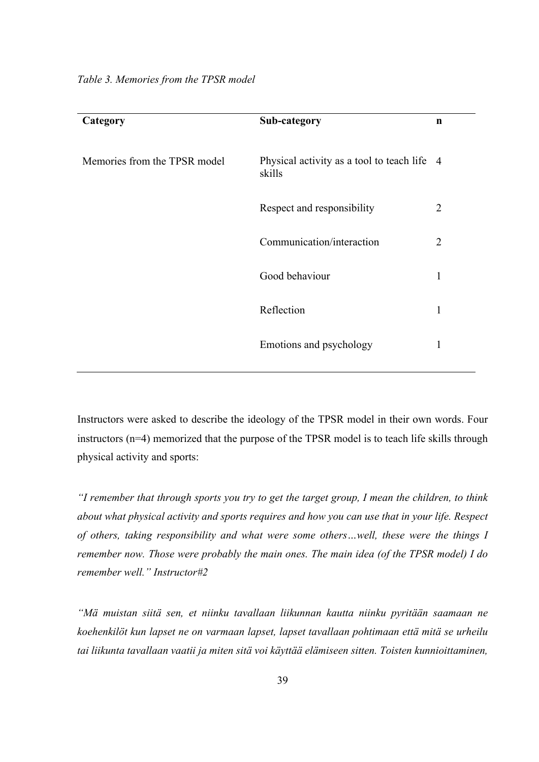*Table 3. Memories from the TPSR model*

| Category | Sub-category | n |
| --- | --- | --- |
| Memories from the TPSR model | Physical activity as a tool to teach life skills | 4 |
| | Respect and responsibility | 2 |
| | Communication/interaction | 2 |
| | Good behaviour | 1 |
| | Reflection | 1 |
| | Emotions and psychology | 1 |

Instructors were asked to describe the ideology of the TPSR model in their own words. Four instructors (n=4) memorized that the purpose of the TPSR model is to teach life skills through physical activity and sports:

*"I remember that through sports you try to get the target group, I mean the children, to think about what physical activity and sports requires and how you can use that in your life. Respect of others, taking responsibility and what were some others…well, these were the things I remember now. Those were probably the main ones. The main idea (of the TPSR model) I do remember well." Instructor#2*

*"Mä muistan siitä sen, et niinku tavallaan liikunnan kautta niinku pyritään saamaan ne koehenkilöt kun lapset ne on varmaan lapset, lapset tavallaan pohtimaan että mitä se urheilu tai liikunta tavallaan vaatii ja miten sitä voi käyttää elämiseen sitten. Toisten kunnioittaminen,*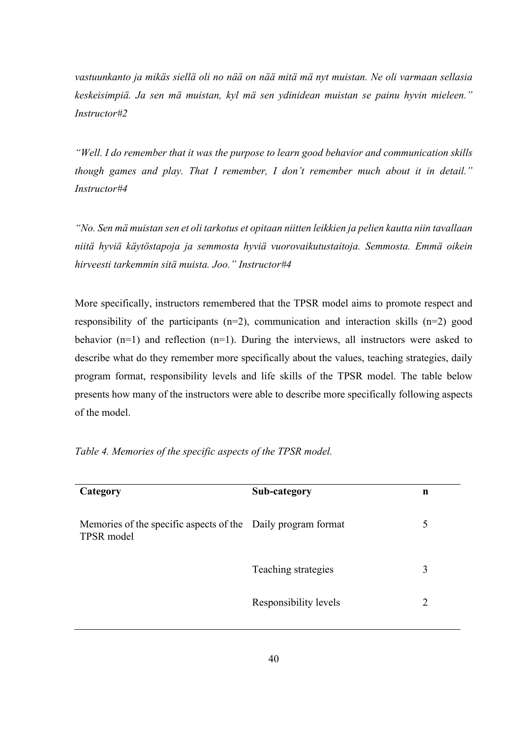*vastuunkanto ja mikäs siellä oli no nää on nää mitä mä nyt muistan. Ne oli varmaan sellasia keskeisimpiä. Ja sen mä muistan, kyl mä sen ydinidean muistan se painu hyvin mieleen." Instructor#2*

*"Well. I do remember that it was the purpose to learn good behavior and communication skills though games and play. That I remember, I don't remember much about it in detail." Instructor#4*

*"No. Sen mä muistan sen et oli tarkotus et opitaan niitten leikkien ja pelien kautta niin tavallaan niitä hyviä käytöstapoja ja semmosta hyviä vuorovaikutustaitoja. Semmosta. Emmä oikein hirveesti tarkemmin sitä muista. Joo." Instructor#4*

More specifically, instructors remembered that the TPSR model aims to promote respect and responsibility of the participants (n=2), communication and interaction skills (n=2) good behavior (n=1) and reflection (n=1). During the interviews, all instructors were asked to describe what do they remember more specifically about the values, teaching strategies, daily program format, responsibility levels and life skills of the TPSR model. The table below presents how many of the instructors were able to describe more specifically following aspects of the model.

*Table 4. Memories of the specific aspects of the TPSR model.*

| Category | Sub-category | n |
|---|---|---|
| Memories of the specific aspects of the TPSR model | Daily program format | 5 |
| | Teaching strategies | 3 |
| | Responsibility levels | 2 |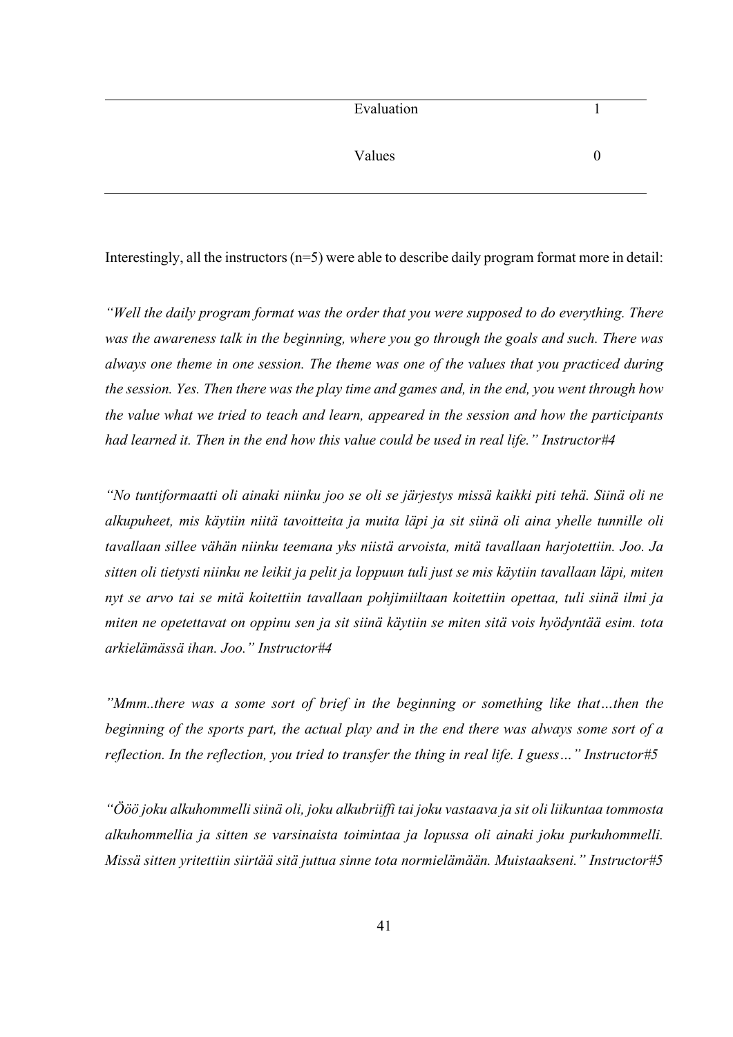| | |
|---|---|
| Evaluation | 1 |
| Values | 0 |

Interestingly, all the instructors (n=5) were able to describe daily program format more in detail:

*"Well the daily program format was the order that you were supposed to do everything. There was the awareness talk in the beginning, where you go through the goals and such. There was always one theme in one session. The theme was one of the values that you practiced during the session. Yes. Then there was the play time and games and, in the end, you went through how the value what we tried to teach and learn, appeared in the session and how the participants had learned it. Then in the end how this value could be used in real life." Instructor#4*

*"No tuntiformaatti oli ainaki niinku joo se oli se järjestys missä kaikki piti tehä. Siinä oli ne alkupuheet, mis käytiin niitä tavoitteita ja muita läpi ja sit siinä oli aina yhelle tunnille oli tavallaan sillee vähän niinku teemana yks niistä arvoista, mitä tavallaan harjotettiin. Joo. Ja sitten oli tietysti niinku ne leikit ja pelit ja loppuun tuli just se mis käytiin tavallaan läpi, miten nyt se arvo tai se mitä koitettiin tavallaan pohjimiiltaan koitettiin opettaa, tuli siinä ilmi ja miten ne opetettavat on oppinu sen ja sit siinä käytiin se miten sitä vois hyödyntää esim. tota arkielämässä ihan. Joo." Instructor#4*

*"Mmm..there was a some sort of brief in the beginning or something like that…then the beginning of the sports part, the actual play and in the end there was always some sort of a reflection. In the reflection, you tried to transfer the thing in real life. I guess…" Instructor#5*

*"Ööö joku alkuhommelli siinä oli, joku alkubriiffi tai joku vastaava ja sit oli liikuntaa tommosta alkuhommellia ja sitten se varsinaista toimintaa ja lopussa oli ainaki joku purkuhommelli. Missä sitten yritettiin siirtää sitä juttua sinne tota normielämään. Muistaakseni." Instructor#5*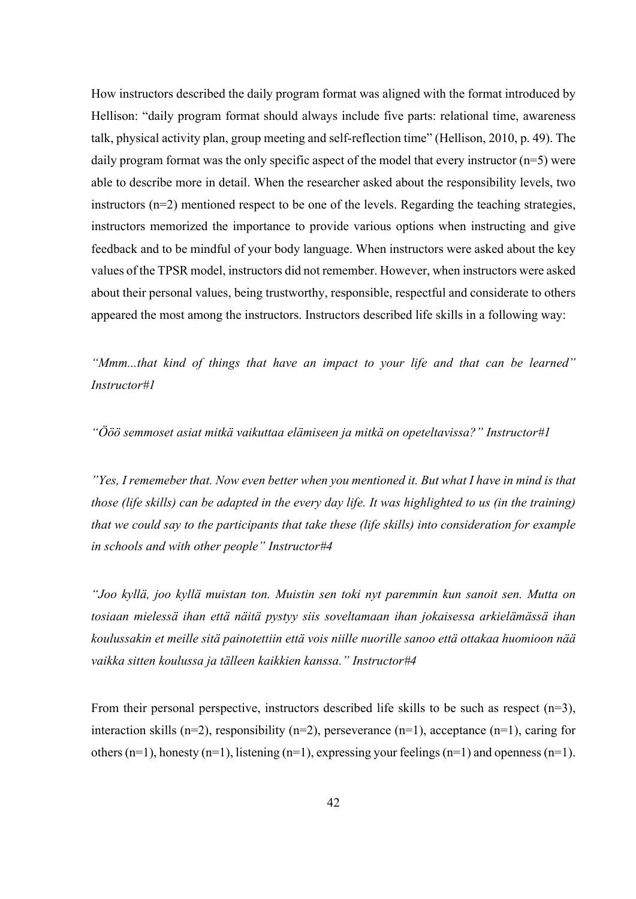How instructors described the daily program format was aligned with the format introduced by Hellison: "daily program format should always include five parts: relational time, awareness talk, physical activity plan, group meeting and self-reflection time" (Hellison, 2010, p. 49). The daily program format was the only specific aspect of the model that every instructor (n=5) were able to describe more in detail. When the researcher asked about the responsibility levels, two instructors (n=2) mentioned respect to be one of the levels. Regarding the teaching strategies, instructors memorized the importance to provide various options when instructing and give feedback and to be mindful of your body language. When instructors were asked about the key values of the TPSR model, instructors did not remember. However, when instructors were asked about their personal values, being trustworthy, responsible, respectful and considerate to others appeared the most among the instructors. Instructors described life skills in a following way:

*"Mmm...that kind of things that have an impact to your life and that can be learned" Instructor#1*

*"Ööö semmoset asiat mitkä vaikuttaa elämiseen ja mitkä on opeteltavissa?" Instructor#1*

*"Yes, I rememeber that. Now even better when you mentioned it. But what I have in mind is that those (life skills) can be adapted in the every day life. It was highlighted to us (in the training) that we could say to the participants that take these (life skills) into consideration for example in schools and with other people" Instructor#4*

*"Joo kyllä, joo kyllä muistan ton. Muistin sen toki nyt paremmin kun sanoit sen. Mutta on tosiaan mielessä ihan että näitä pystyy siis soveltamaan ihan jokaisessa arkielämässä ihan koulussakin et meille sitä painotettiin että vois niille nuorille sanoo että ottakaa huomioon nää vaikka sitten koulussa ja tälleen kaikkien kanssa." Instructor#4*

From their personal perspective, instructors described life skills to be such as respect (n=3), interaction skills (n=2), responsibility (n=2), perseverance (n=1), acceptance (n=1), caring for others (n=1), honesty (n=1), listening (n=1), expressing your feelings (n=1) and openness (n=1).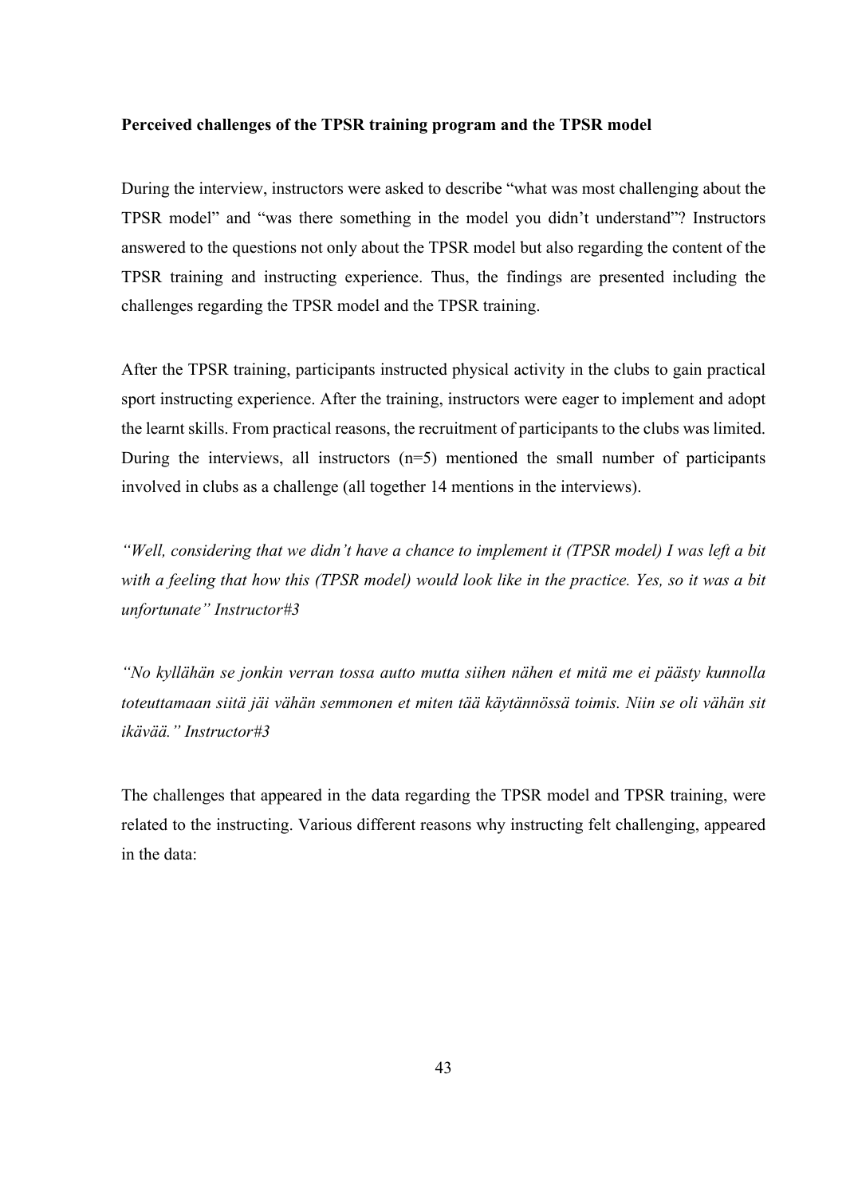**Perceived challenges of the TPSR training program and the TPSR model**

During the interview, instructors were asked to describe "what was most challenging about the TPSR model" and "was there something in the model you didn't understand"? Instructors answered to the questions not only about the TPSR model but also regarding the content of the TPSR training and instructing experience. Thus, the findings are presented including the challenges regarding the TPSR model and the TPSR training.

After the TPSR training, participants instructed physical activity in the clubs to gain practical sport instructing experience. After the training, instructors were eager to implement and adopt the learnt skills. From practical reasons, the recruitment of participants to the clubs was limited. During the interviews, all instructors (n=5) mentioned the small number of participants involved in clubs as a challenge (all together 14 mentions in the interviews).

*"Well, considering that we didn't have a chance to implement it (TPSR model) I was left a bit with a feeling that how this (TPSR model) would look like in the practice. Yes, so it was a bit unfortunate" Instructor#3*

*"No kyllähän se jonkin verran tossa autto mutta siihen nähen et mitä me ei päästy kunnolla toteuttamaan siitä jäi vähän semmonen et miten tää käytännössä toimis. Niin se oli vähän sit ikävää." Instructor#3*

The challenges that appeared in the data regarding the TPSR model and TPSR training, were related to the instructing. Various different reasons why instructing felt challenging, appeared in the data: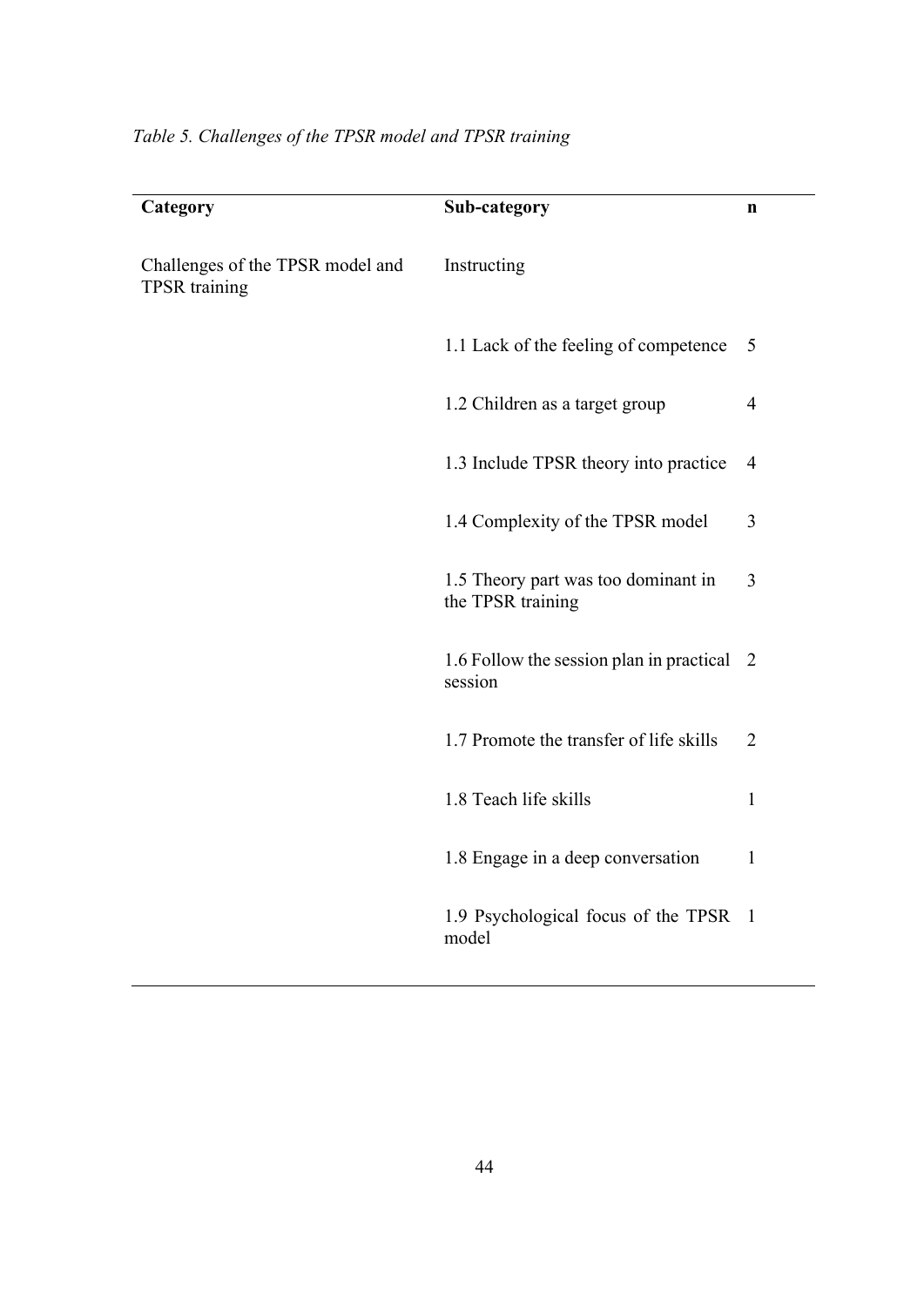*Table 5. Challenges of the TPSR model and TPSR training*

| Category | Sub-category | n |
|---|---|---|
| Challenges of the TPSR model and TPSR training | Instructing | |
| | 1.1 Lack of the feeling of competence | 5 |
| | 1.2 Children as a target group | 4 |
| | 1.3 Include TPSR theory into practice | 4 |
| | 1.4 Complexity of the TPSR model | 3 |
| | 1.5 Theory part was too dominant in the TPSR training | 3 |
| | 1.6 Follow the session plan in practical session | 2 |
| | 1.7 Promote the transfer of life skills | 2 |
| | 1.8 Teach life skills | 1 |
| | 1.8 Engage in a deep conversation | 1 |
| | 1.9 Psychological focus of the TPSR model | 1 |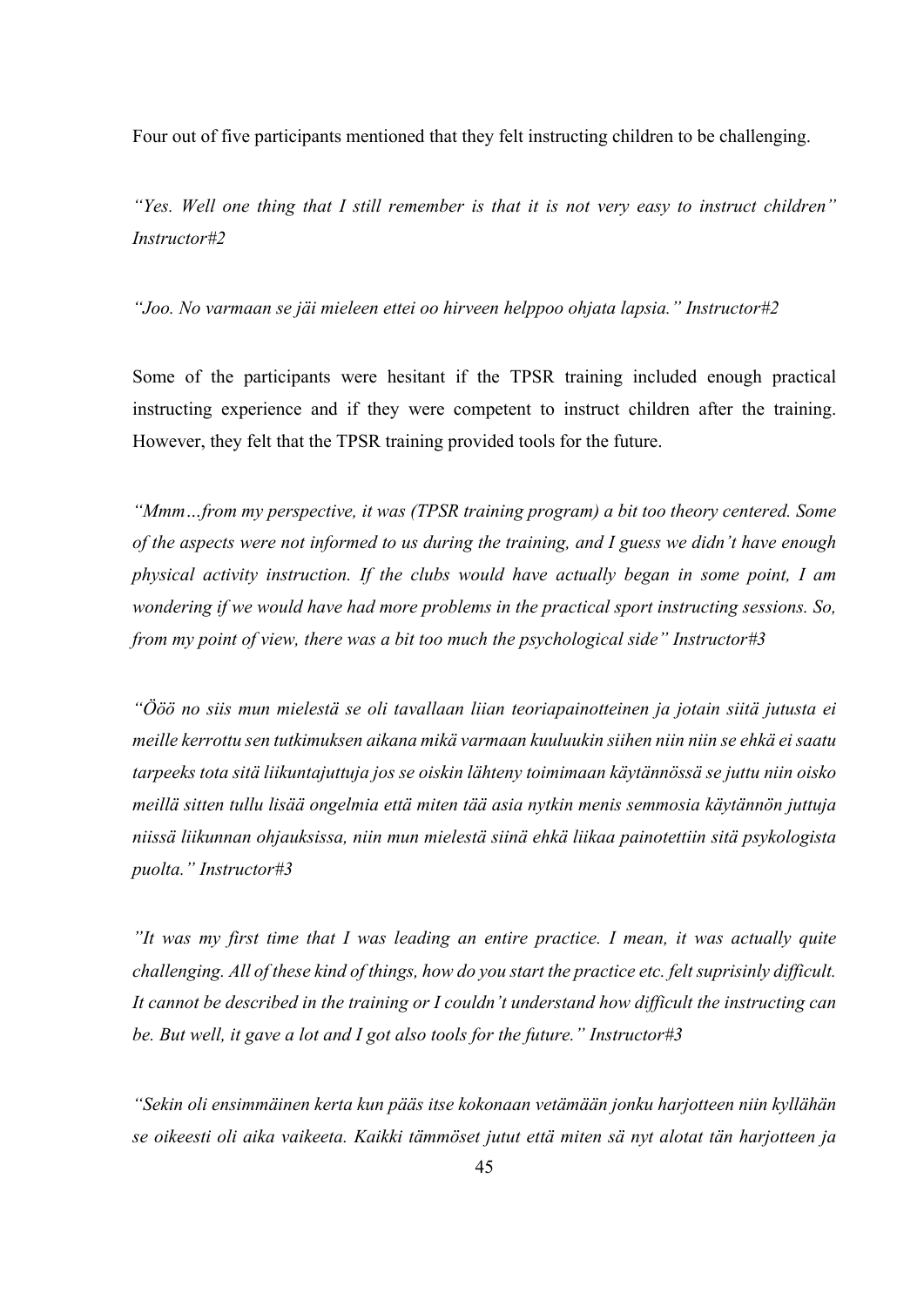Four out of five participants mentioned that they felt instructing children to be challenging.

*"Yes. Well one thing that I still remember is that it is not very easy to instruct children" Instructor#2*

*"Joo. No varmaan se jäi mieleen ettei oo hirveen helppoo ohjata lapsia." Instructor#2*

Some of the participants were hesitant if the TPSR training included enough practical instructing experience and if they were competent to instruct children after the training. However, they felt that the TPSR training provided tools for the future.

*"Mmm…from my perspective, it was (TPSR training program) a bit too theory centered. Some of the aspects were not informed to us during the training, and I guess we didn't have enough physical activity instruction. If the clubs would have actually began in some point, I am wondering if we would have had more problems in the practical sport instructing sessions. So, from my point of view, there was a bit too much the psychological side" Instructor#3*

*"Ööö no siis mun mielestä se oli tavallaan liian teoriapainotteinen ja jotain siitä jutusta ei meille kerrottu sen tutkimuksen aikana mikä varmaan kuuluukin siihen niin niin se ehkä ei saatu tarpeeks tota sitä liikuntajuttuja jos se oiskin lähteny toimimaan käytännössä se juttu niin oisko meillä sitten tullu lisää ongelmia että miten tää asia nytkin menis semmosia käytännön juttuja niissä liikunnan ohjauksissa, niin mun mielestä siinä ehkä liikaa painotettiin sitä psykologista puolta." Instructor#3*

*"It was my first time that I was leading an entire practice. I mean, it was actually quite challenging. All of these kind of things, how do you start the practice etc. felt suprisinly difficult. It cannot be described in the training or I couldn't understand how difficult the instructing can be. But well, it gave a lot and I got also tools for the future." Instructor#3*

*"Sekin oli ensimmäinen kerta kun pääs itse kokonaan vetämään jonku harjotteen niin kyllähän se oikeesti oli aika vaikeeta. Kaikki tämmöset jutut että miten sä nyt alotat tän harjotteen ja*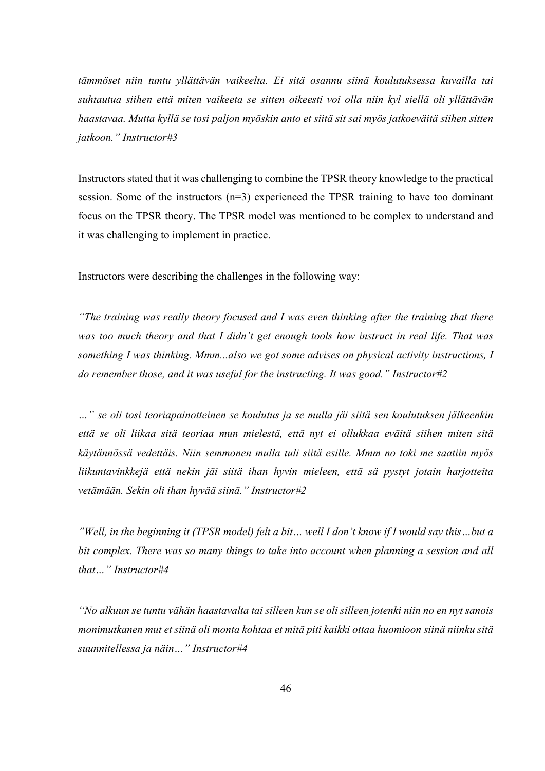*tämmöset niin tuntu yllättävän vaikeelta. Ei sitä osannu siinä koulutuksessa kuvailla tai suhtautua siihen että miten vaikeeta se sitten oikeesti voi olla niin kyl siellä oli yllättävän haastavaa. Mutta kyllä se tosi paljon myöskin anto et siitä sit sai myös jatkoeväitä siihen sitten jatkoon." Instructor#3*

Instructors stated that it was challenging to combine the TPSR theory knowledge to the practical session. Some of the instructors (n=3) experienced the TPSR training to have too dominant focus on the TPSR theory. The TPSR model was mentioned to be complex to understand and it was challenging to implement in practice.

Instructors were describing the challenges in the following way:

*"The training was really theory focused and I was even thinking after the training that there was too much theory and that I didn't get enough tools how instruct in real life. That was something I was thinking. Mmm...also we got some advises on physical activity instructions, I do remember those, and it was useful for the instructing. It was good." Instructor#2*

*…" se oli tosi teoriapainotteinen se koulutus ja se mulla jäi siitä sen koulutuksen jälkeenkin että se oli liikaa sitä teoriaa mun mielestä, että nyt ei ollukkaa eväitä siihen miten sitä käytännössä vedettäis. Niin semmonen mulla tuli siitä esille. Mmm no toki me saatiin myös liikuntavinkkejä että nekin jäi siitä ihan hyvin mieleen, että sä pystyt jotain harjotteita vetämään. Sekin oli ihan hyvää siinä." Instructor#2*

*"Well, in the beginning it (TPSR model) felt a bit… well I don't know if I would say this…but a bit complex. There was so many things to take into account when planning a session and all that…" Instructor#4*

*"No alkuun se tuntu vähän haastavalta tai silleen kun se oli silleen jotenki niin no en nyt sanois monimutkanen mut et siinä oli monta kohtaa et mitä piti kaikki ottaa huomioon siinä niinku sitä suunnitellessa ja näin…" Instructor#4*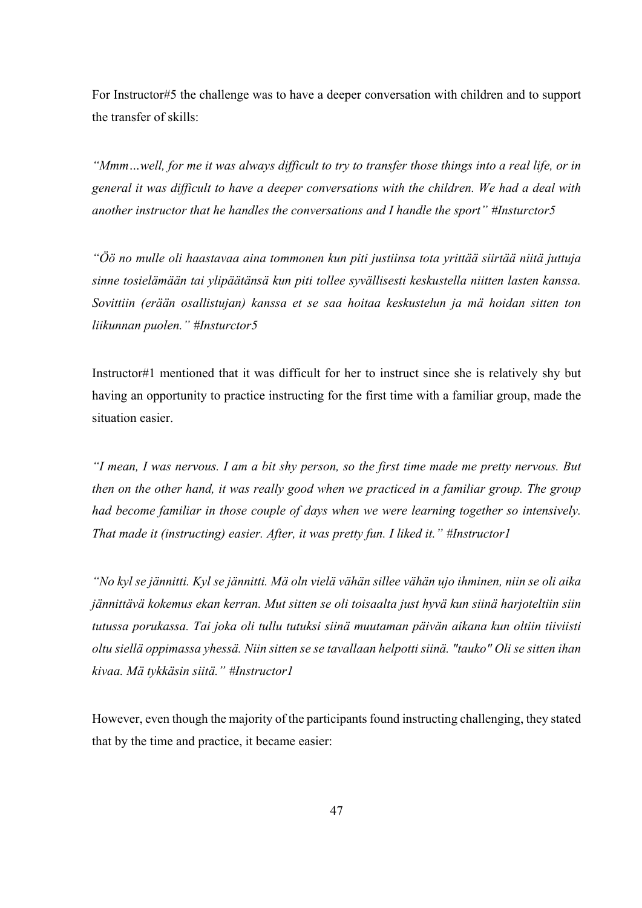For Instructor#5 the challenge was to have a deeper conversation with children and to support the transfer of skills:

*"Mmm…well, for me it was always difficult to try to transfer those things into a real life, or in general it was difficult to have a deeper conversations with the children. We had a deal with another instructor that he handles the conversations and I handle the sport" #Insturctor5*

*"Öö no mulle oli haastavaa aina tommonen kun piti justiinsa tota yrittää siirtää niitä juttuja sinne tosielämään tai ylipäätänsä kun piti tollee syvällisesti keskustella niitten lasten kanssa. Sovittiin (erään osallistujan) kanssa et se saa hoitaa keskustelun ja mä hoidan sitten ton liikunnan puolen." #Insturctor5*

Instructor#1 mentioned that it was difficult for her to instruct since she is relatively shy but having an opportunity to practice instructing for the first time with a familiar group, made the situation easier.

*"I mean, I was nervous. I am a bit shy person, so the first time made me pretty nervous. But then on the other hand, it was really good when we practiced in a familiar group. The group had become familiar in those couple of days when we were learning together so intensively. That made it (instructing) easier. After, it was pretty fun. I liked it." #Instructor1*

*"No kyl se jännitti. Kyl se jännitti. Mä oln vielä vähän sillee vähän ujo ihminen, niin se oli aika jännittävä kokemus ekan kerran. Mut sitten se oli toisaalta just hyvä kun siinä harjoteltiin siin tutussa porukassa. Tai joka oli tullu tutuksi siinä muutaman päivän aikana kun oltiin tiiviisti oltu siellä oppimassa yhessä. Niin sitten se se tavallaan helpotti siinä. "tauko" Oli se sitten ihan kivaa. Mä tykkäsin siitä." #Instructor1*

However, even though the majority of the participants found instructing challenging, they stated that by the time and practice, it became easier: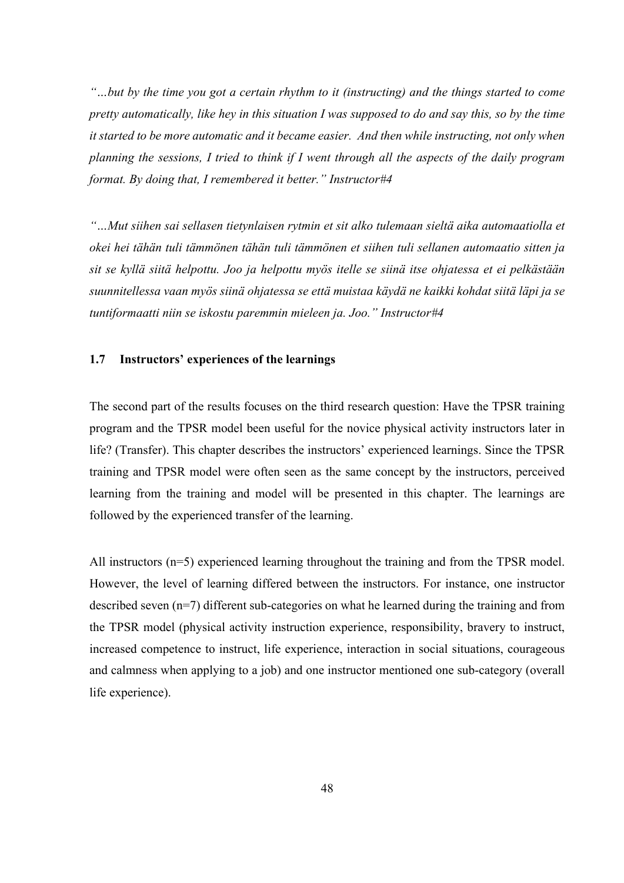*"…but by the time you got a certain rhythm to it (instructing) and the things started to come pretty automatically, like hey in this situation I was supposed to do and say this, so by the time it started to be more automatic and it became easier. And then while instructing, not only when planning the sessions, I tried to think if I went through all the aspects of the daily program format. By doing that, I remembered it better." Instructor#4*

*"…Mut siihen sai sellasen tietynlaisen rytmin et sit alko tulemaan sieltä aika automaatiolla et okei hei tähän tuli tämmönen tähän tuli tämmönen et siihen tuli sellanen automaatio sitten ja sit se kyllä siitä helpottu. Joo ja helpottu myös itelle se siinä itse ohjatessa et ei pelkästään suunnitellessa vaan myös siinä ohjatessa se että muistaa käydä ne kaikki kohdat siitä läpi ja se tuntiformaatti niin se iskostu paremmin mieleen ja. Joo." Instructor#4*

### 1.7 Instructors' experiences of the learnings

The second part of the results focuses on the third research question: Have the TPSR training program and the TPSR model been useful for the novice physical activity instructors later in life? (Transfer). This chapter describes the instructors' experienced learnings. Since the TPSR training and TPSR model were often seen as the same concept by the instructors, perceived learning from the training and model will be presented in this chapter. The learnings are followed by the experienced transfer of the learning.

All instructors (n=5) experienced learning throughout the training and from the TPSR model. However, the level of learning differed between the instructors. For instance, one instructor described seven (n=7) different sub-categories on what he learned during the training and from the TPSR model (physical activity instruction experience, responsibility, bravery to instruct, increased competence to instruct, life experience, interaction in social situations, courageous and calmness when applying to a job) and one instructor mentioned one sub-category (overall life experience).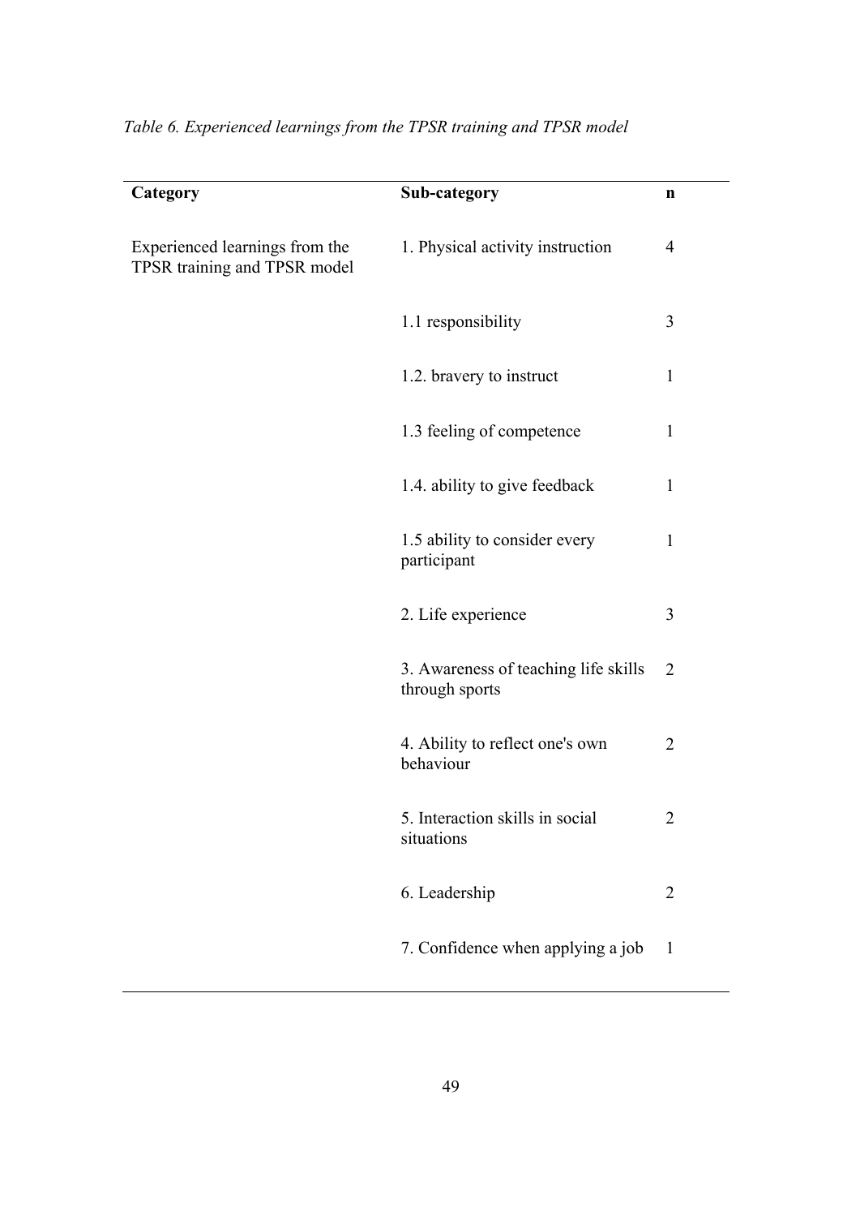*Table 6. Experienced learnings from the TPSR training and TPSR model*

| Category | Sub-category | n |
|---|---|---|
| Experienced learnings from the TPSR training and TPSR model | 1. Physical activity instruction | 4 |
| | 1.1 responsibility | 3 |
| | 1.2. bravery to instruct | 1 |
| | 1.3 feeling of competence | 1 |
| | 1.4. ability to give feedback | 1 |
| | 1.5 ability to consider every participant | 1 |
| | 2. Life experience | 3 |
| | 3. Awareness of teaching life skills through sports | 2 |
| | 4. Ability to reflect one's own behaviour | 2 |
| | 5. Interaction skills in social situations | 2 |
| | 6. Leadership | 2 |
| | 7. Confidence when applying a job | 1 |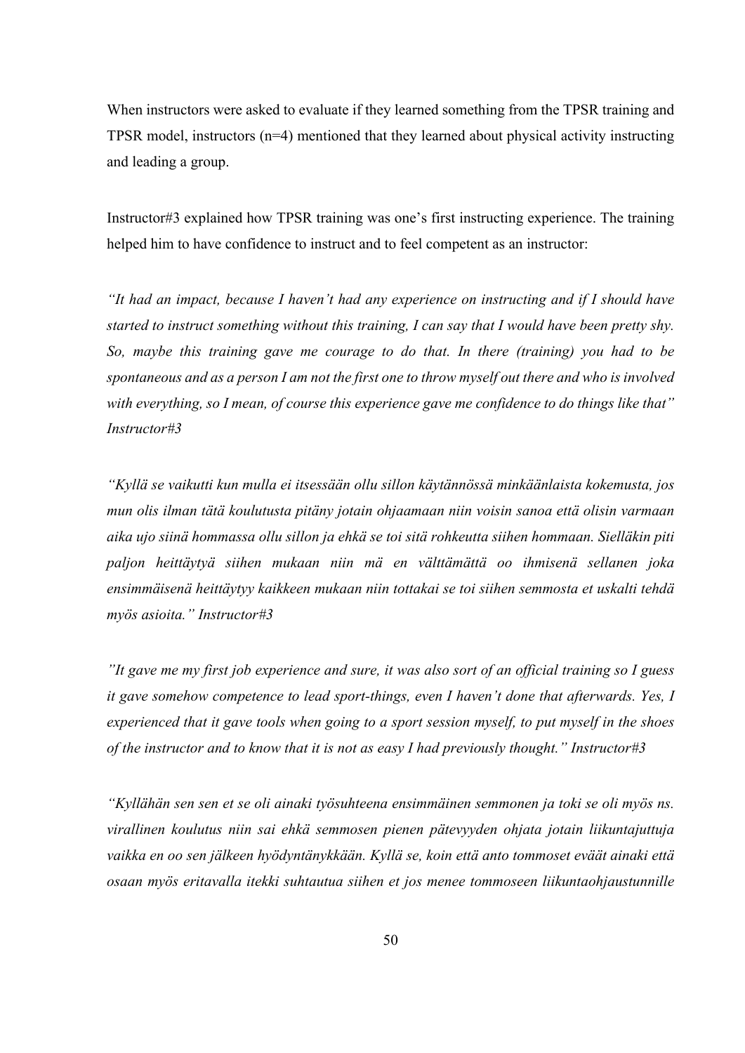When instructors were asked to evaluate if they learned something from the TPSR training and TPSR model, instructors (n=4) mentioned that they learned about physical activity instructing and leading a group.

Instructor#3 explained how TPSR training was one's first instructing experience. The training helped him to have confidence to instruct and to feel competent as an instructor:

*"It had an impact, because I haven't had any experience on instructing and if I should have started to instruct something without this training, I can say that I would have been pretty shy. So, maybe this training gave me courage to do that. In there (training) you had to be spontaneous and as a person I am not the first one to throw myself out there and who is involved with everything, so I mean, of course this experience gave me confidence to do things like that" Instructor#3*

*"Kyllä se vaikutti kun mulla ei itsessään ollu sillon käytännössä minkäänlaista kokemusta, jos mun olis ilman tätä koulutusta pitäny jotain ohjaamaan niin voisin sanoa että olisin varmaan aika ujo siinä hommassa ollu sillon ja ehkä se toi sitä rohkeutta siihen hommaan. Sielläkin piti paljon heittäytyä siihen mukaan niin mä en välttämättä oo ihmisenä sellanen joka ensimmäisenä heittäytyy kaikkeen mukaan niin tottakai se toi siihen semmosta et uskalti tehdä myös asioita." Instructor#3*

*"It gave me my first job experience and sure, it was also sort of an official training so I guess it gave somehow competence to lead sport-things, even I haven't done that afterwards. Yes, I experienced that it gave tools when going to a sport session myself, to put myself in the shoes of the instructor and to know that it is not as easy I had previously thought." Instructor#3*

*"Kyllähän sen sen et se oli ainaki työsuhteena ensimmäinen semmonen ja toki se oli myös ns. virallinen koulutus niin sai ehkä semmosen pienen pätevyyden ohjata jotain liikuntajuttuja vaikka en oo sen jälkeen hyödyntänykkään. Kyllä se, koin että anto tommoset eväät ainaki että osaan myös eritavalla itekki suhtautua siihen et jos menee tommoseen liikuntaohjaustunnille*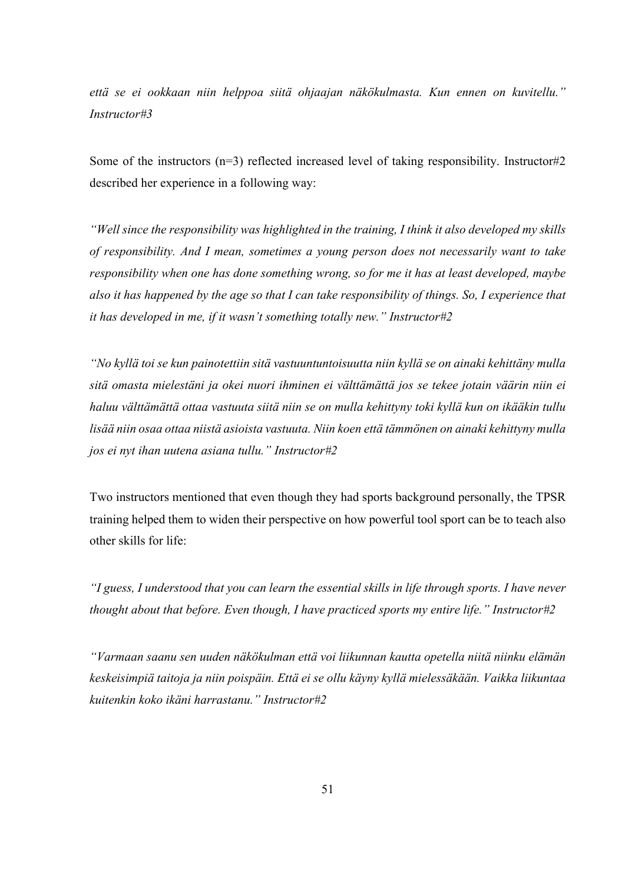*että se ei ookkaan niin helppoa siitä ohjaajan näkökulmasta. Kun ennen on kuvitellu." Instructor#3*

Some of the instructors (n=3) reflected increased level of taking responsibility. Instructor#2 described her experience in a following way:

*"Well since the responsibility was highlighted in the training, I think it also developed my skills of responsibility. And I mean, sometimes a young person does not necessarily want to take responsibility when one has done something wrong, so for me it has at least developed, maybe also it has happened by the age so that I can take responsibility of things. So, I experience that it has developed in me, if it wasn't something totally new." Instructor#2*

*"No kyllä toi se kun painotettiin sitä vastuuntuntoisuutta niin kyllä se on ainaki kehittäny mulla sitä omasta mielestäni ja okei nuori ihminen ei välttämättä jos se tekee jotain väärin niin ei haluu välttämättä ottaa vastuuta siitä niin se on mulla kehittyny toki kyllä kun on ikääkin tullu lisää niin osaa ottaa niistä asioista vastuuta. Niin koen että tämmönen on ainaki kehittyny mulla jos ei nyt ihan uutena asiana tullu." Instructor#2*

Two instructors mentioned that even though they had sports background personally, the TPSR training helped them to widen their perspective on how powerful tool sport can be to teach also other skills for life:

*"I guess, I understood that you can learn the essential skills in life through sports. I have never thought about that before. Even though, I have practiced sports my entire life." Instructor#2*

*"Varmaan saanu sen uuden näkökulman että voi liikunnan kautta opetella niitä niinku elämän keskeisimpiä taitoja ja niin poispäin. Että ei se ollu käyny kyllä mielessäkään. Vaikka liikuntaa kuitenkin koko ikäni harrastanu." Instructor#2*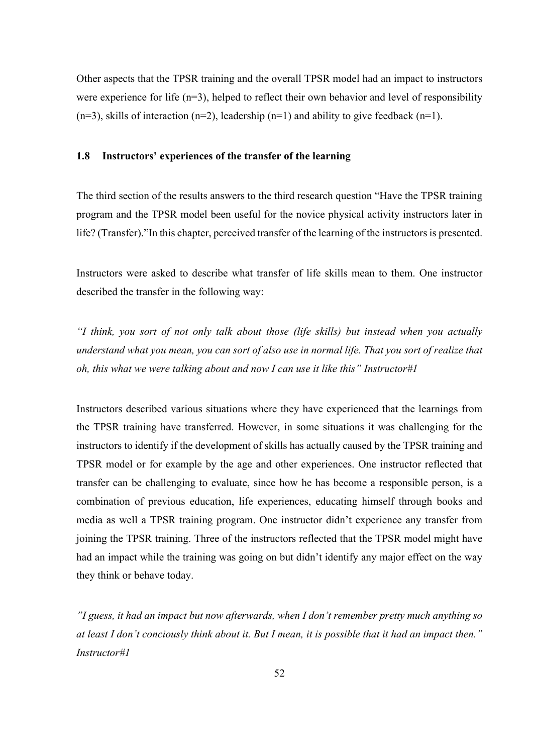Other aspects that the TPSR training and the overall TPSR model had an impact to instructors were experience for life (n=3), helped to reflect their own behavior and level of responsibility (n=3), skills of interaction (n=2), leadership (n=1) and ability to give feedback (n=1).

## 1.8 Instructors' experiences of the transfer of the learning

The third section of the results answers to the third research question "Have the TPSR training program and the TPSR model been useful for the novice physical activity instructors later in life? (Transfer)."In this chapter, perceived transfer of the learning of the instructors is presented.

Instructors were asked to describe what transfer of life skills mean to them. One instructor described the transfer in the following way:

*"I think, you sort of not only talk about those (life skills) but instead when you actually understand what you mean, you can sort of also use in normal life. That you sort of realize that oh, this what we were talking about and now I can use it like this" Instructor#1*

Instructors described various situations where they have experienced that the learnings from the TPSR training have transferred. However, in some situations it was challenging for the instructors to identify if the development of skills has actually caused by the TPSR training and TPSR model or for example by the age and other experiences. One instructor reflected that transfer can be challenging to evaluate, since how he has become a responsible person, is a combination of previous education, life experiences, educating himself through books and media as well a TPSR training program. One instructor didn't experience any transfer from joining the TPSR training. Three of the instructors reflected that the TPSR model might have had an impact while the training was going on but didn't identify any major effect on the way they think or behave today.

*"I guess, it had an impact but now afterwards, when I don't remember pretty much anything so at least I don't conciously think about it. But I mean, it is possible that it had an impact then." Instructor#1*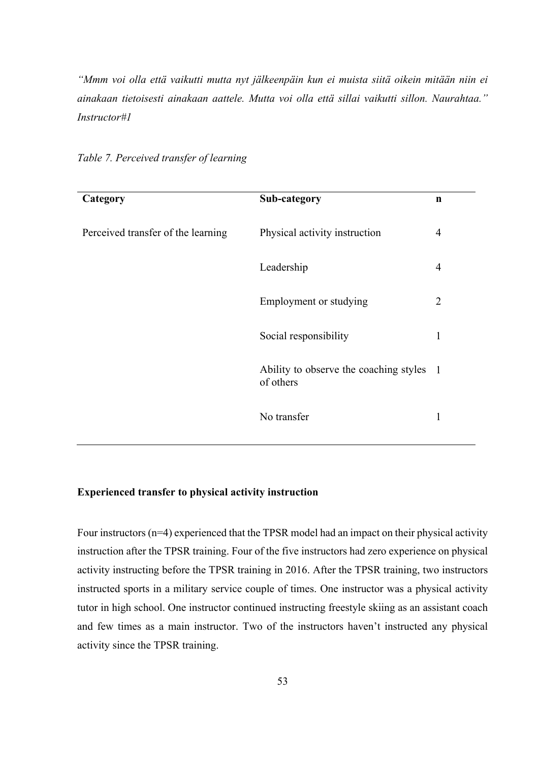*"Mmm voi olla että vaikutti mutta nyt jälkeenpäin kun ei muista siitä oikein mitään niin ei ainakaan tietoisesti ainakaan aattele. Mutta voi olla että sillai vaikutti sillon. Naurahtaa." Instructor#1*

*Table 7. Perceived transfer of learning*

| Category | Sub-category | n |
|---|---|---|
| Perceived transfer of the learning | Physical activity instruction | 4 |
| | Leadership | 4 |
| | Employment or studying | 2 |
| | Social responsibility | 1 |
| | Ability to observe the coaching styles of others | 1 |
| | No transfer | 1 |

**Experienced transfer to physical activity instruction**

Four instructors (n=4) experienced that the TPSR model had an impact on their physical activity instruction after the TPSR training. Four of the five instructors had zero experience on physical activity instructing before the TPSR training in 2016. After the TPSR training, two instructors instructed sports in a military service couple of times. One instructor was a physical activity tutor in high school. One instructor continued instructing freestyle skiing as an assistant coach and few times as a main instructor. Two of the instructors haven't instructed any physical activity since the TPSR training.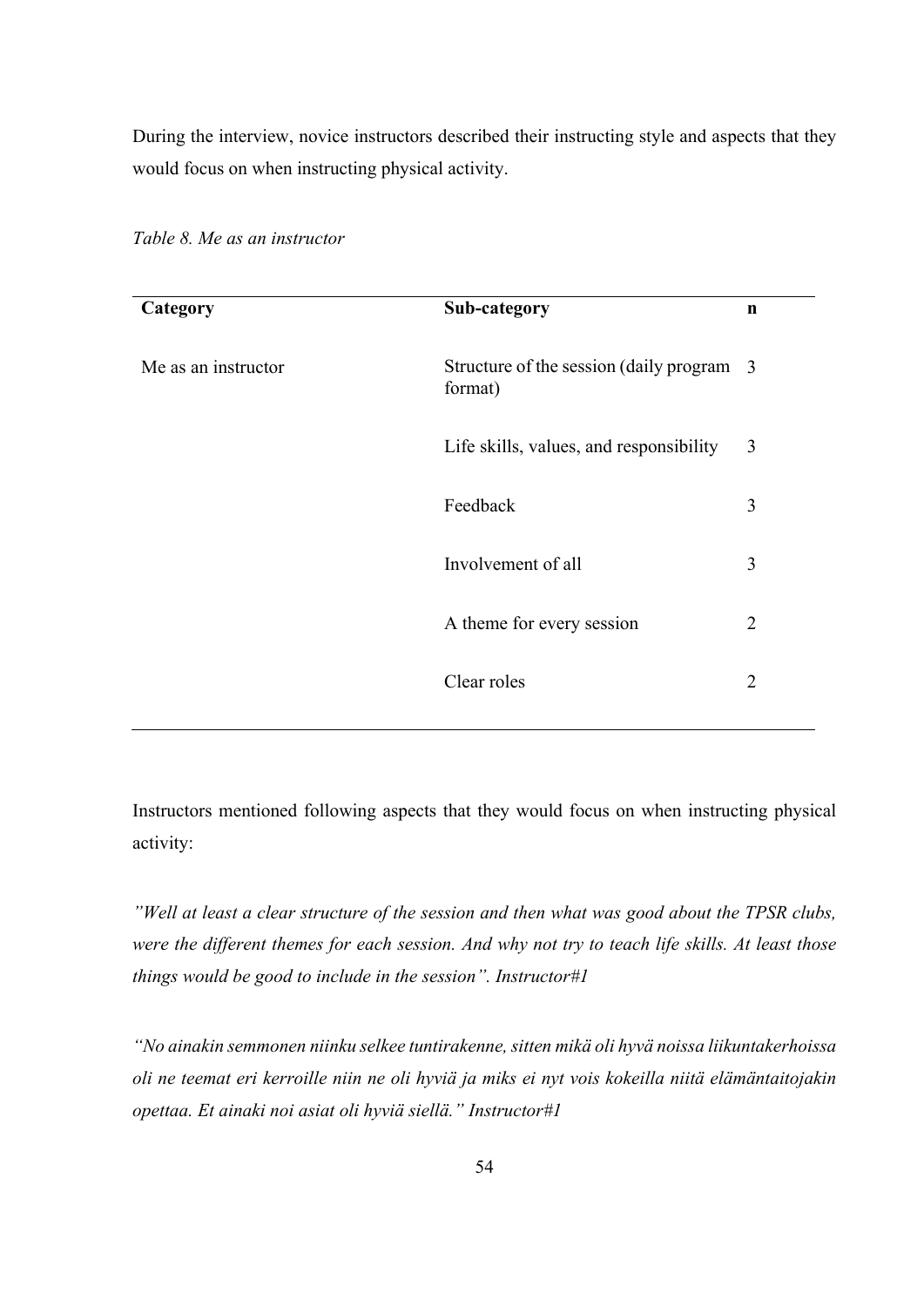During the interview, novice instructors described their instructing style and aspects that they would focus on when instructing physical activity.

*Table 8. Me as an instructor*

| Category | Sub-category | n |
|---|---|---|
| Me as an instructor | Structure of the session (daily program format) | 3 |
| | Life skills, values, and responsibility | 3 |
| | Feedback | 3 |
| | Involvement of all | 3 |
| | A theme for every session | 2 |
| | Clear roles | 2 |

Instructors mentioned following aspects that they would focus on when instructing physical activity:

*"Well at least a clear structure of the session and then what was good about the TPSR clubs, were the different themes for each session. And why not try to teach life skills. At least those things would be good to include in the session". Instructor#1*

*"No ainakin semmonen niinku selkee tuntirakenne, sitten mikä oli hyvä noissa liikuntakerhoissa oli ne teemat eri kerroille niin ne oli hyviä ja miks ei nyt vois kokeilla niitä elämäntaitojakin opettaa. Et ainaki noi asiat oli hyviä siellä." Instructor#1*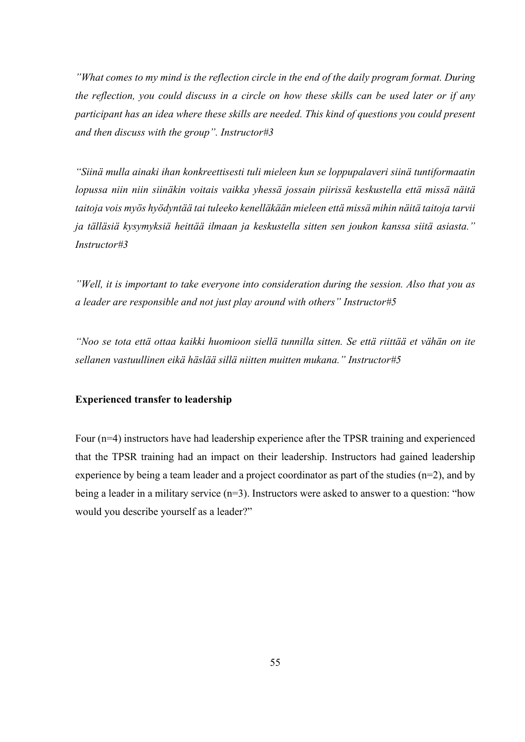*”What comes to my mind is the reflection circle in the end of the daily program format. During the reflection, you could discuss in a circle on how these skills can be used later or if any participant has an idea where these skills are needed. This kind of questions you could present and then discuss with the group”. Instructor#3*

*“Siinä mulla ainaki ihan konkreettisesti tuli mieleen kun se loppupalaveri siinä tuntiformaatin lopussa niin niin siinäkin voitais vaikka yhessä jossain piirissä keskustella että missä näitä taitoja vois myös hyödyntää tai tuleeko kenelläkään mieleen että missä mihin näitä taitoja tarvii ja tälläsiä kysymyksiä heittää ilmaan ja keskustella sitten sen joukon kanssa siitä asiasta.” Instructor#3*

*”Well, it is important to take everyone into consideration during the session. Also that you as a leader are responsible and not just play around with others” Instructor#5*

*“Noo se tota että ottaa kaikki huomioon siellä tunnilla sitten. Se että riittää et vähän on ite sellanen vastuullinen eikä häslää sillä niitten muitten mukana.” Instructor#5*

**Experienced transfer to leadership**

Four (n=4) instructors have had leadership experience after the TPSR training and experienced that the TPSR training had an impact on their leadership. Instructors had gained leadership experience by being a team leader and a project coordinator as part of the studies (n=2), and by being a leader in a military service (n=3). Instructors were asked to answer to a question: “how would you describe yourself as a leader?”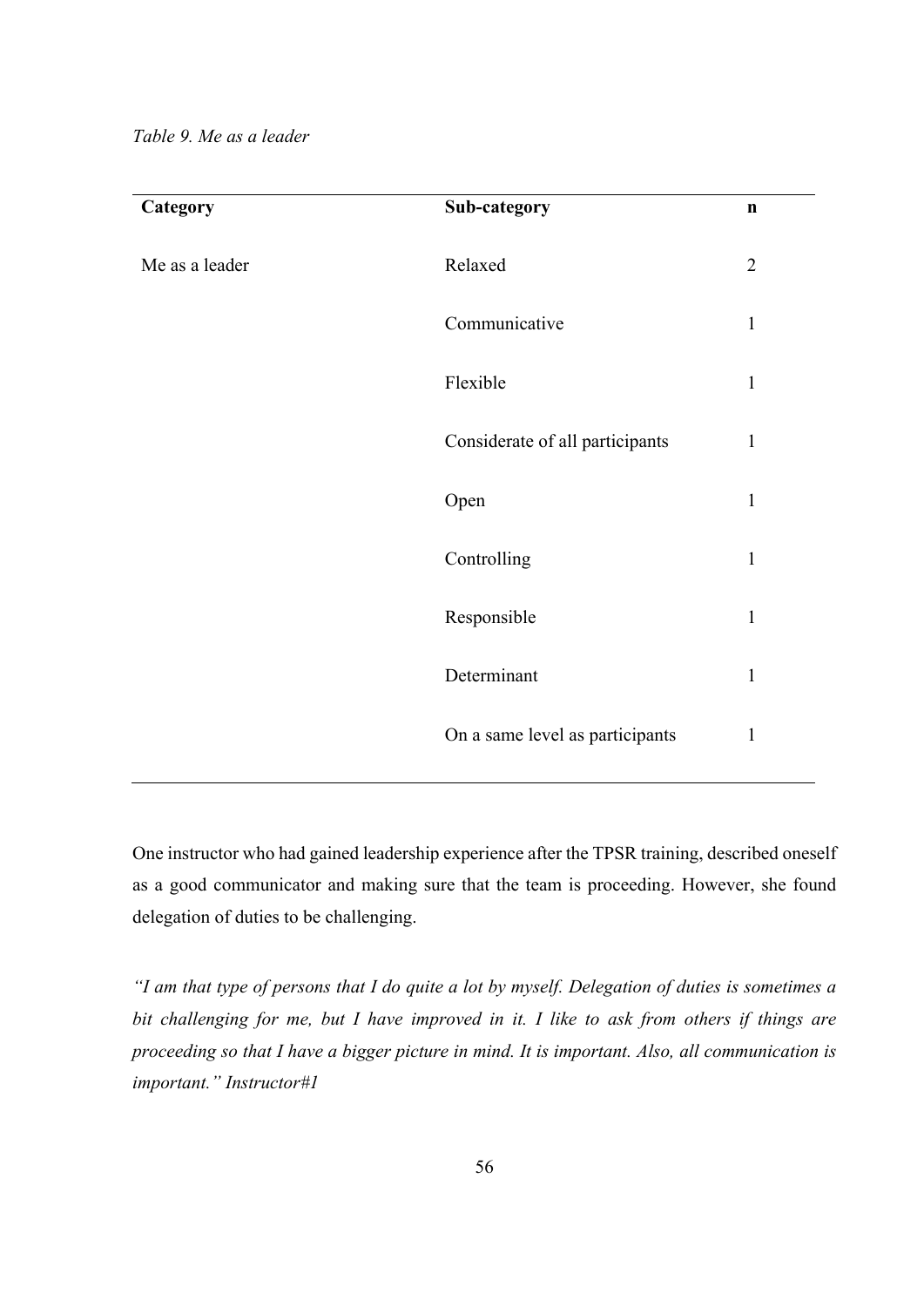*Table 9. Me as a leader*

| Category | Sub-category | n |
|---|---|---|
| Me as a leader | Relaxed | 2 |
| | Communicative | 1 |
| | Flexible | 1 |
| | Considerate of all participants | 1 |
| | Open | 1 |
| | Controlling | 1 |
| | Responsible | 1 |
| | Determinant | 1 |
| | On a same level as participants | 1 |

One instructor who had gained leadership experience after the TPSR training, described oneself as a good communicator and making sure that the team is proceeding. However, she found delegation of duties to be challenging.

*"I am that type of persons that I do quite a lot by myself. Delegation of duties is sometimes a bit challenging for me, but I have improved in it. I like to ask from others if things are proceeding so that I have a bigger picture in mind. It is important. Also, all communication is important." Instructor#1*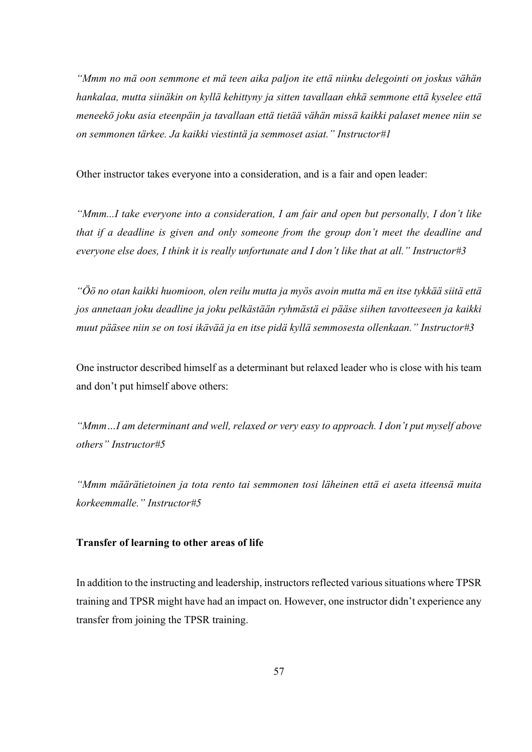*"Mmm no mä oon semmone et mä teen aika paljon ite että niinku delegointi on joskus vähän hankalaa, mutta siinäkin on kyllä kehittyny ja sitten tavallaan ehkä semmone että kyselee että meneekö joku asia eteenpäin ja tavallaan että tietää vähän missä kaikki palaset menee niin se on semmonen tärkee. Ja kaikki viestintä ja semmoset asiat." Instructor#1*

Other instructor takes everyone into a consideration, and is a fair and open leader:

*"Mmm...I take everyone into a consideration, I am fair and open but personally, I don't like that if a deadline is given and only someone from the group don't meet the deadline and everyone else does, I think it is really unfortunate and I don't like that at all." Instructor#3*

*"Öö no otan kaikki huomioon, olen reilu mutta ja myös avoin mutta mä en itse tykkää siitä että jos annetaan joku deadline ja joku pelkästään ryhmästä ei pääse siihen tavotteeseen ja kaikki muut pääsee niin se on tosi ikävää ja en itse pidä kyllä semmosesta ollenkaan." Instructor#3*

One instructor described himself as a determinant but relaxed leader who is close with his team and don't put himself above others:

*"Mmm…I am determinant and well, relaxed or very easy to approach. I don't put myself above others" Instructor#5*

*"Mmm määrätietoinen ja tota rento tai semmonen tosi läheinen että ei aseta itteensä muita korkeemmalle." Instructor#5*

**Transfer of learning to other areas of life**

In addition to the instructing and leadership, instructors reflected various situations where TPSR training and TPSR might have had an impact on. However, one instructor didn't experience any transfer from joining the TPSR training.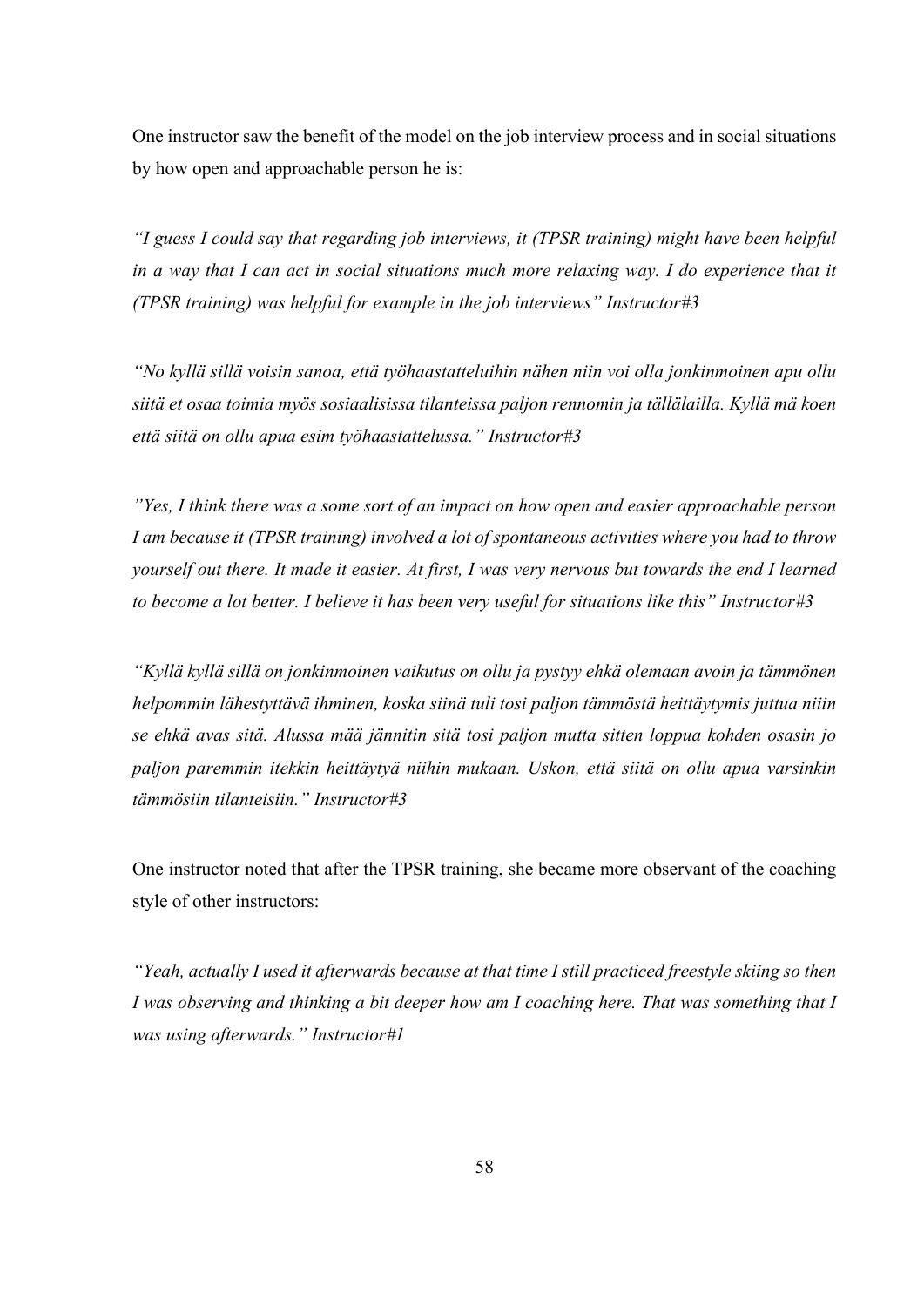One instructor saw the benefit of the model on the job interview process and in social situations by how open and approachable person he is:

*"I guess I could say that regarding job interviews, it (TPSR training) might have been helpful in a way that I can act in social situations much more relaxing way. I do experience that it (TPSR training) was helpful for example in the job interviews" Instructor#3*

*"No kyllä sillä voisin sanoa, että työhaastatteluihin nähen niin voi olla jonkinmoinen apu ollu siitä et osaa toimia myös sosiaalisissa tilanteissa paljon rennomin ja tällälailla. Kyllä mä koen että siitä on ollu apua esim työhaastattelussa." Instructor#3*

*"Yes, I think there was a some sort of an impact on how open and easier approachable person I am because it (TPSR training) involved a lot of spontaneous activities where you had to throw yourself out there. It made it easier. At first, I was very nervous but towards the end I learned to become a lot better. I believe it has been very useful for situations like this" Instructor#3*

*"Kyllä kyllä sillä on jonkinmoinen vaikutus on ollu ja pystyy ehkä olemaan avoin ja tämmönen helpommin lähestyttävä ihminen, koska siinä tuli tosi paljon tämmöstä heittäytymis juttua niiin se ehkä avas sitä. Alussa mää jännitin sitä tosi paljon mutta sitten loppua kohden osasin jo paljon paremmin itekkin heittäytyä niihin mukaan. Uskon, että siitä on ollu apua varsinkin tämmösiin tilanteisiin." Instructor#3*

One instructor noted that after the TPSR training, she became more observant of the coaching style of other instructors:

*"Yeah, actually I used it afterwards because at that time I still practiced freestyle skiing so then I was observing and thinking a bit deeper how am I coaching here. That was something that I was using afterwards." Instructor#1*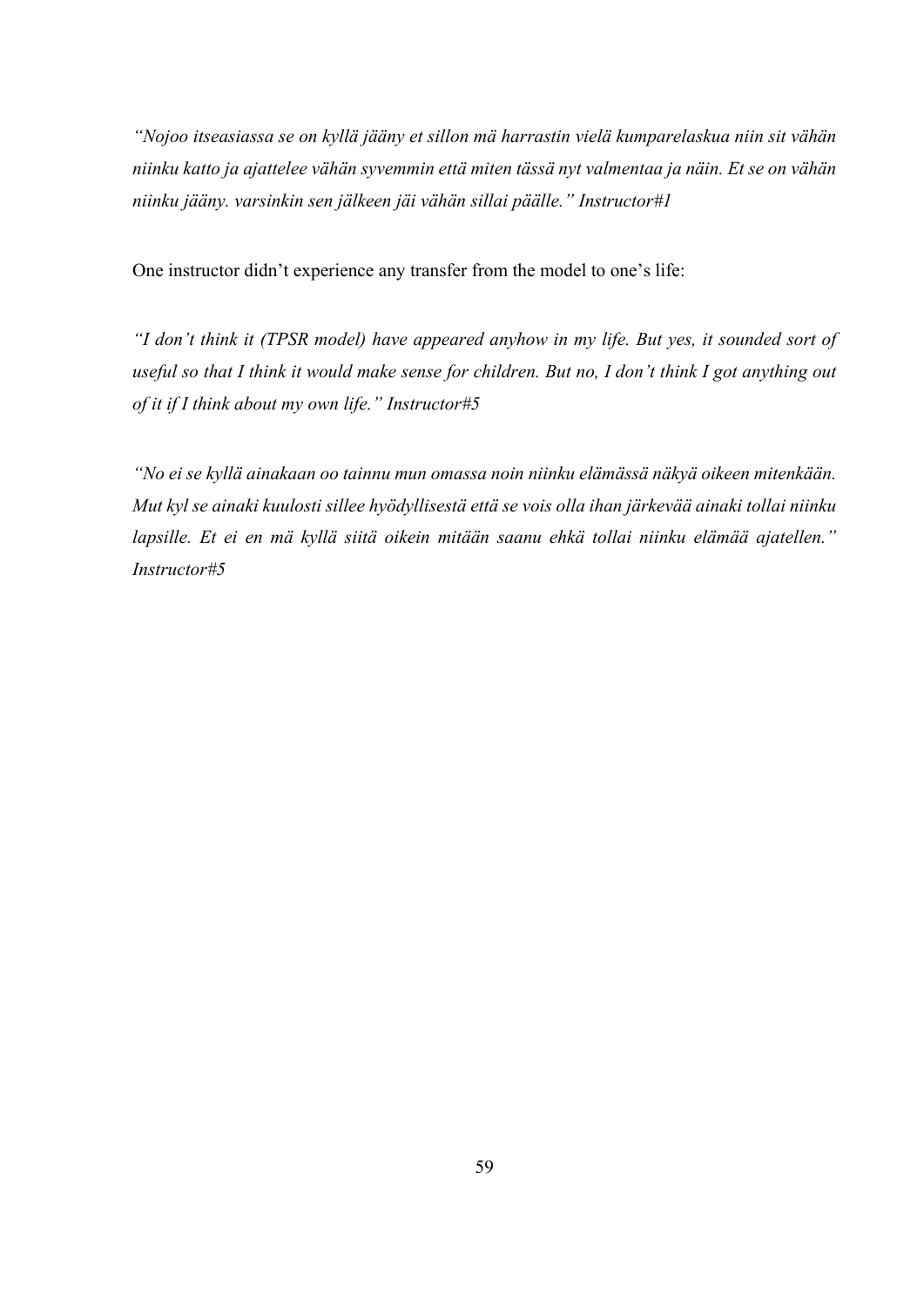*"Nojoo itseasiassa se on kyllä jääny et sillon mä harrastin vielä kumparelaskua niin sit vähän niinku katto ja ajattelee vähän syvemmin että miten tässä nyt valmentaa ja näin. Et se on vähän niinku jääny. varsinkin sen jälkeen jäi vähän sillai päälle." Instructor#1*

One instructor didn't experience any transfer from the model to one's life:

*"I don't think it (TPSR model) have appeared anyhow in my life. But yes, it sounded sort of useful so that I think it would make sense for children. But no, I don't think I got anything out of it if I think about my own life." Instructor#5*

*"No ei se kyllä ainakaan oo tainnu mun omassa noin niinku elämässä näkyä oikeen mitenkään. Mut kyl se ainaki kuulosti sillee hyödyllisestä että se vois olla ihan järkevää ainaki tollai niinku lapsille. Et ei en mä kyllä siitä oikein mitään saanu ehkä tollai niinku elämää ajatellen." Instructor#5*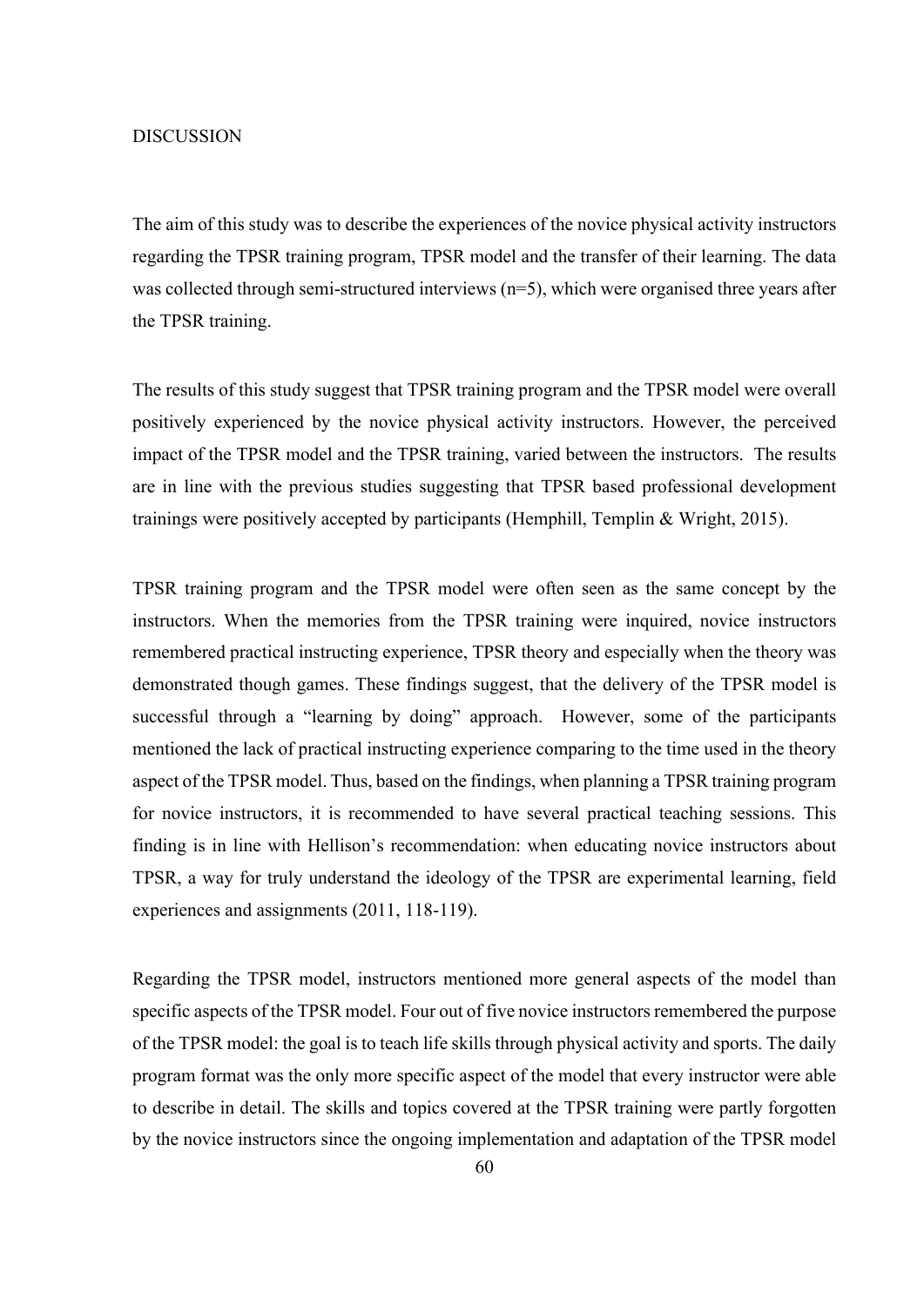# DISCUSSION

The aim of this study was to describe the experiences of the novice physical activity instructors regarding the TPSR training program, TPSR model and the transfer of their learning. The data was collected through semi-structured interviews (n=5), which were organised three years after the TPSR training.

The results of this study suggest that TPSR training program and the TPSR model were overall positively experienced by the novice physical activity instructors. However, the perceived impact of the TPSR model and the TPSR training, varied between the instructors. The results are in line with the previous studies suggesting that TPSR based professional development trainings were positively accepted by participants (Hemphill, Templin & Wright, 2015).

TPSR training program and the TPSR model were often seen as the same concept by the instructors. When the memories from the TPSR training were inquired, novice instructors remembered practical instructing experience, TPSR theory and especially when the theory was demonstrated though games. These findings suggest, that the delivery of the TPSR model is successful through a "learning by doing" approach. However, some of the participants mentioned the lack of practical instructing experience comparing to the time used in the theory aspect of the TPSR model. Thus, based on the findings, when planning a TPSR training program for novice instructors, it is recommended to have several practical teaching sessions. This finding is in line with Hellison's recommendation: when educating novice instructors about TPSR, a way for truly understand the ideology of the TPSR are experimental learning, field experiences and assignments (2011, 118-119).

Regarding the TPSR model, instructors mentioned more general aspects of the model than specific aspects of the TPSR model. Four out of five novice instructors remembered the purpose of the TPSR model: the goal is to teach life skills through physical activity and sports. The daily program format was the only more specific aspect of the model that every instructor were able to describe in detail. The skills and topics covered at the TPSR training were partly forgotten by the novice instructors since the ongoing implementation and adaptation of the TPSR model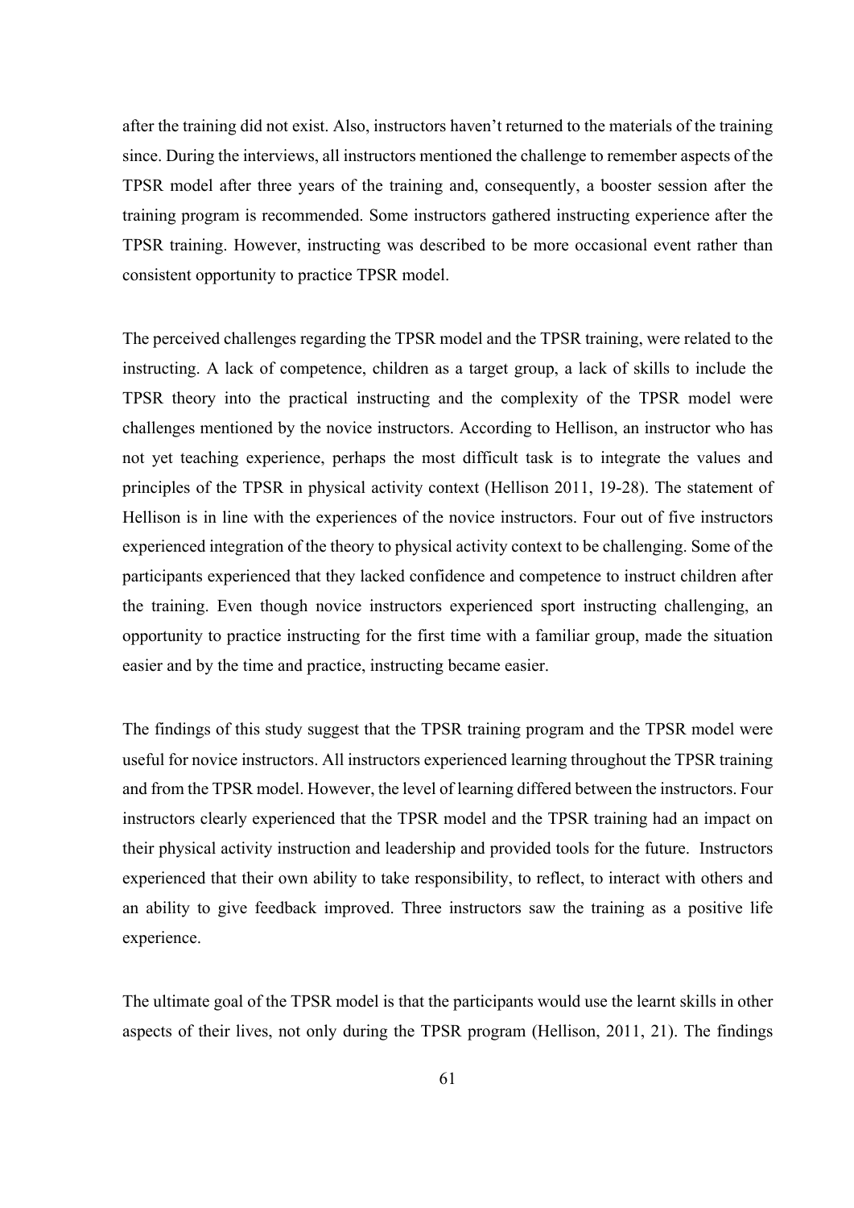after the training did not exist. Also, instructors haven't returned to the materials of the training since. During the interviews, all instructors mentioned the challenge to remember aspects of the TPSR model after three years of the training and, consequently, a booster session after the training program is recommended. Some instructors gathered instructing experience after the TPSR training. However, instructing was described to be more occasional event rather than consistent opportunity to practice TPSR model.

The perceived challenges regarding the TPSR model and the TPSR training, were related to the instructing. A lack of competence, children as a target group, a lack of skills to include the TPSR theory into the practical instructing and the complexity of the TPSR model were challenges mentioned by the novice instructors. According to Hellison, an instructor who has not yet teaching experience, perhaps the most difficult task is to integrate the values and principles of the TPSR in physical activity context (Hellison 2011, 19-28). The statement of Hellison is in line with the experiences of the novice instructors. Four out of five instructors experienced integration of the theory to physical activity context to be challenging. Some of the participants experienced that they lacked confidence and competence to instruct children after the training. Even though novice instructors experienced sport instructing challenging, an opportunity to practice instructing for the first time with a familiar group, made the situation easier and by the time and practice, instructing became easier.

The findings of this study suggest that the TPSR training program and the TPSR model were useful for novice instructors. All instructors experienced learning throughout the TPSR training and from the TPSR model. However, the level of learning differed between the instructors. Four instructors clearly experienced that the TPSR model and the TPSR training had an impact on their physical activity instruction and leadership and provided tools for the future. Instructors experienced that their own ability to take responsibility, to reflect, to interact with others and an ability to give feedback improved. Three instructors saw the training as a positive life experience.

The ultimate goal of the TPSR model is that the participants would use the learnt skills in other aspects of their lives, not only during the TPSR program (Hellison, 2011, 21). The findings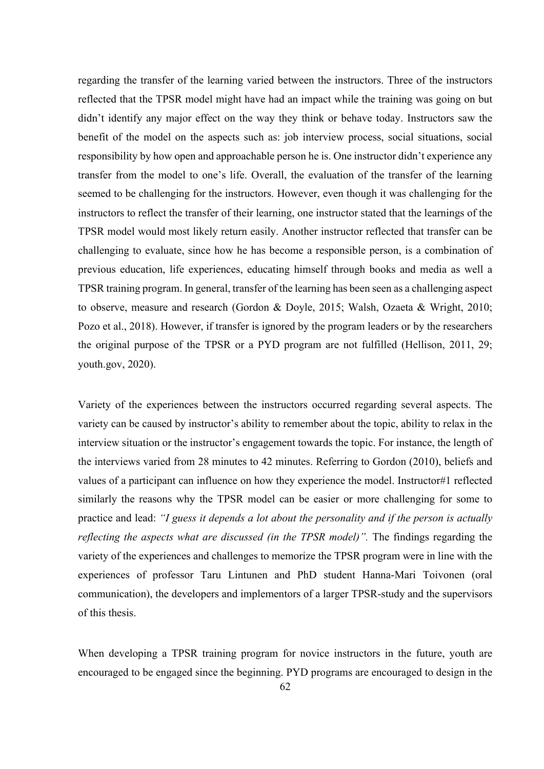regarding the transfer of the learning varied between the instructors. Three of the instructors reflected that the TPSR model might have had an impact while the training was going on but didn't identify any major effect on the way they think or behave today. Instructors saw the benefit of the model on the aspects such as: job interview process, social situations, social responsibility by how open and approachable person he is. One instructor didn't experience any transfer from the model to one's life. Overall, the evaluation of the transfer of the learning seemed to be challenging for the instructors. However, even though it was challenging for the instructors to reflect the transfer of their learning, one instructor stated that the learnings of the TPSR model would most likely return easily. Another instructor reflected that transfer can be challenging to evaluate, since how he has become a responsible person, is a combination of previous education, life experiences, educating himself through books and media as well a TPSR training program. In general, transfer of the learning has been seen as a challenging aspect to observe, measure and research (Gordon & Doyle, 2015; Walsh, Ozaeta & Wright, 2010; Pozo et al., 2018). However, if transfer is ignored by the program leaders or by the researchers the original purpose of the TPSR or a PYD program are not fulfilled (Hellison, 2011, 29; youth.gov, 2020).

Variety of the experiences between the instructors occurred regarding several aspects. The variety can be caused by instructor's ability to remember about the topic, ability to relax in the interview situation or the instructor's engagement towards the topic. For instance, the length of the interviews varied from 28 minutes to 42 minutes. Referring to Gordon (2010), beliefs and values of a participant can influence on how they experience the model. Instructor#1 reflected similarly the reasons why the TPSR model can be easier or more challenging for some to practice and lead: *"I guess it depends a lot about the personality and if the person is actually reflecting the aspects what are discussed (in the TPSR model)".* The findings regarding the variety of the experiences and challenges to memorize the TPSR program were in line with the experiences of professor Taru Lintunen and PhD student Hanna-Mari Toivonen (oral communication), the developers and implementors of a larger TPSR-study and the supervisors of this thesis.

When developing a TPSR training program for novice instructors in the future, youth are encouraged to be engaged since the beginning. PYD programs are encouraged to design in the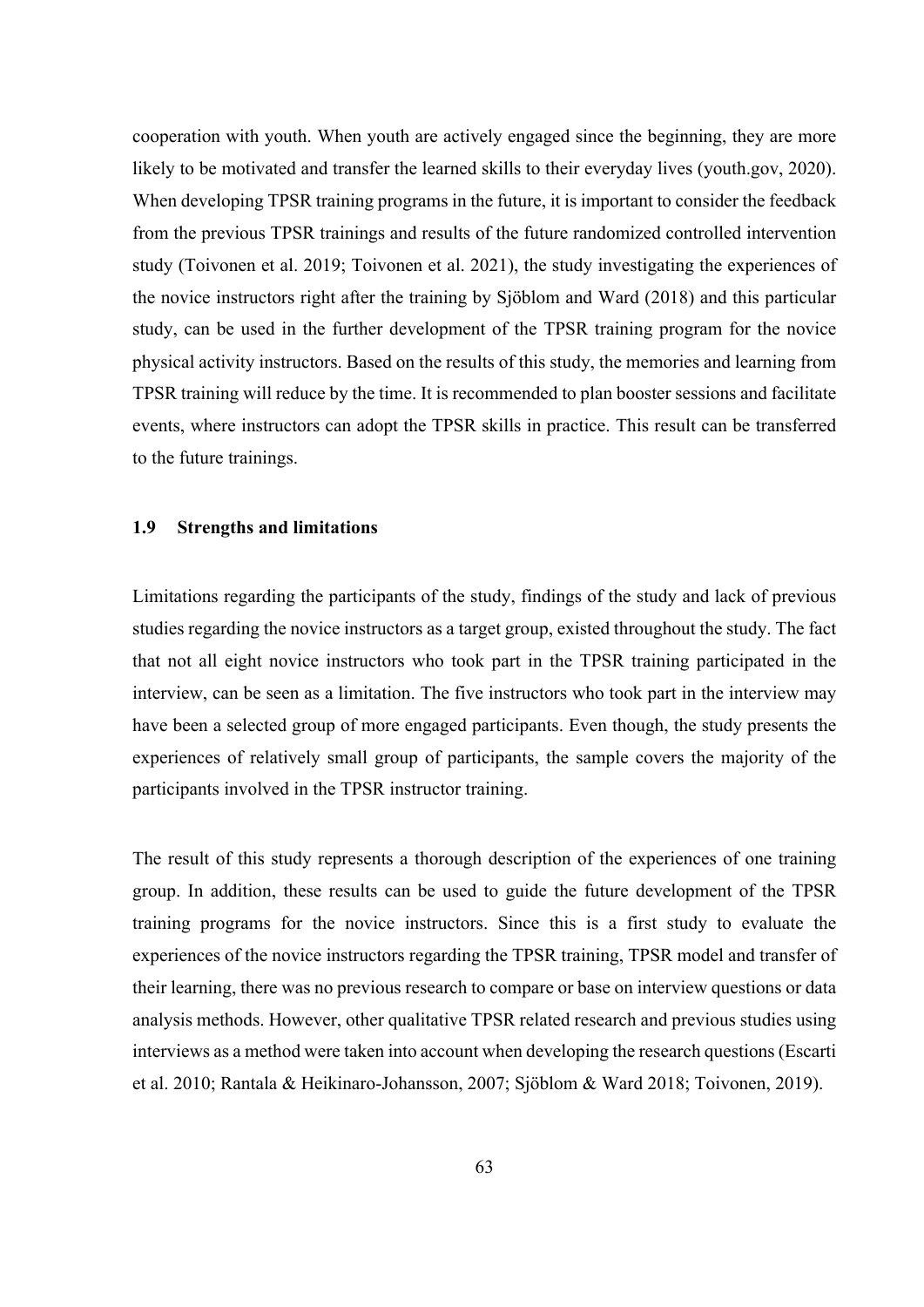cooperation with youth. When youth are actively engaged since the beginning, they are more likely to be motivated and transfer the learned skills to their everyday lives (youth.gov, 2020). When developing TPSR training programs in the future, it is important to consider the feedback from the previous TPSR trainings and results of the future randomized controlled intervention study (Toivonen et al. 2019; Toivonen et al. 2021), the study investigating the experiences of the novice instructors right after the training by Sjöblom and Ward (2018) and this particular study, can be used in the further development of the TPSR training program for the novice physical activity instructors. Based on the results of this study, the memories and learning from TPSR training will reduce by the time. It is recommended to plan booster sessions and facilitate events, where instructors can adopt the TPSR skills in practice. This result can be transferred to the future trainings.

## 1.9 Strengths and limitations

Limitations regarding the participants of the study, findings of the study and lack of previous studies regarding the novice instructors as a target group, existed throughout the study. The fact that not all eight novice instructors who took part in the TPSR training participated in the interview, can be seen as a limitation. The five instructors who took part in the interview may have been a selected group of more engaged participants. Even though, the study presents the experiences of relatively small group of participants, the sample covers the majority of the participants involved in the TPSR instructor training.

The result of this study represents a thorough description of the experiences of one training group. In addition, these results can be used to guide the future development of the TPSR training programs for the novice instructors. Since this is a first study to evaluate the experiences of the novice instructors regarding the TPSR training, TPSR model and transfer of their learning, there was no previous research to compare or base on interview questions or data analysis methods. However, other qualitative TPSR related research and previous studies using interviews as a method were taken into account when developing the research questions (Escarti et al. 2010; Rantala & Heikinaro-Johansson, 2007; Sjöblom & Ward 2018; Toivonen, 2019).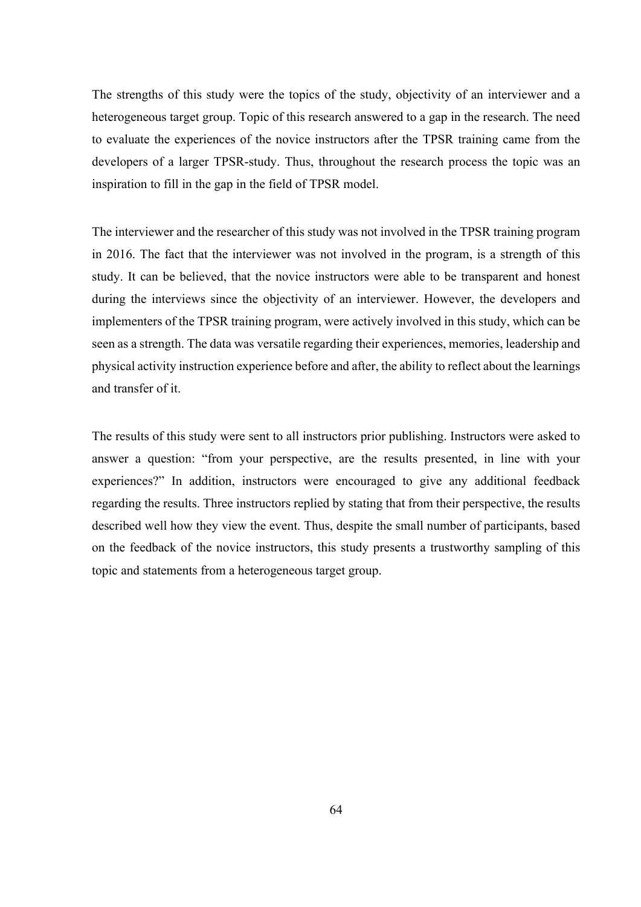The strengths of this study were the topics of the study, objectivity of an interviewer and a heterogeneous target group. Topic of this research answered to a gap in the research. The need to evaluate the experiences of the novice instructors after the TPSR training came from the developers of a larger TPSR-study. Thus, throughout the research process the topic was an inspiration to fill in the gap in the field of TPSR model.

The interviewer and the researcher of this study was not involved in the TPSR training program in 2016. The fact that the interviewer was not involved in the program, is a strength of this study. It can be believed, that the novice instructors were able to be transparent and honest during the interviews since the objectivity of an interviewer. However, the developers and implementers of the TPSR training program, were actively involved in this study, which can be seen as a strength. The data was versatile regarding their experiences, memories, leadership and physical activity instruction experience before and after, the ability to reflect about the learnings and transfer of it.

The results of this study were sent to all instructors prior publishing. Instructors were asked to answer a question: "from your perspective, are the results presented, in line with your experiences?" In addition, instructors were encouraged to give any additional feedback regarding the results. Three instructors replied by stating that from their perspective, the results described well how they view the event. Thus, despite the small number of participants, based on the feedback of the novice instructors, this study presents a trustworthy sampling of this topic and statements from a heterogeneous target group.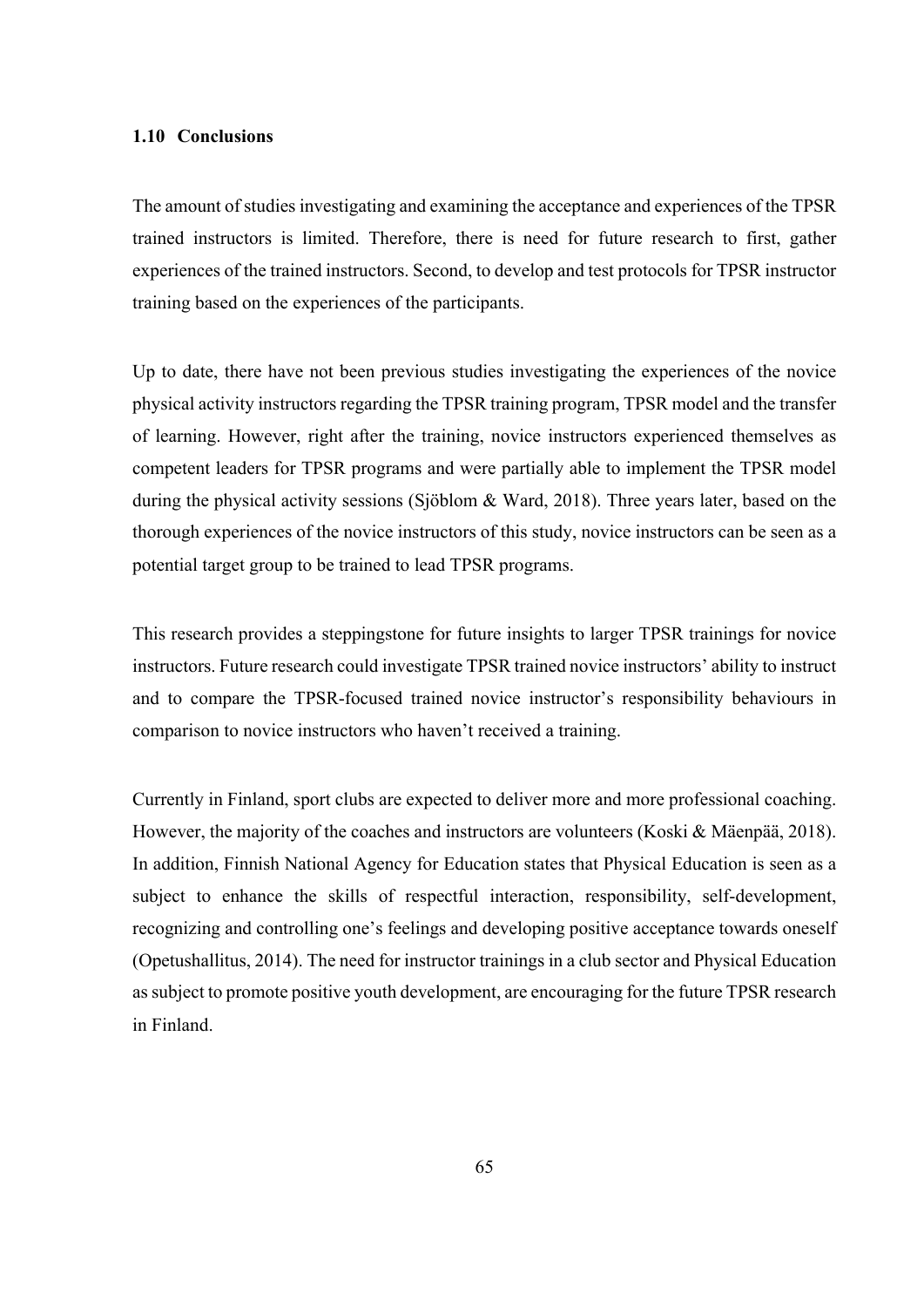### 1.10 Conclusions

The amount of studies investigating and examining the acceptance and experiences of the TPSR trained instructors is limited. Therefore, there is need for future research to first, gather experiences of the trained instructors. Second, to develop and test protocols for TPSR instructor training based on the experiences of the participants.

Up to date, there have not been previous studies investigating the experiences of the novice physical activity instructors regarding the TPSR training program, TPSR model and the transfer of learning. However, right after the training, novice instructors experienced themselves as competent leaders for TPSR programs and were partially able to implement the TPSR model during the physical activity sessions (Sjöblom & Ward, 2018). Three years later, based on the thorough experiences of the novice instructors of this study, novice instructors can be seen as a potential target group to be trained to lead TPSR programs.

This research provides a steppingstone for future insights to larger TPSR trainings for novice instructors. Future research could investigate TPSR trained novice instructors' ability to instruct and to compare the TPSR-focused trained novice instructor's responsibility behaviours in comparison to novice instructors who haven't received a training.

Currently in Finland, sport clubs are expected to deliver more and more professional coaching. However, the majority of the coaches and instructors are volunteers (Koski & Mäenpää, 2018). In addition, Finnish National Agency for Education states that Physical Education is seen as a subject to enhance the skills of respectful interaction, responsibility, self-development, recognizing and controlling one's feelings and developing positive acceptance towards oneself (Opetushallitus, 2014). The need for instructor trainings in a club sector and Physical Education as subject to promote positive youth development, are encouraging for the future TPSR research in Finland.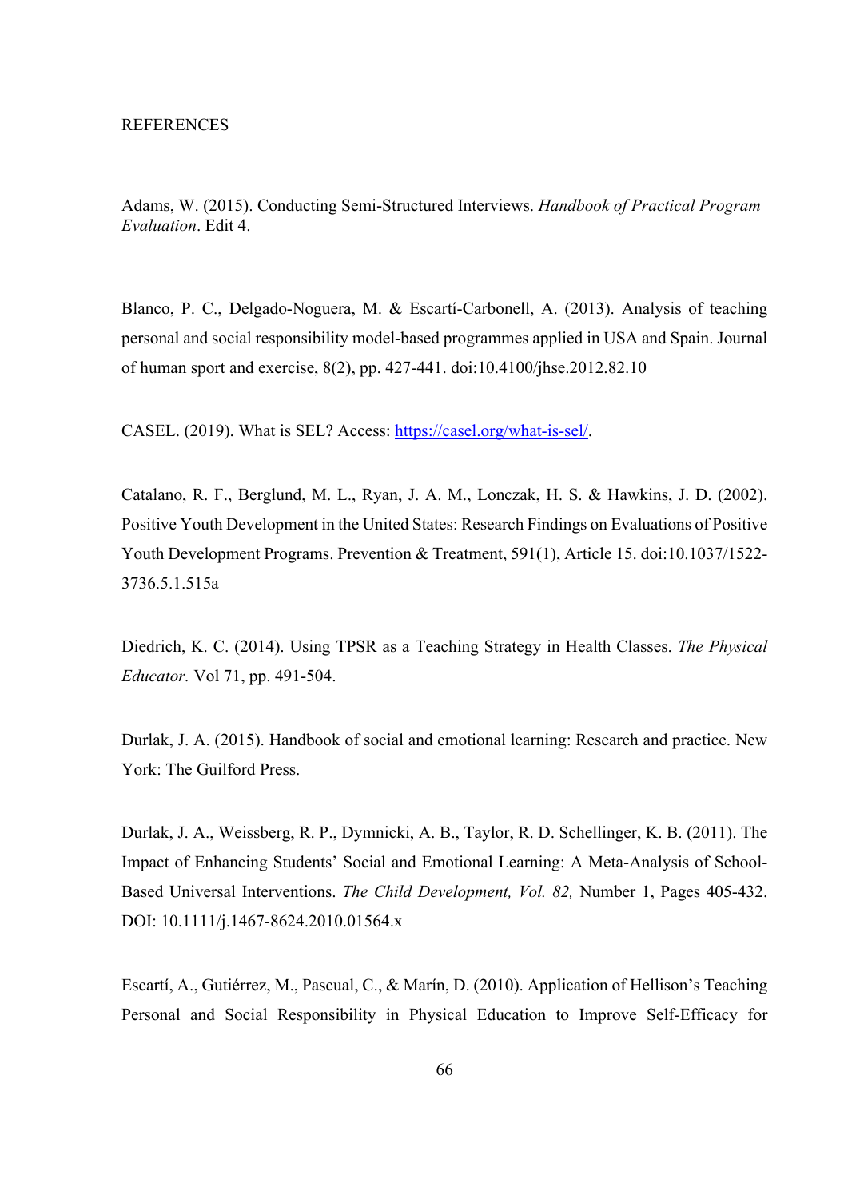REFERENCES

Adams, W. (2015). Conducting Semi-Structured Interviews. *Handbook of Practical Program Evaluation*. Edit 4.

Blanco, P. C., Delgado-Noguera, M. & Escartí-Carbonell, A. (2013). Analysis of teaching personal and social responsibility model-based programmes applied in USA and Spain. Journal of human sport and exercise, 8(2), pp. 427-441. doi:10.4100/jhse.2012.82.10

CASEL. (2019). What is SEL? Access: https://casel.org/what-is-sel/.

Catalano, R. F., Berglund, M. L., Ryan, J. A. M., Lonczak, H. S. & Hawkins, J. D. (2002). Positive Youth Development in the United States: Research Findings on Evaluations of Positive Youth Development Programs. Prevention & Treatment, 591(1), Article 15. doi:10.1037/1522-3736.5.1.515a

Diedrich, K. C. (2014). Using TPSR as a Teaching Strategy in Health Classes. *The Physical Educator.* Vol 71, pp. 491-504.

Durlak, J. A. (2015). Handbook of social and emotional learning: Research and practice. New York: The Guilford Press.

Durlak, J. A., Weissberg, R. P., Dymnicki, A. B., Taylor, R. D. Schellinger, K. B. (2011). The Impact of Enhancing Students' Social and Emotional Learning: A Meta-Analysis of School-Based Universal Interventions. *The Child Development, Vol. 82,* Number 1, Pages 405-432. DOI: 10.1111/j.1467-8624.2010.01564.x

Escartí, A., Gutiérrez, M., Pascual, C., & Marín, D. (2010). Application of Hellison's Teaching Personal and Social Responsibility in Physical Education to Improve Self-Efficacy for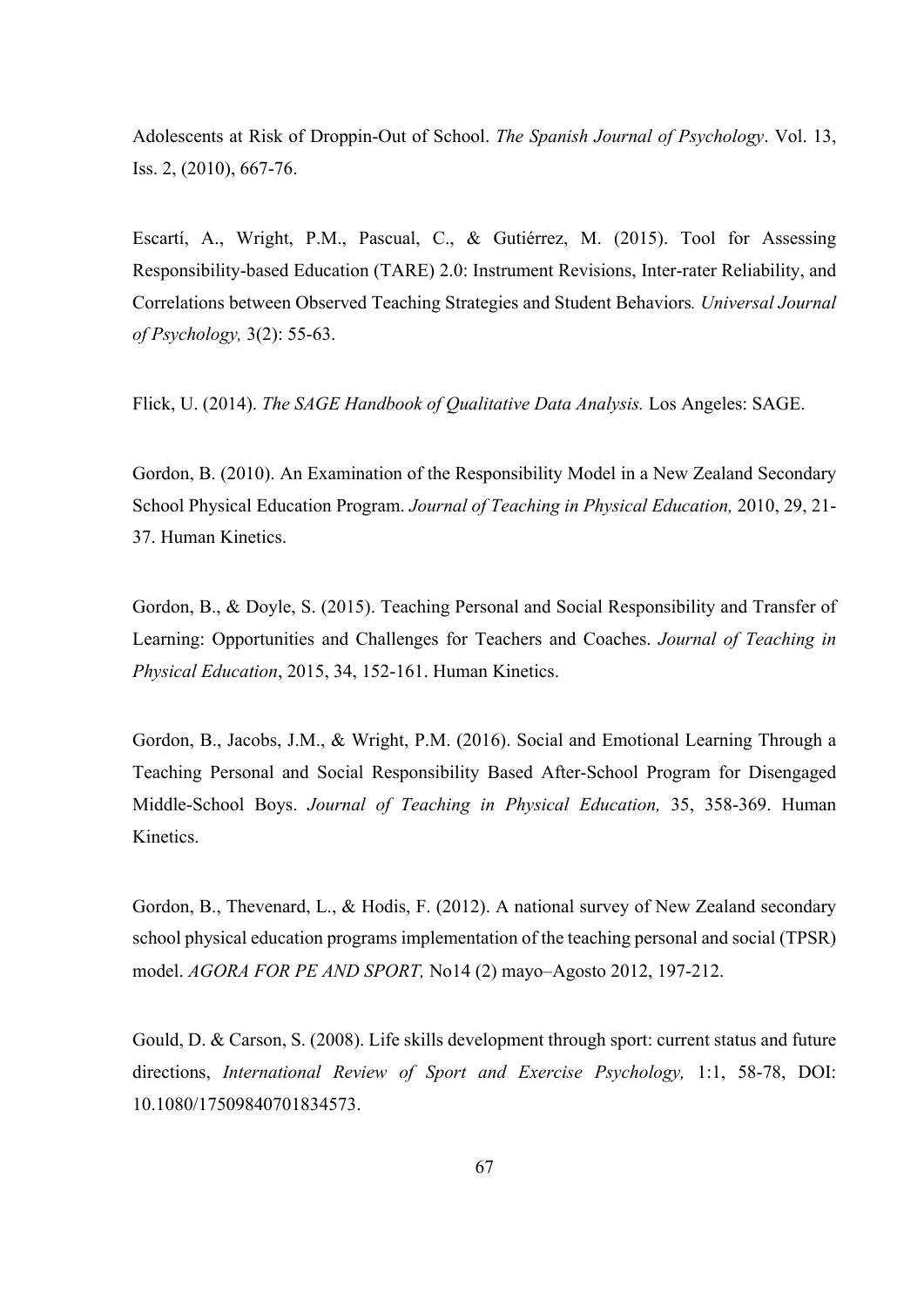Adolescents at Risk of Droppin-Out of School. *The Spanish Journal of Psychology*. Vol. 13, Iss. 2, (2010), 667-76.

Escartí, A., Wright, P.M., Pascual, C., & Gutiérrez, M. (2015). Tool for Assessing Responsibility-based Education (TARE) 2.0: Instrument Revisions, Inter-rater Reliability, and Correlations between Observed Teaching Strategies and Student Behaviors*. Universal Journal of Psychology,* 3(2): 55-63.

Flick, U. (2014). *The SAGE Handbook of Qualitative Data Analysis.* Los Angeles: SAGE.

Gordon, B. (2010). An Examination of the Responsibility Model in a New Zealand Secondary School Physical Education Program. *Journal of Teaching in Physical Education,* 2010, 29, 21-37. Human Kinetics.

Gordon, B., & Doyle, S. (2015). Teaching Personal and Social Responsibility and Transfer of Learning: Opportunities and Challenges for Teachers and Coaches. *Journal of Teaching in Physical Education*, 2015, 34, 152-161. Human Kinetics.

Gordon, B., Jacobs, J.M., & Wright, P.M. (2016). Social and Emotional Learning Through a Teaching Personal and Social Responsibility Based After-School Program for Disengaged Middle-School Boys. *Journal of Teaching in Physical Education,* 35, 358-369. Human Kinetics.

Gordon, B., Thevenard, L., & Hodis, F. (2012). A national survey of New Zealand secondary school physical education programs implementation of the teaching personal and social (TPSR) model. *AGORA FOR PE AND SPORT,* No14 (2) mayo–Agosto 2012, 197-212.

Gould, D. & Carson, S. (2008). Life skills development through sport: current status and future directions, *International Review of Sport and Exercise Psychology,* 1:1, 58-78, DOI: 10.1080/17509840701834573.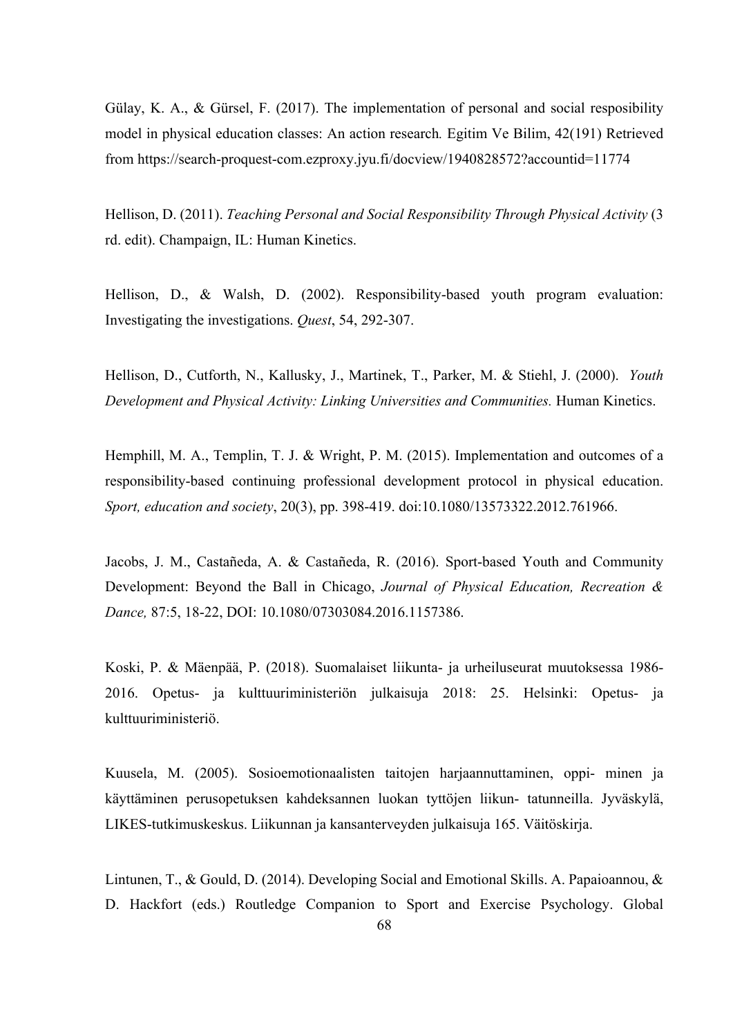Gülay, K. A., & Gürsel, F. (2017). The implementation of personal and social resposibility model in physical education classes: An action research*.* Egitim Ve Bilim, 42(191) Retrieved from https://search-proquest-com.ezproxy.jyu.fi/docview/1940828572?accountid=11774

Hellison, D. (2011). *Teaching Personal and Social Responsibility Through Physical Activity* (3 rd. edit). Champaign, IL: Human Kinetics.

Hellison, D., & Walsh, D. (2002). Responsibility-based youth program evaluation: Investigating the investigations. *Quest*, 54, 292-307.

Hellison, D., Cutforth, N., Kallusky, J., Martinek, T., Parker, M. & Stiehl, J. (2000). *Youth Development and Physical Activity: Linking Universities and Communities.* Human Kinetics.

Hemphill, M. A., Templin, T. J. & Wright, P. M. (2015). Implementation and outcomes of a responsibility-based continuing professional development protocol in physical education. *Sport, education and society*, 20(3), pp. 398-419. doi:10.1080/13573322.2012.761966.

Jacobs, J. M., Castañeda, A. & Castañeda, R. (2016). Sport-based Youth and Community Development: Beyond the Ball in Chicago, *Journal of Physical Education, Recreation & Dance,* 87:5, 18-22, DOI: 10.1080/07303084.2016.1157386.

Koski, P. & Mäenpää, P. (2018). Suomalaiset liikunta- ja urheiluseurat muutoksessa 1986-2016. Opetus- ja kulttuuriministeriön julkaisuja 2018: 25. Helsinki: Opetus- ja kulttuuriministeriö.

Kuusela, M. (2005). Sosioemotionaalisten taitojen harjaannuttaminen, oppi- minen ja käyttäminen perusopetuksen kahdeksannen luokan tyttöjen liikun- tatunneilla. Jyväskylä, LIKES-tutkimuskeskus. Liikunnan ja kansanterveyden julkaisuja 165. Väitöskirja.

Lintunen, T., & Gould, D. (2014). Developing Social and Emotional Skills. A. Papaioannou, & D. Hackfort (eds.) Routledge Companion to Sport and Exercise Psychology. Global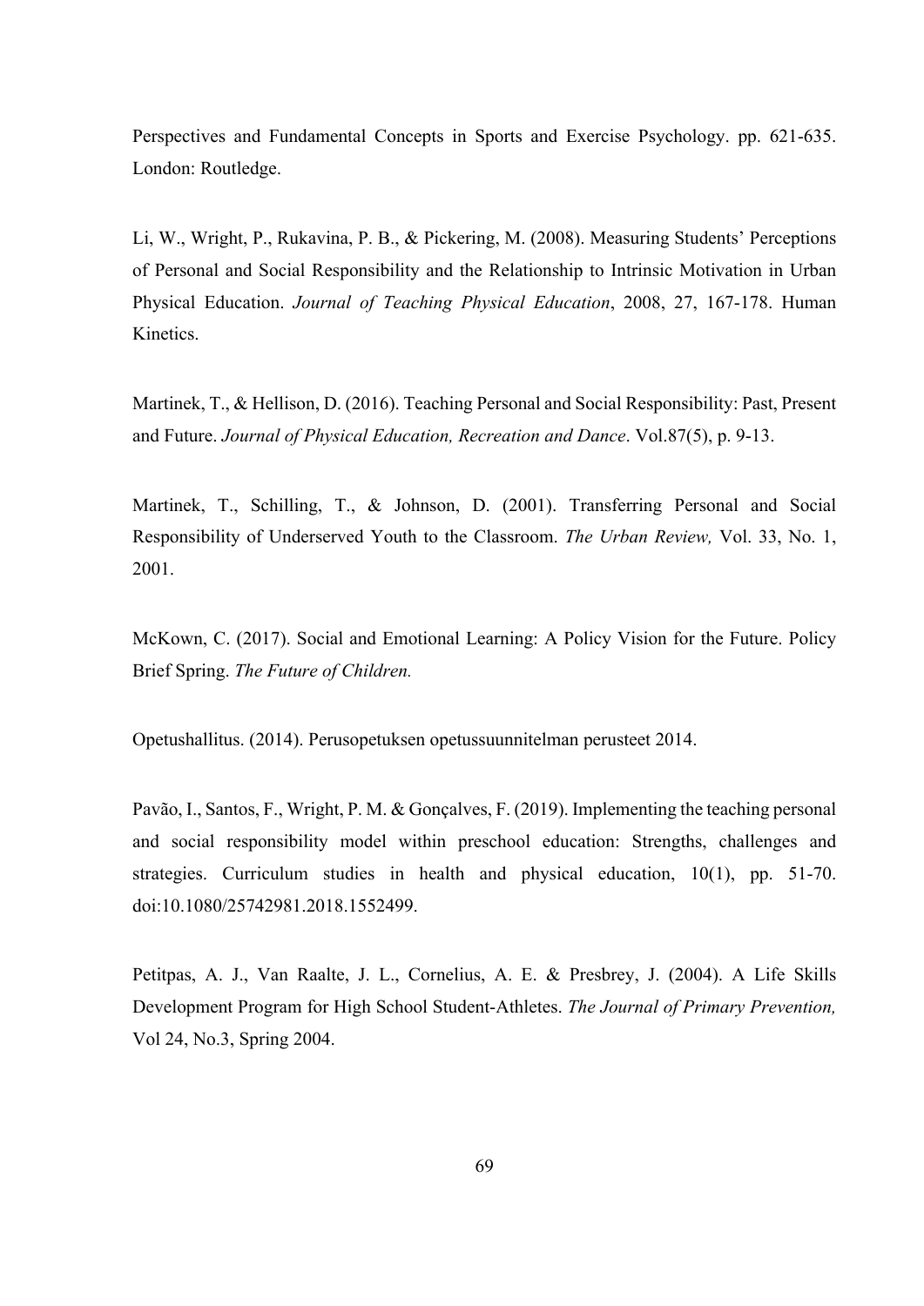Perspectives and Fundamental Concepts in Sports and Exercise Psychology. pp. 621-635. London: Routledge.

Li, W., Wright, P., Rukavina, P. B., & Pickering, M. (2008). Measuring Students' Perceptions of Personal and Social Responsibility and the Relationship to Intrinsic Motivation in Urban Physical Education. *Journal of Teaching Physical Education*, 2008, 27, 167-178. Human Kinetics.

Martinek, T., & Hellison, D. (2016). Teaching Personal and Social Responsibility: Past, Present and Future. *Journal of Physical Education, Recreation and Dance*. Vol.87(5), p. 9-13.

Martinek, T., Schilling, T., & Johnson, D. (2001). Transferring Personal and Social Responsibility of Underserved Youth to the Classroom. *The Urban Review,* Vol. 33, No. 1, 2001.

McKown, C. (2017). Social and Emotional Learning: A Policy Vision for the Future. Policy Brief Spring. *The Future of Children.*

Opetushallitus. (2014). Perusopetuksen opetussuunnitelman perusteet 2014.

Pavão, I., Santos, F., Wright, P. M. & Gonçalves, F. (2019). Implementing the teaching personal and social responsibility model within preschool education: Strengths, challenges and strategies. Curriculum studies in health and physical education, 10(1), pp. 51-70. doi:10.1080/25742981.2018.1552499.

Petitpas, A. J., Van Raalte, J. L., Cornelius, A. E. & Presbrey, J. (2004). A Life Skills Development Program for High School Student-Athletes. *The Journal of Primary Prevention,* Vol 24, No.3, Spring 2004.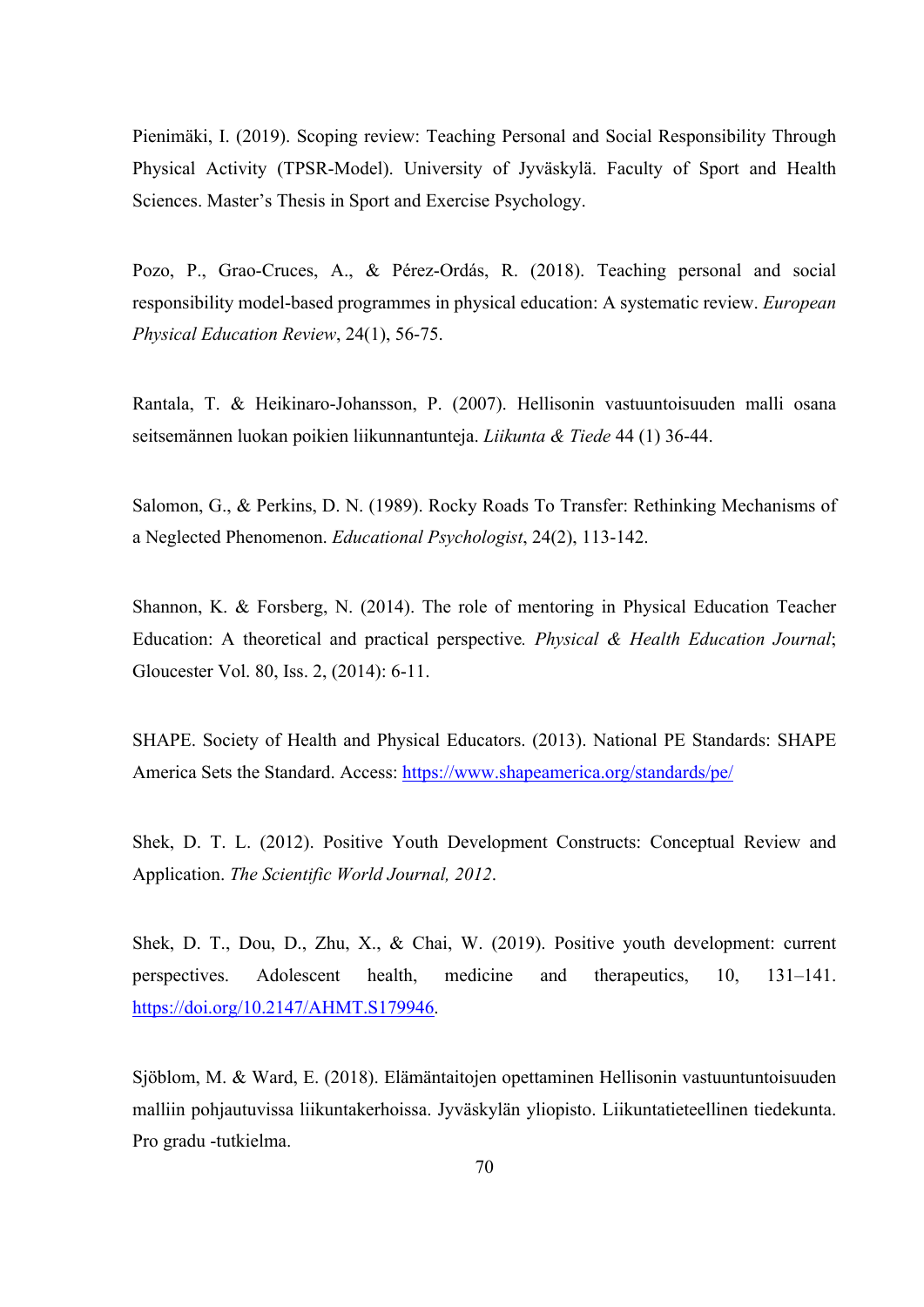Pienimäki, I. (2019). Scoping review: Teaching Personal and Social Responsibility Through Physical Activity (TPSR-Model). University of Jyväskylä. Faculty of Sport and Health Sciences. Master's Thesis in Sport and Exercise Psychology.

Pozo, P., Grao-Cruces, A., & Pérez-Ordás, R. (2018). Teaching personal and social responsibility model-based programmes in physical education: A systematic review. *European Physical Education Review*, 24(1), 56-75.

Rantala, T. & Heikinaro-Johansson, P. (2007). Hellisonin vastuuntoisuuden malli osana seitsemännen luokan poikien liikunnantunteja. *Liikunta & Tiede* 44 (1) 36-44.

Salomon, G., & Perkins, D. N. (1989). Rocky Roads To Transfer: Rethinking Mechanisms of a Neglected Phenomenon. *Educational Psychologist*, 24(2), 113-142.

Shannon, K. & Forsberg, N. (2014). The role of mentoring in Physical Education Teacher Education: A theoretical and practical perspective. *Physical & Health Education Journal*; Gloucester Vol. 80, Iss. 2, (2014): 6-11.

SHAPE. Society of Health and Physical Educators. (2013). National PE Standards: SHAPE America Sets the Standard. Access: https://www.shapeamerica.org/standards/pe/

Shek, D. T. L. (2012). Positive Youth Development Constructs: Conceptual Review and Application. *The Scientific World Journal, 2012*.

Shek, D. T., Dou, D., Zhu, X., & Chai, W. (2019). Positive youth development: current perspectives. Adolescent health, medicine and therapeutics, 10, 131–141. https://doi.org/10.2147/AHMT.S179946.

Sjöblom, M. & Ward, E. (2018). Elämäntaitojen opettaminen Hellisonin vastuuntuntoisuuden malliin pohjautuvissa liikuntakerhoissa. Jyväskylän yliopisto. Liikuntatieteellinen tiedekunta. Pro gradu -tutkielma.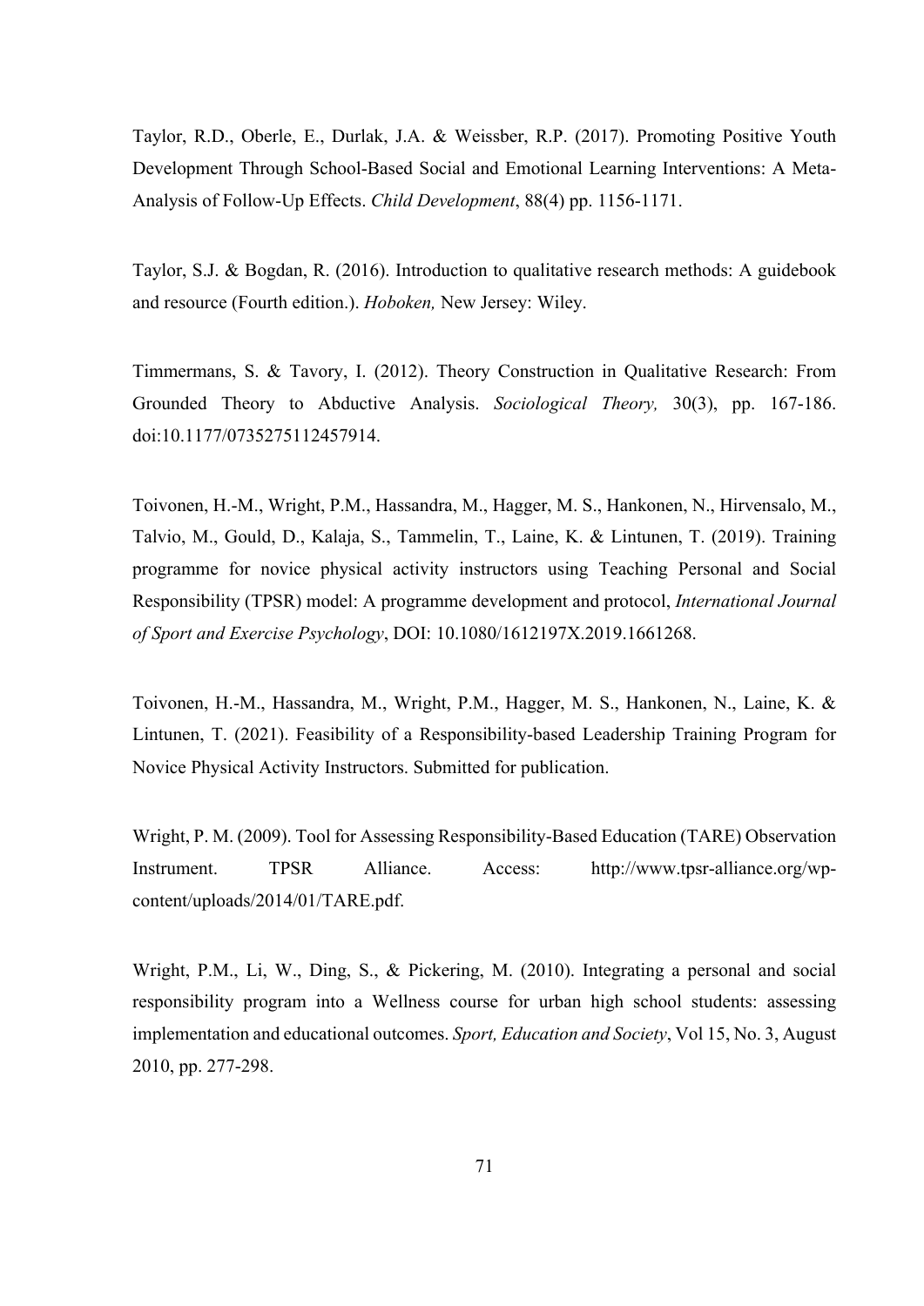Taylor, R.D., Oberle, E., Durlak, J.A. & Weissber, R.P. (2017). Promoting Positive Youth Development Through School-Based Social and Emotional Learning Interventions: A Meta-Analysis of Follow-Up Effects. *Child Development*, 88(4) pp. 1156-1171.

Taylor, S.J. & Bogdan, R. (2016). Introduction to qualitative research methods: A guidebook and resource (Fourth edition.). *Hoboken,* New Jersey: Wiley.

Timmermans, S. & Tavory, I. (2012). Theory Construction in Qualitative Research: From Grounded Theory to Abductive Analysis. *Sociological Theory,* 30(3), pp. 167-186. doi:10.1177/0735275112457914.

Toivonen, H.-M., Wright, P.M., Hassandra, M., Hagger, M. S., Hankonen, N., Hirvensalo, M., Talvio, M., Gould, D., Kalaja, S., Tammelin, T., Laine, K. & Lintunen, T. (2019). Training programme for novice physical activity instructors using Teaching Personal and Social Responsibility (TPSR) model: A programme development and protocol, *International Journal of Sport and Exercise Psychology*, DOI: 10.1080/1612197X.2019.1661268.

Toivonen, H.-M., Hassandra, M., Wright, P.M., Hagger, M. S., Hankonen, N., Laine, K. & Lintunen, T. (2021). Feasibility of a Responsibility-based Leadership Training Program for Novice Physical Activity Instructors. Submitted for publication.

Wright, P. M. (2009). Tool for Assessing Responsibility-Based Education (TARE) Observation Instrument. TPSR Alliance. Access: http://www.tpsr-alliance.org/wp-content/uploads/2014/01/TARE.pdf.

Wright, P.M., Li, W., Ding, S., & Pickering, M. (2010). Integrating a personal and social responsibility program into a Wellness course for urban high school students: assessing implementation and educational outcomes. *Sport, Education and Society*, Vol 15, No. 3, August 2010, pp. 277-298.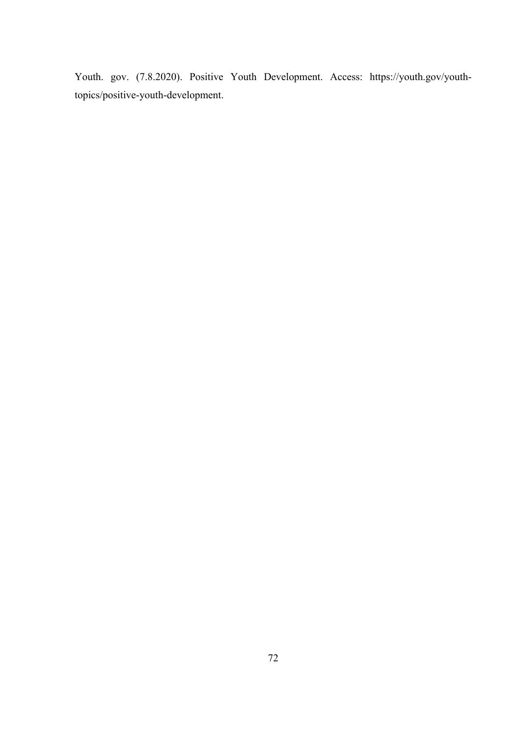Youth. gov. (7.8.2020). Positive Youth Development. Access: https://youth.gov/youth-topics/positive-youth-development.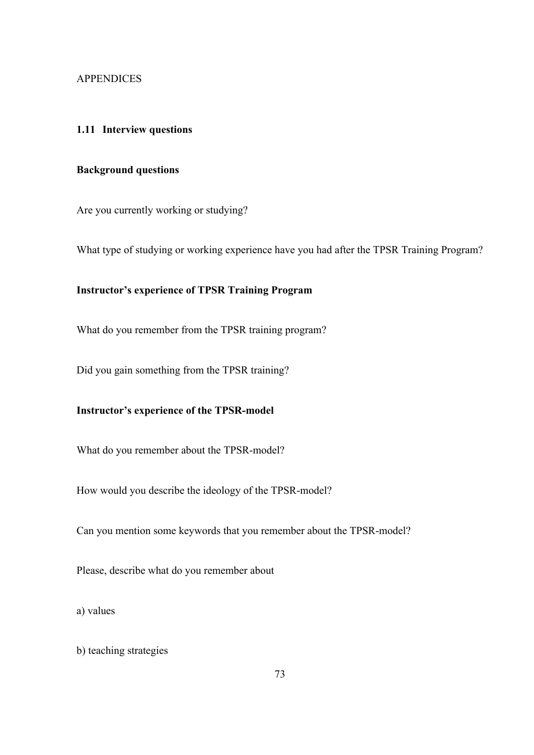APPENDICES

## 1.11 Interview questions

**Background questions**

Are you currently working or studying?

What type of studying or working experience have you had after the TPSR Training Program?

**Instructor's experience of TPSR Training Program**

What do you remember from the TPSR training program?

Did you gain something from the TPSR training?

**Instructor's experience of the TPSR-model**

What do you remember about the TPSR-model?

How would you describe the ideology of the TPSR-model?

Can you mention some keywords that you remember about the TPSR-model?

Please, describe what do you remember about

a) values

b) teaching strategies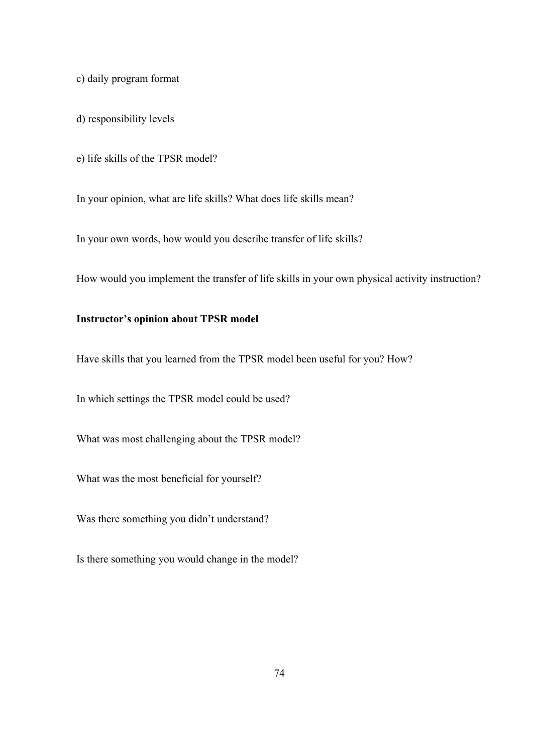c) daily program format

d) responsibility levels

e) life skills of the TPSR model?

In your opinion, what are life skills? What does life skills mean?

In your own words, how would you describe transfer of life skills?

How would you implement the transfer of life skills in your own physical activity instruction?

**Instructor's opinion about TPSR model**

Have skills that you learned from the TPSR model been useful for you? How?

In which settings the TPSR model could be used?

What was most challenging about the TPSR model?

What was the most beneficial for yourself?

Was there something you didn't understand?

Is there something you would change in the model?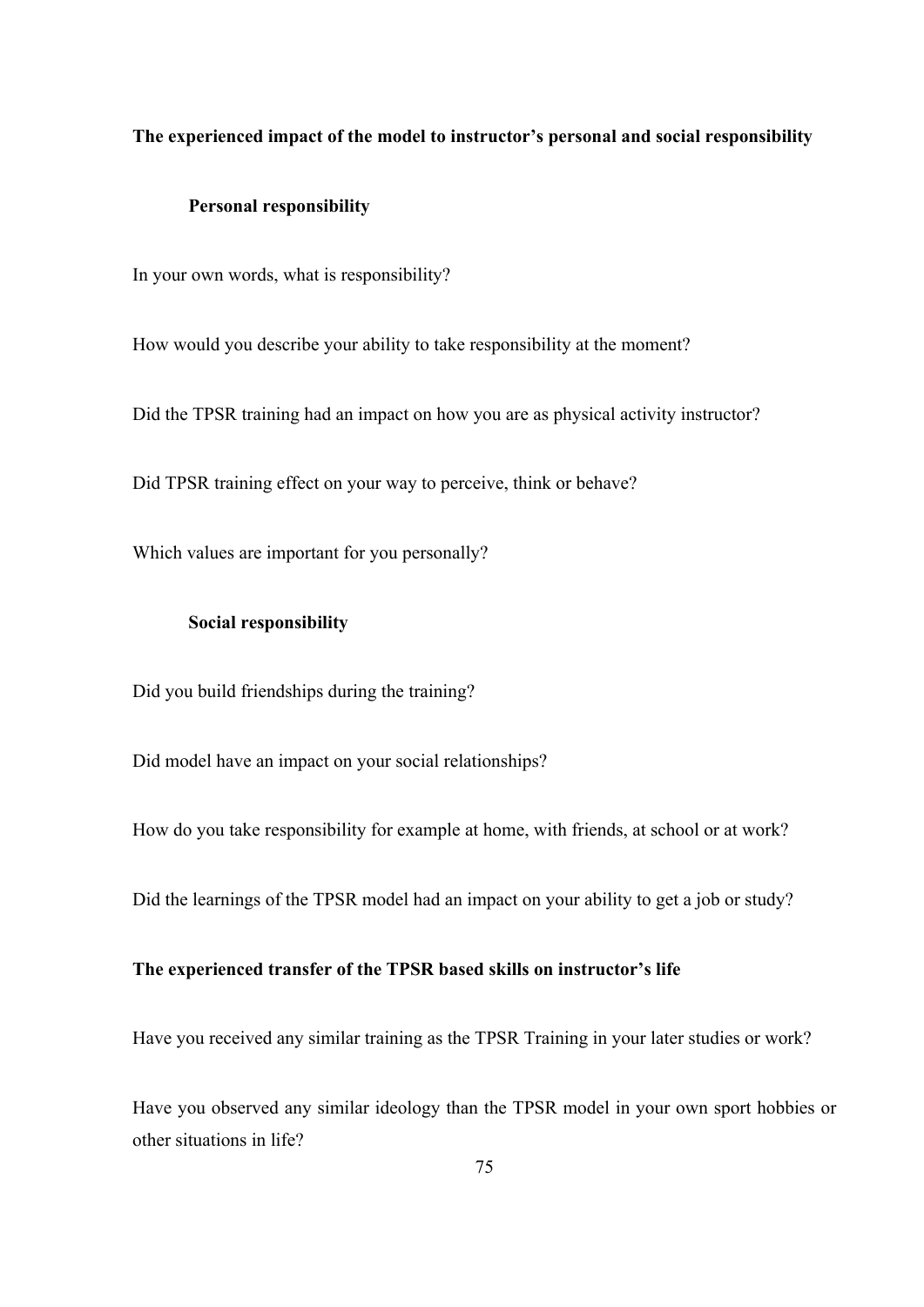**The experienced impact of the model to instructor's personal and social responsibility**

**Personal responsibility**

In your own words, what is responsibility?

How would you describe your ability to take responsibility at the moment?

Did the TPSR training had an impact on how you are as physical activity instructor?

Did TPSR training effect on your way to perceive, think or behave?

Which values are important for you personally?

**Social responsibility**

Did you build friendships during the training?

Did model have an impact on your social relationships?

How do you take responsibility for example at home, with friends, at school or at work?

Did the learnings of the TPSR model had an impact on your ability to get a job or study?

**The experienced transfer of the TPSR based skills on instructor's life**

Have you received any similar training as the TPSR Training in your later studies or work?

Have you observed any similar ideology than the TPSR model in your own sport hobbies or other situations in life?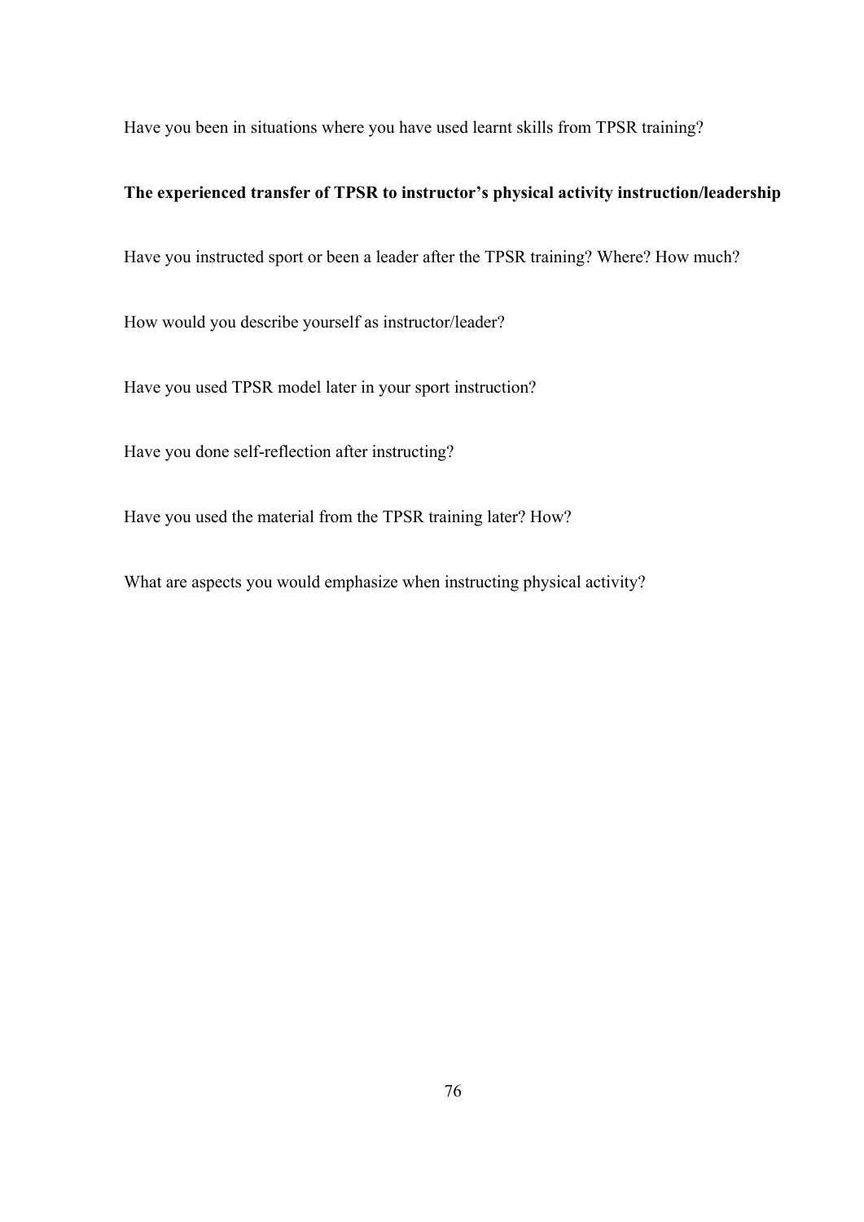Have you been in situations where you have used learnt skills from TPSR training?

**The experienced transfer of TPSR to instructor's physical activity instruction/leadership**

Have you instructed sport or been a leader after the TPSR training? Where? How much?

How would you describe yourself as instructor/leader?

Have you used TPSR model later in your sport instruction?

Have you done self-reflection after instructing?

Have you used the material from the TPSR training later? How?

What are aspects you would emphasize when instructing physical activity?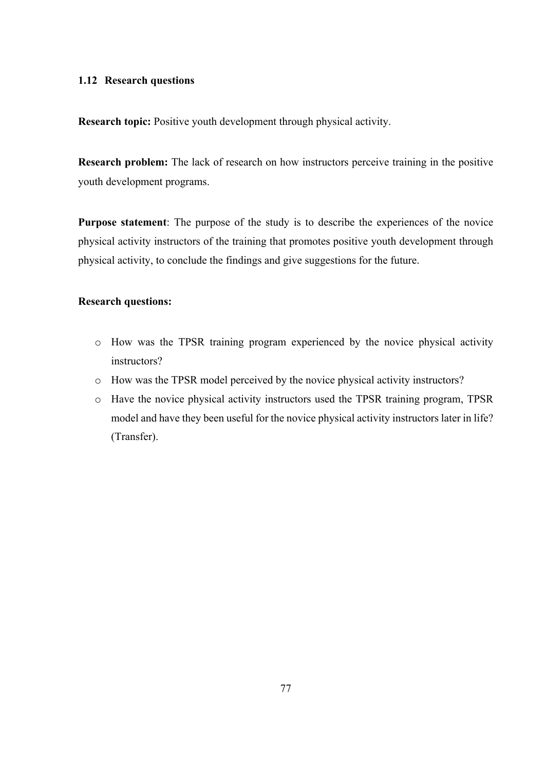### 1.12 Research questions

**Research topic:** Positive youth development through physical activity.

**Research problem:** The lack of research on how instructors perceive training in the positive youth development programs.

**Purpose statement**: The purpose of the study is to describe the experiences of the novice physical activity instructors of the training that promotes positive youth development through physical activity, to conclude the findings and give suggestions for the future.

**Research questions:**

- How was the TPSR training program experienced by the novice physical activity instructors?
- How was the TPSR model perceived by the novice physical activity instructors?
- Have the novice physical activity instructors used the TPSR training program, TPSR model and have they been useful for the novice physical activity instructors later in life? (Transfer).